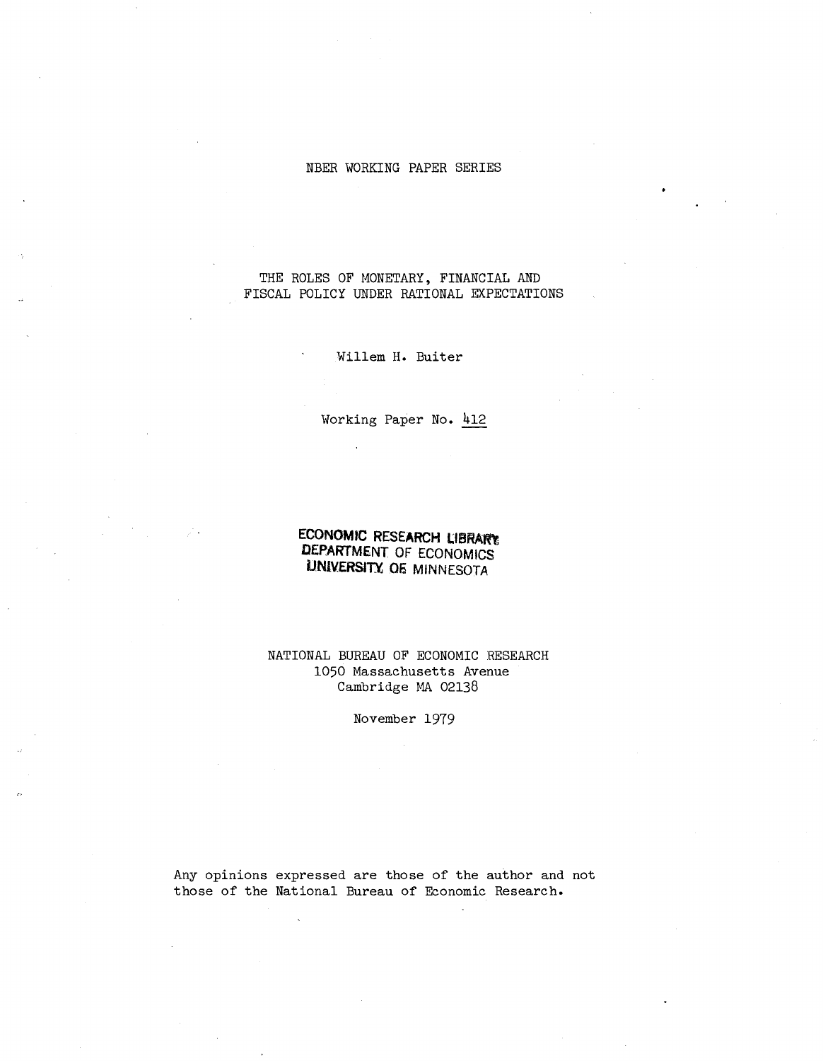NBER WORKING PAPER SERIES

# THE ROLES OF MONETARY, FINANCIAL AND FISCAL POLICY UNDER RATIONAL EXPECTATIONS

Willem H. Buiter

Working Paper No. 412

ECONOMIC RESEARCH LIBRARY
DEPARTMENT OF ECONOMICS
UNIVERSITY OF MINNESOTA

NATIONAL BUREAU OF ECONOMIC RESEARCH
1050 Massachusetts Avenue
Cambridge MA 02138

November 1979

Any opinions expressed are those of the author and not those of the National Bureau of Economic Research.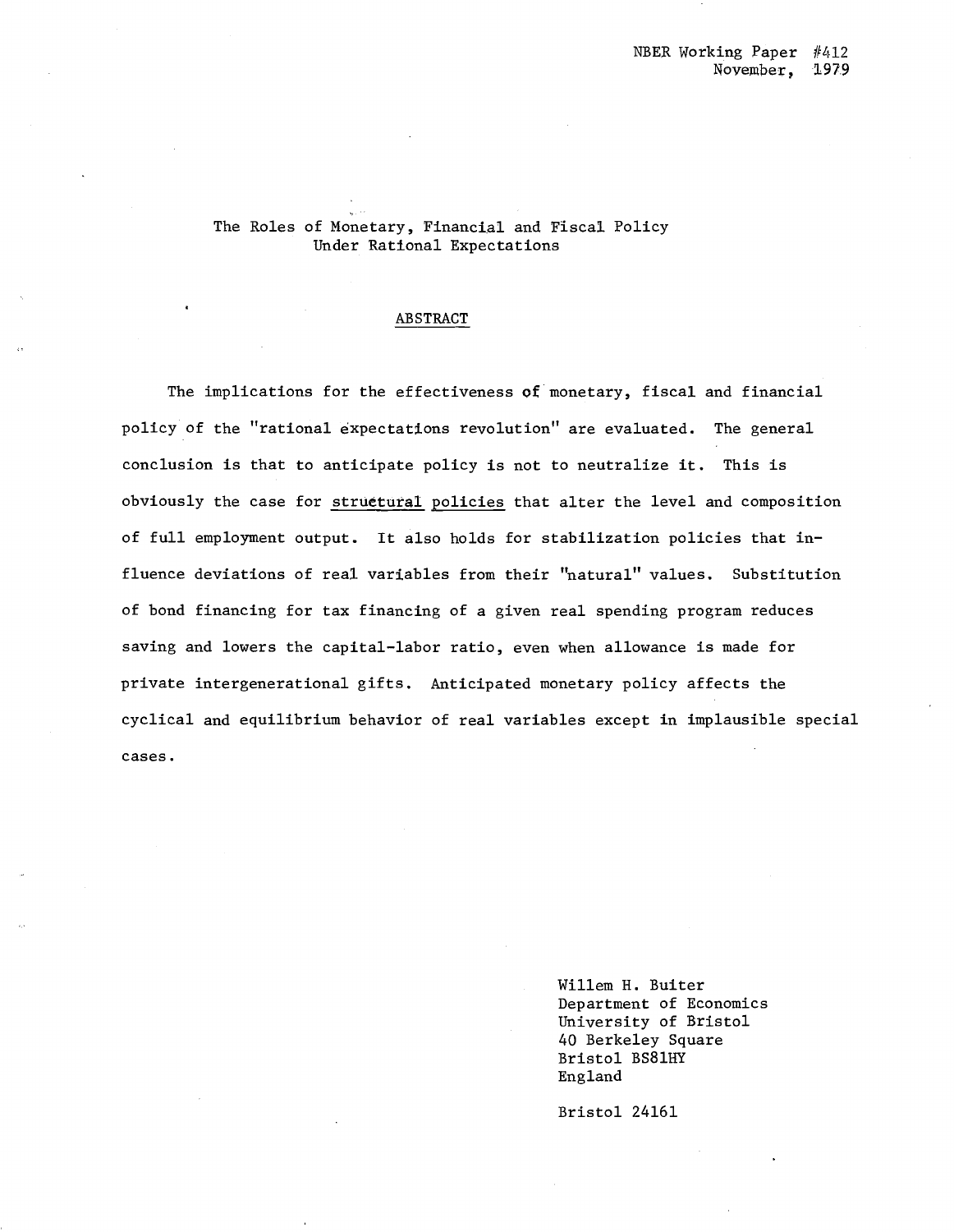NBER Working Paper #412
November, 1979

# The Roles of Monetary, Financial and Fiscal Policy Under Rational Expectations

## ABSTRACT

The implications for the effectiveness of monetary, fiscal and financial policy of the "rational expectations revolution" are evaluated. The general conclusion is that to anticipate policy is not to neutralize it. This is obviously the case for structural policies that alter the level and composition of full employment output. It also holds for stabilization policies that influence deviations of real variables from their "natural" values. Substitution of bond financing for tax financing of a given real spending program reduces saving and lowers the capital-labor ratio, even when allowance is made for private intergenerational gifts. Anticipated monetary policy affects the cyclical and equilibrium behavior of real variables except in implausible special cases.

Willem H. Buiter
Department of Economics
University of Bristol
40 Berkeley Square
Bristol BS81HY
England

Bristol 24161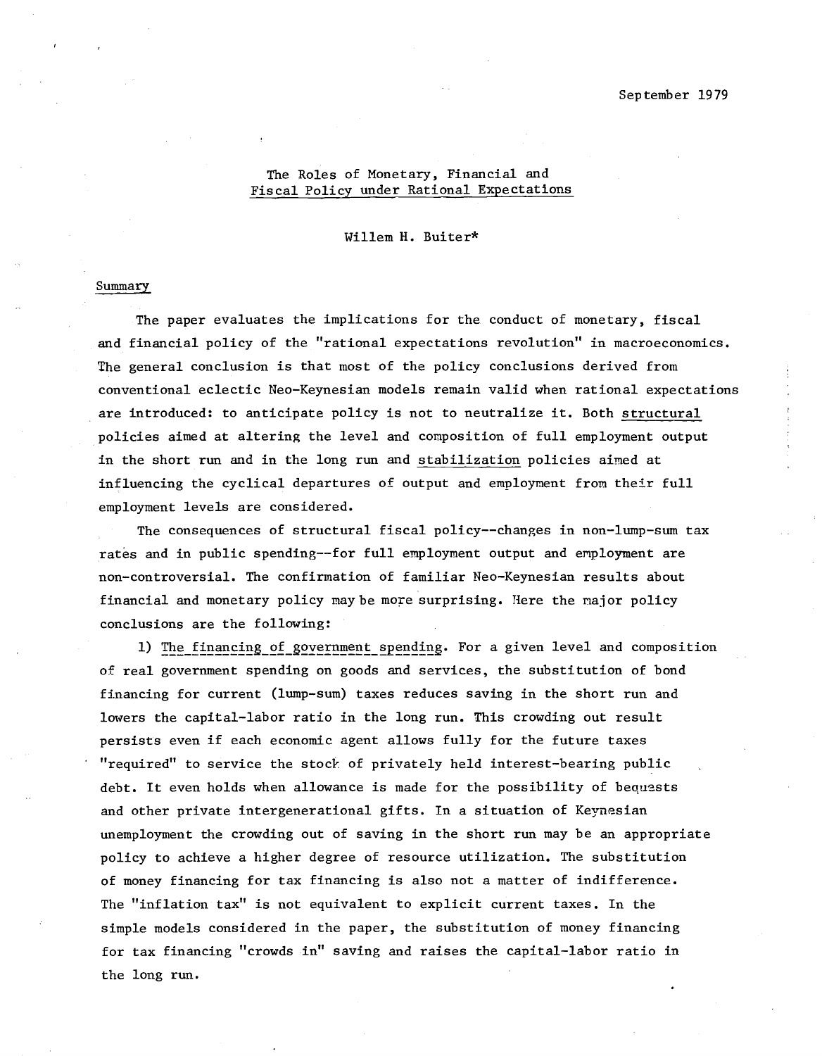September 1979

# The Roles of Monetary, Financial and Fiscal Policy under Rational Expectations

Willem H. Buiter*

## Summary

The paper evaluates the implications for the conduct of monetary, fiscal and financial policy of the "rational expectations revolution" in macroeconomics. The general conclusion is that most of the policy conclusions derived from conventional eclectic Neo-Keynesian models remain valid when rational expectations are introduced: to anticipate policy is not to neutralize it. Both structural policies aimed at altering the level and composition of full employment output in the short run and in the long run and stabilization policies aimed at influencing the cyclical departures of output and employment from their full employment levels are considered.

The consequences of structural fiscal policy--changes in non-lump-sum tax rates and in public spending--for full employment output and employment are non-controversial. The confirmation of familiar Neo-Keynesian results about financial and monetary policy may be more surprising. Here the major policy conclusions are the following:

1) The financing of government spending. For a given level and composition of real government spending on goods and services, the substitution of bond financing for current (lump-sum) taxes reduces saving in the short run and lowers the capital-labor ratio in the long run. This crowding out result persists even if each economic agent allows fully for the future taxes "required" to service the stock of privately held interest-bearing public debt. It even holds when allowance is made for the possibility of bequests and other private intergenerational gifts. In a situation of Keynesian unemployment the crowding out of saving in the short run may be an appropriate policy to achieve a higher degree of resource utilization. The substitution of money financing for tax financing is also not a matter of indifference. The "inflation tax" is not equivalent to explicit current taxes. In the simple models considered in the paper, the substitution of money financing for tax financing "crowds in" saving and raises the capital-labor ratio in the long run.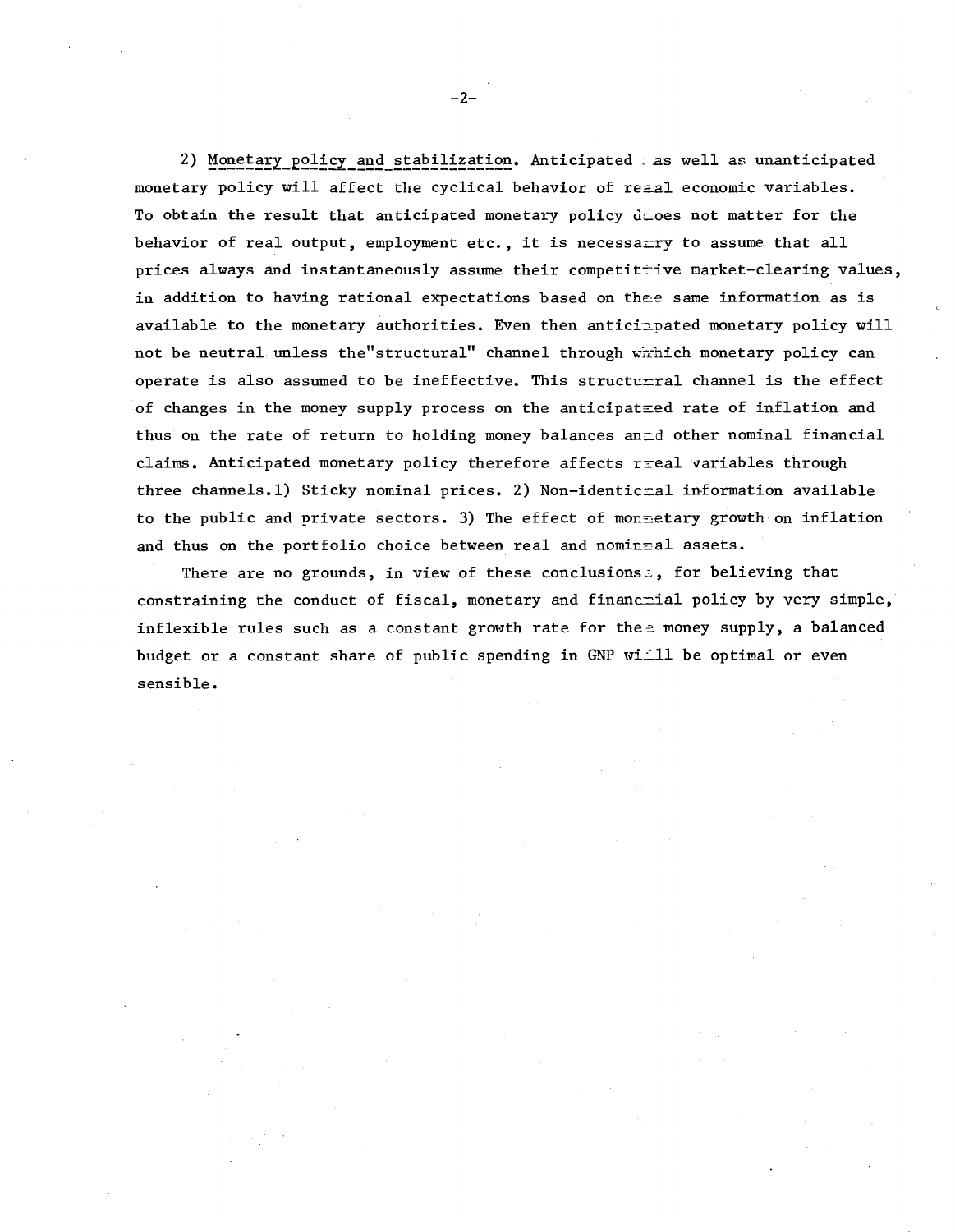2) Monetary policy and stabilization. Anticipated as well as unanticipated monetary policy will affect the cyclical behavior of real economic variables. To obtain the result that anticipated monetary policy does not matter for the behavior of real output, employment etc., it is necessary to assume that all prices always and instantaneously assume their competitive market-clearing values, in addition to having rational expectations based on the same information as is available to the monetary authorities. Even then anticipated monetary policy will not be neutral unless the "structural" channel through which monetary policy can operate is also assumed to be ineffective. This structural channel is the effect of changes in the money supply process on the anticipated rate of inflation and thus on the rate of return to holding money balances and other nominal financial claims. Anticipated monetary policy therefore affects real variables through three channels. 1) Sticky nominal prices. 2) Non-identical information available to the public and private sectors. 3) The effect of monetary growth on inflation and thus on the portfolio choice between real and nominal assets.

There are no grounds, in view of these conclusions, for believing that constraining the conduct of fiscal, monetary and financial policy by very simple, inflexible rules such as a constant growth rate for the money supply, a balanced budget or a constant share of public spending in GNP will be optimal or even sensible.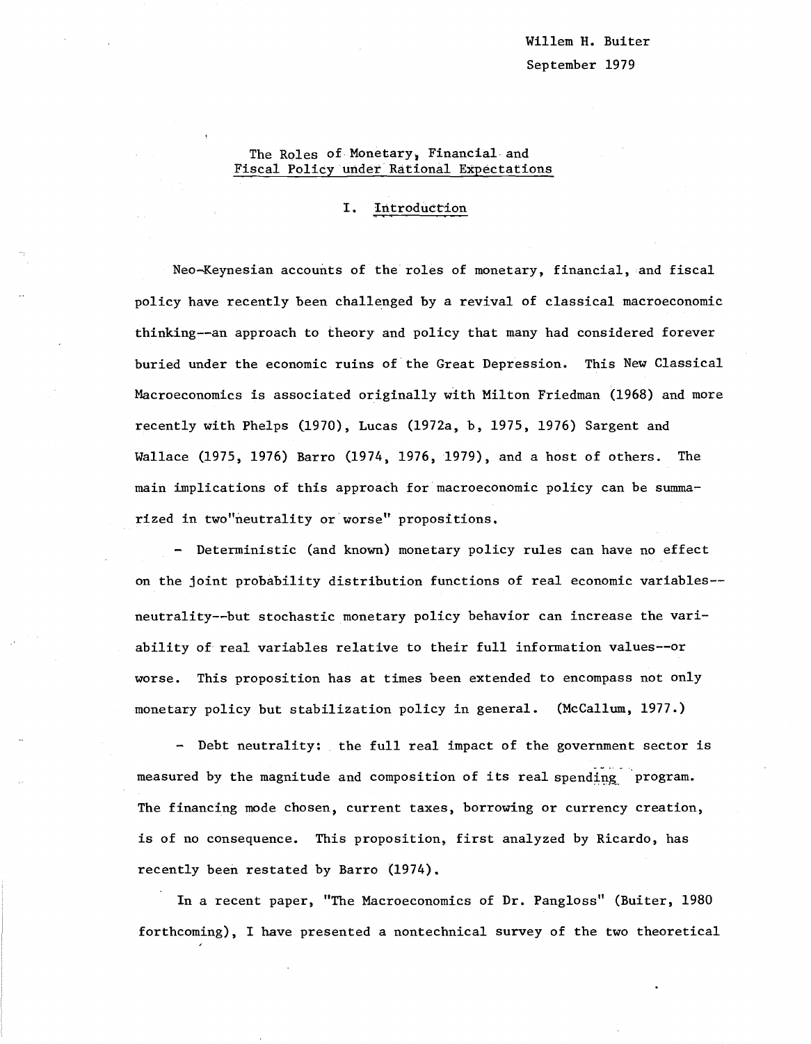Willem H. Buiter
September 1979

# The Roles of Monetary, Financial and Fiscal Policy under Rational Expectations

## I. Introduction

Neo-Keynesian accounts of the roles of monetary, financial, and fiscal policy have recently been challenged by a revival of classical macroeconomic thinking--an approach to theory and policy that many had considered forever buried under the economic ruins of the Great Depression. This New Classical Macroeconomics is associated originally with Milton Friedman (1968) and more recently with Phelps (1970), Lucas (1972a, b, 1975, 1976) Sargent and Wallace (1975, 1976) Barro (1974, 1976, 1979), and a host of others. The main implications of this approach for macroeconomic policy can be summarized in two "neutrality or worse" propositions.

- Deterministic (and known) monetary policy rules can have no effect on the joint probability distribution functions of real economic variables--neutrality--but stochastic monetary policy behavior can increase the variability of real variables relative to their full information values--or worse. This proposition has at times been extended to encompass not only monetary policy but stabilization policy in general. (McCallum, 1977.)

- Debt neutrality: the full real impact of the government sector is measured by the magnitude and composition of its real spending program. The financing mode chosen, current taxes, borrowing or currency creation, is of no consequence. This proposition, first analyzed by Ricardo, has recently been restated by Barro (1974).

In a recent paper, "The Macroeconomics of Dr. Pangloss" (Buiter, 1980 forthcoming), I have presented a nontechnical survey of the two theoretical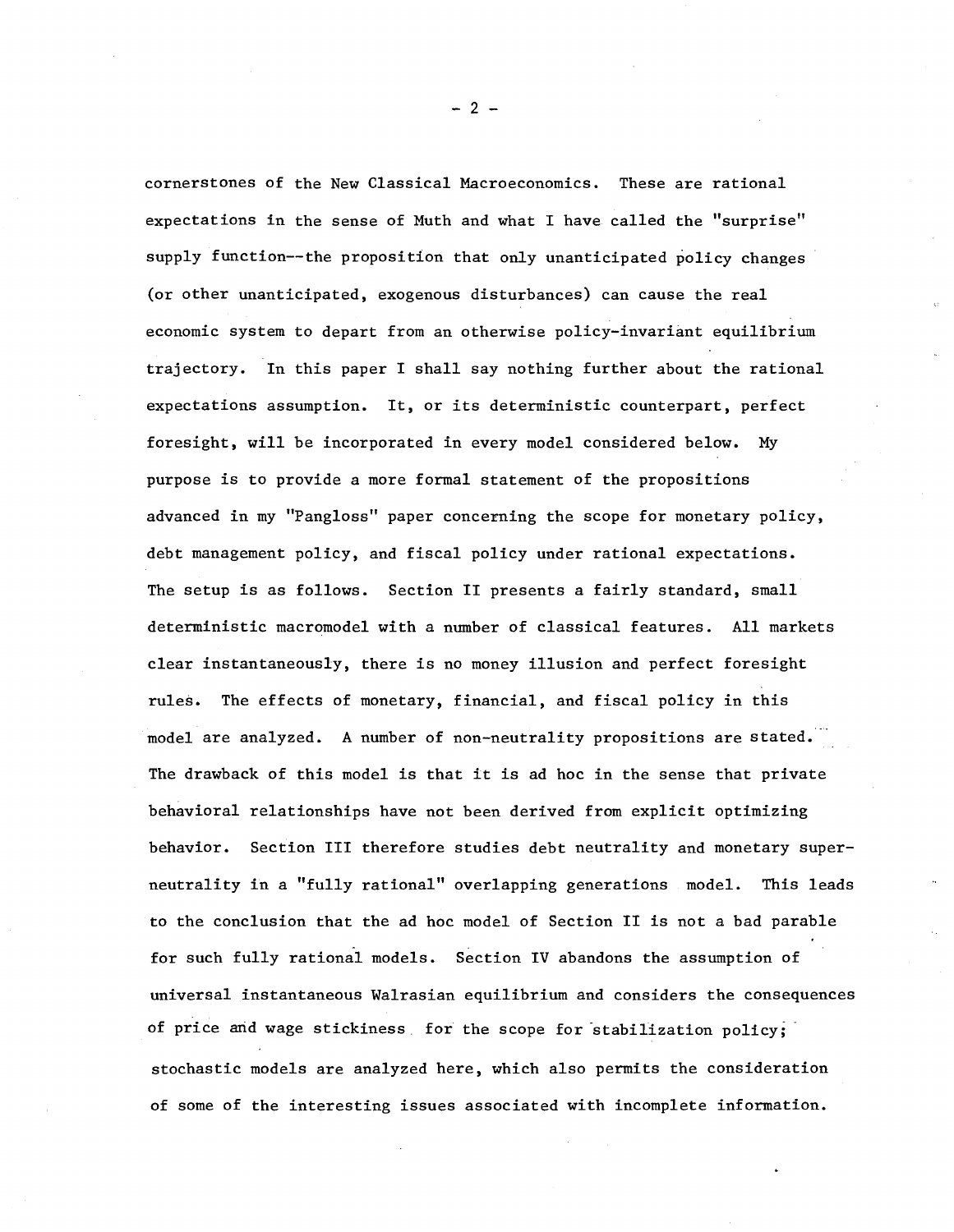cornerstones of the New Classical Macroeconomics. These are rational expectations in the sense of Muth and what I have called the "surprise" supply function--the proposition that only unanticipated policy changes (or other unanticipated, exogenous disturbances) can cause the real economic system to depart from an otherwise policy-invariant equilibrium trajectory. In this paper I shall say nothing further about the rational expectations assumption. It, or its deterministic counterpart, perfect foresight, will be incorporated in every model considered below. My purpose is to provide a more formal statement of the propositions advanced in my "Pangloss" paper concerning the scope for monetary policy, debt management policy, and fiscal policy under rational expectations. The setup is as follows. Section II presents a fairly standard, small deterministic macromodel with a number of classical features. All markets clear instantaneously, there is no money illusion and perfect foresight rules. The effects of monetary, financial, and fiscal policy in this model are analyzed. A number of non-neutrality propositions are stated. The drawback of this model is that it is ad hoc in the sense that private behavioral relationships have not been derived from explicit optimizing behavior. Section III therefore studies debt neutrality and monetary super-neutrality in a "fully rational" overlapping generations model. This leads to the conclusion that the ad hoc model of Section II is not a bad parable for such fully rational models. Section IV abandons the assumption of universal instantaneous Walrasian equilibrium and considers the consequences of price and wage stickiness for the scope for stabilization policy; stochastic models are analyzed here, which also permits the consideration of some of the interesting issues associated with incomplete information.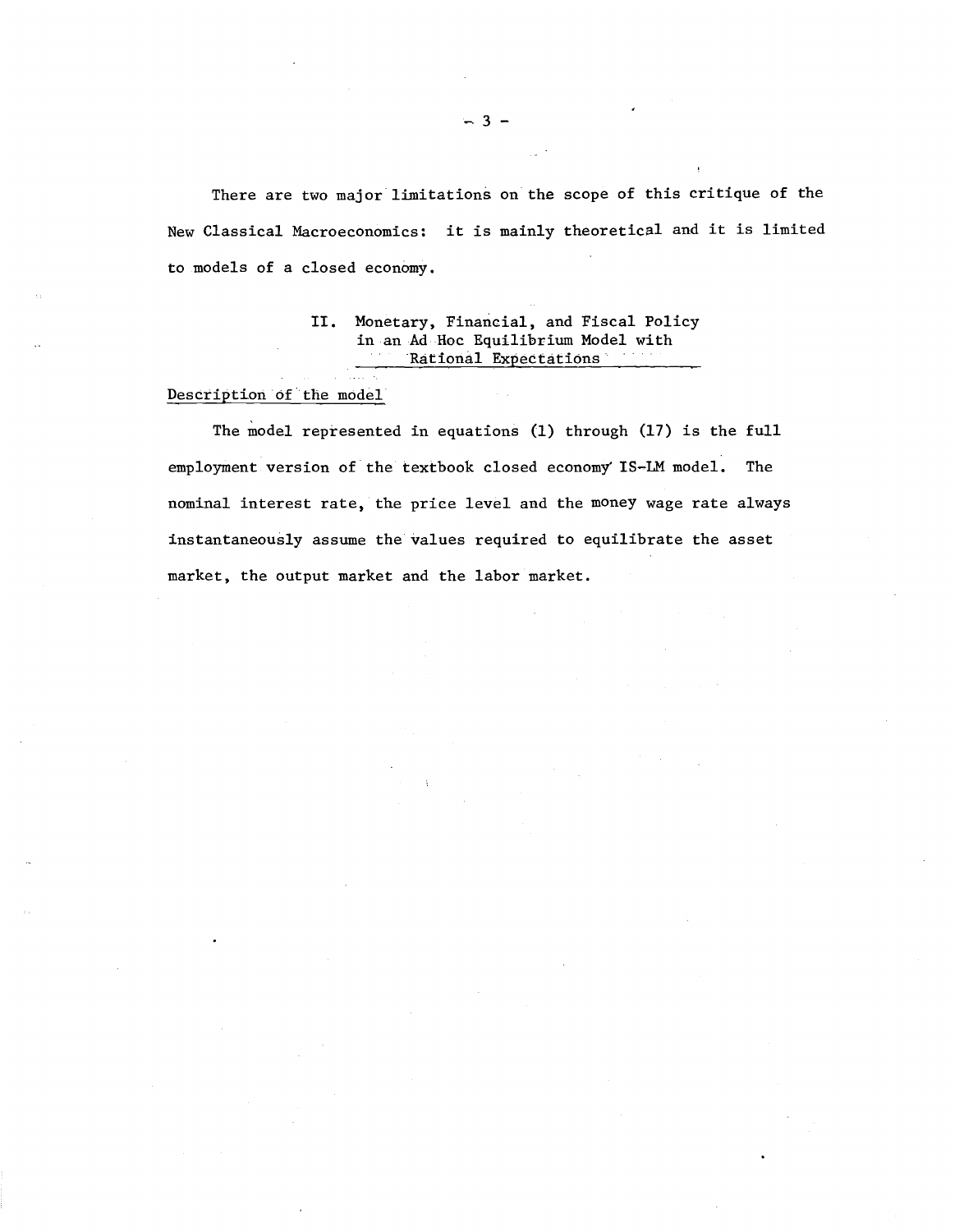There are two major limitations on the scope of this critique of the New Classical Macroeconomics: it is mainly theoretical and it is limited to models of a closed economy.

## II. Monetary, Financial, and Fiscal Policy in an Ad Hoc Equilibrium Model with Rational Expectations

### Description of the model

The model represented in equations (1) through (17) is the full employment version of the textbook closed economy IS-LM model. The nominal interest rate, the price level and the money wage rate always instantaneously assume the values required to equilibrate the asset market, the output market and the labor market.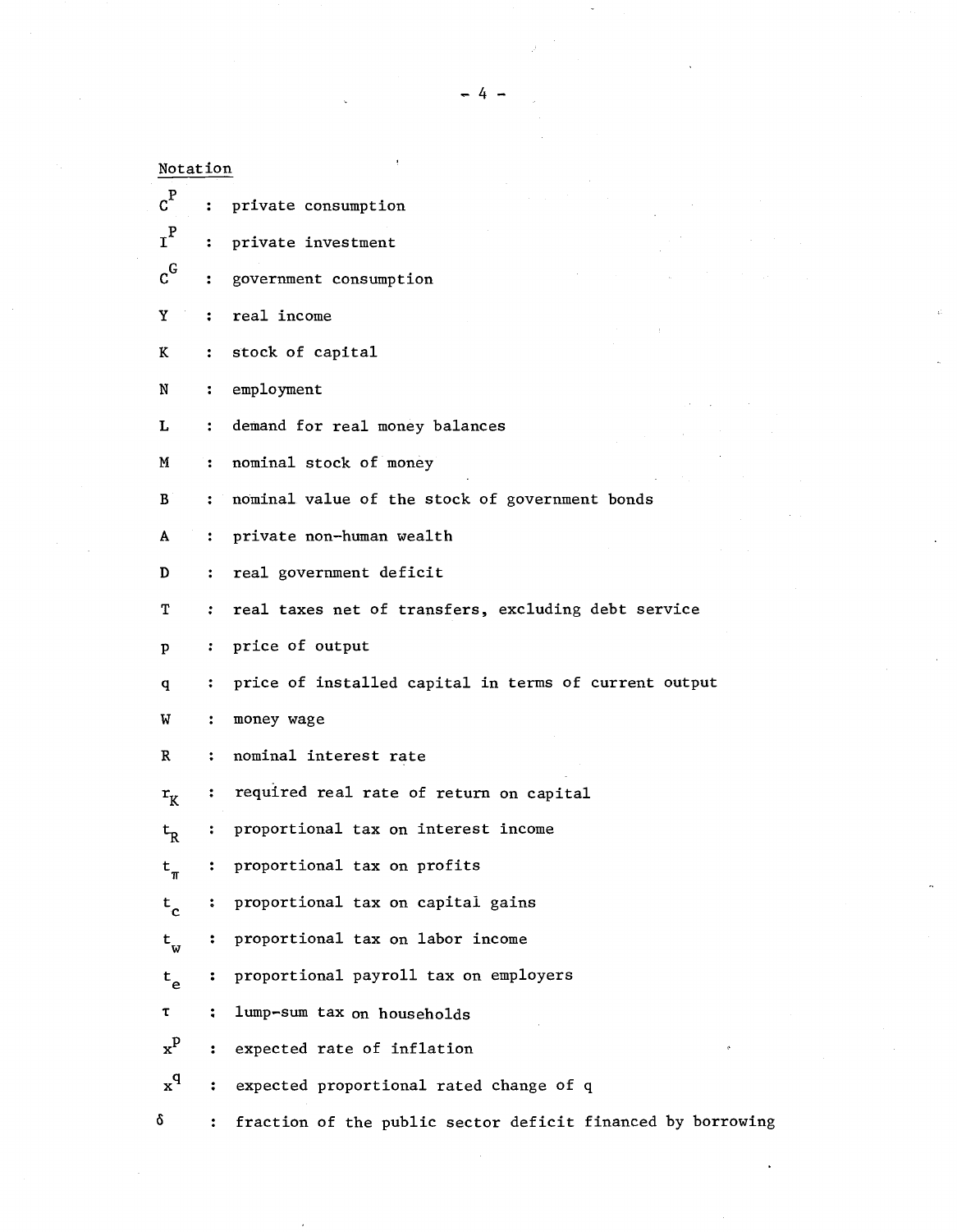Notation

$C^P$ : private consumption

$I^P$ : private investment

$C^G$ : government consumption

$Y$ : real income

$K$ : stock of capital

$N$ : employment

$L$ : demand for real money balances

$M$ : nominal stock of money

$B$ : nominal value of the stock of government bonds

$A$ : private non-human wealth

$D$ : real government deficit

$T$ : real taxes net of transfers, excluding debt service

$p$ : price of output

$q$ : price of installed capital in terms of current output

$W$ : money wage

$R$ : nominal interest rate

$r_K$ : required real rate of return on capital

$t_R$ : proportional tax on interest income

$t_\pi$ : proportional tax on profits

$t_c$ : proportional tax on capital gains

$t_w$ : proportional tax on labor income

$t_e$ : proportional payroll tax on employers

$\tau$ : lump-sum tax on households

$x^p$ : expected rate of inflation

$x^q$ : expected proportional rated change of q

$\delta$ : fraction of the public sector deficit financed by borrowing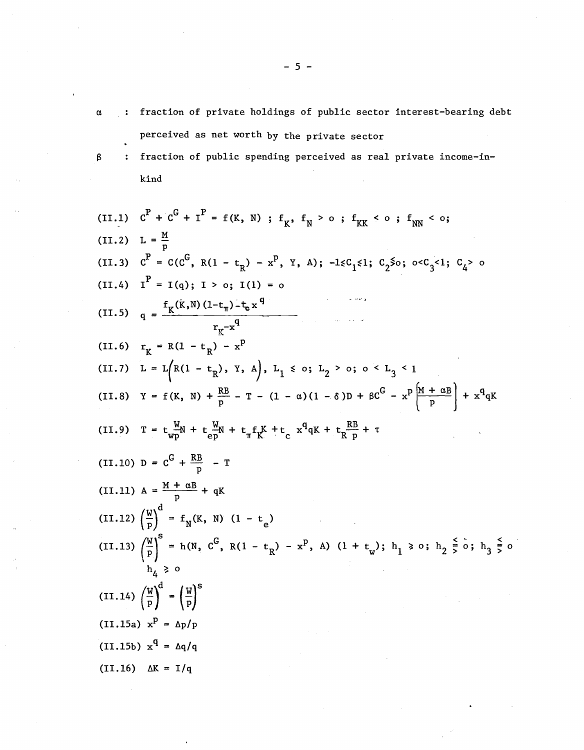$\alpha$ : fraction of private holdings of public sector interest-bearing debt perceived as net worth by the private sector

$\beta$ : fraction of public spending perceived as real private income-in-kind

(II.1) $C^P + C^G + I^P = f(K, N)$ ; $f_K, f_N > o$ ; $f_{KK} < o$ ; $f_{NN} < o$;

(II.2) $L = \frac{M}{p}$

(II.3) $C^P = C(C^G, R(1 - t_R) - x^P, Y, A)$; $-1 \leq C_1 \leq 1$; $C_2 \gtrless o$; $o < C_3 < 1$; $C_4 > o$

(II.4) $I^P = I(q)$; $I > o$; $I(1) = o$

(II.5) $q = \dfrac{f_K(K,N)(1-t_\pi) - t_c x^q}{r_K - x^q}$

(II.6) $r_K = R(1 - t_R) - x^P$

(II.7) $L = L\left(R(1 - t_R), Y, A\right)$, $L_1 \leq o$; $L_2 > o$; $o < L_3 < 1$

(II.8) $Y = f(K, N) + \frac{RB}{p} - T - (1 - \alpha)(1 - \delta)D + \beta C^G - x^P \left[\frac{M + \alpha B}{p}\right] + x^q qK$

(II.9) $T = t_w \frac{W}{p} N + t_e \frac{W}{p} N + t_\pi f_K K + t_c x^q qK + t_R \frac{RB}{p} + \tau$

(II.10) $D = C^G + \frac{RB}{p} - T$

(II.11) $A = \frac{M + \alpha B}{p} + qK$

(II.12) $\left(\frac{W}{p}\right)^d = f_N(K, N)(1 - t_e)$

(II.13) $\left(\frac{W}{p}\right)^s = h(N, C^G, R(1 - t_R) - x^P, A)(1 + t_w)$; $h_1 \geq o$; $h_2 \lesseqgtr o$; $h_3 \lesseqgtr o$

$h_4 \geq o$

(II.14) $\left(\frac{W}{p}\right)^d = \left(\frac{W}{p}\right)^s$

(II.15a) $x^P = \Delta p/p$

(II.15b) $x^q = \Delta q/q$

(II.16) $\Delta K = I/q$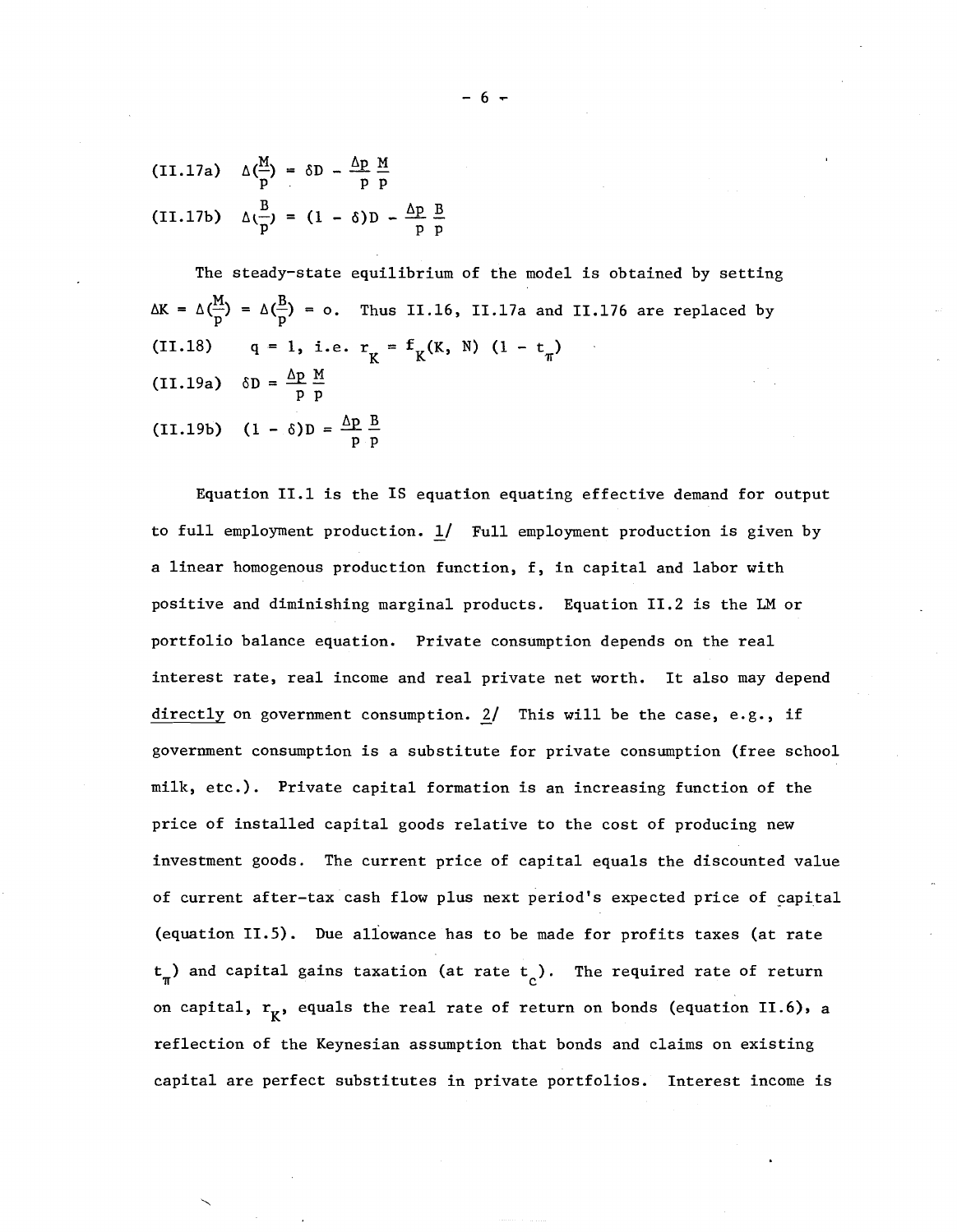$$\text{(II.17a)} \quad \Delta\left(\frac{M}{p}\right) = \delta D - \frac{\Delta p}{p}\frac{M}{p}$$

$$\text{(II.17b)} \quad \Delta\left(\frac{B}{p}\right) = (1 - \delta)D - \frac{\Delta p}{p}\frac{B}{p}$$

The steady-state equilibrium of the model is obtained by setting $\Delta K = \Delta(\frac{M}{p}) = \Delta(\frac{B}{p}) = o$. Thus II.16, II.17a and II.176 are replaced by

$$\text{(II.18)} \quad q = 1, \text{ i.e. } r_K = f_K(K, N)(1 - t_\pi)$$

$$\text{(II.19a)} \quad \delta D = \frac{\Delta p}{p}\frac{M}{p}$$

$$\text{(II.19b)} \quad (1 - \delta)D = \frac{\Delta p}{p}\frac{B}{p}$$

Equation II.1 is the IS equation equating effective demand for output to full employment production. 1/ Full employment production is given by a linear homogenous production function, f, in capital and labor with positive and diminishing marginal products. Equation II.2 is the LM or portfolio balance equation. Private consumption depends on the real interest rate, real income and real private net worth. It also may depend directly on government consumption. 2/ This will be the case, e.g., if government consumption is a substitute for private consumption (free school milk, etc.). Private capital formation is an increasing function of the price of installed capital goods relative to the cost of producing new investment goods. The current price of capital equals the discounted value of current after-tax cash flow plus next period's expected price of capital (equation II.5). Due allowance has to be made for profits taxes (at rate $t_\pi$) and capital gains taxation (at rate $t_c$). The required rate of return on capital, $r_K$, equals the real rate of return on bonds (equation II.6), a reflection of the Keynesian assumption that bonds and claims on existing capital are perfect substitutes in private portfolios. Interest income is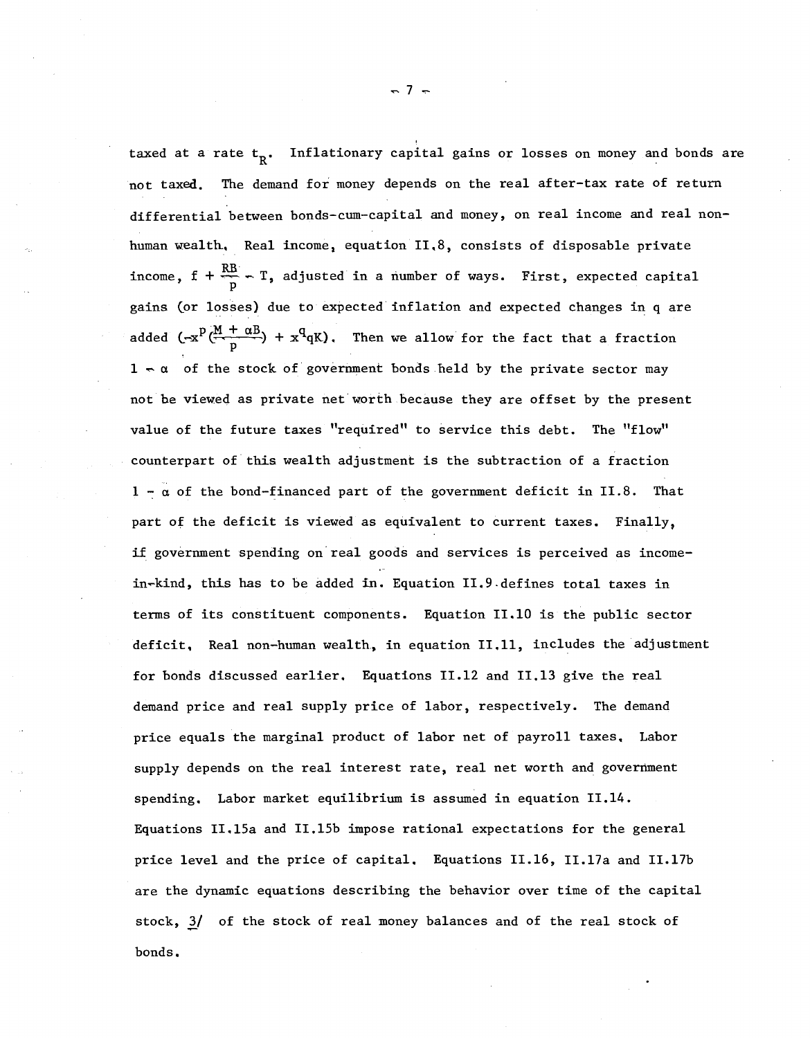taxed at a rate $t_R$. Inflationary capital gains or losses on money and bonds are not taxed. The demand for money depends on the real after-tax rate of return differential between bonds-cum-capital and money, on real income and real non-human wealth. Real income, equation II.8, consists of disposable private income, $f + \frac{RB}{p} - T$, adjusted in a number of ways. First, expected capital gains (or losses) due to expected inflation and expected changes in q are added $(-x^p(\frac{M + \alpha B}{p}) + x^q qK)$. Then we allow for the fact that a fraction $1 - \alpha$ of the stock of government bonds held by the private sector may not be viewed as private net worth because they are offset by the present value of the future taxes "required" to service this debt. The "flow" counterpart of this wealth adjustment is the subtraction of a fraction $1 - \alpha$ of the bond-financed part of the government deficit in II.8. That part of the deficit is viewed as equivalent to current taxes. Finally, if government spending on real goods and services is perceived as income-in-kind, this has to be added in. Equation II.9 defines total taxes in terms of its constituent components. Equation II.10 is the public sector deficit. Real non-human wealth, in equation II.11, includes the adjustment for bonds discussed earlier. Equations II.12 and II.13 give the real demand price and real supply price of labor, respectively. The demand price equals the marginal product of labor net of payroll taxes. Labor supply depends on the real interest rate, real net worth and government spending. Labor market equilibrium is assumed in equation II.14. Equations II.15a and II.15b impose rational expectations for the general price level and the price of capital. Equations II.16, II.17a and II.17b are the dynamic equations describing the behavior over time of the capital stock, [3/] of the stock of real money balances and of the real stock of bonds.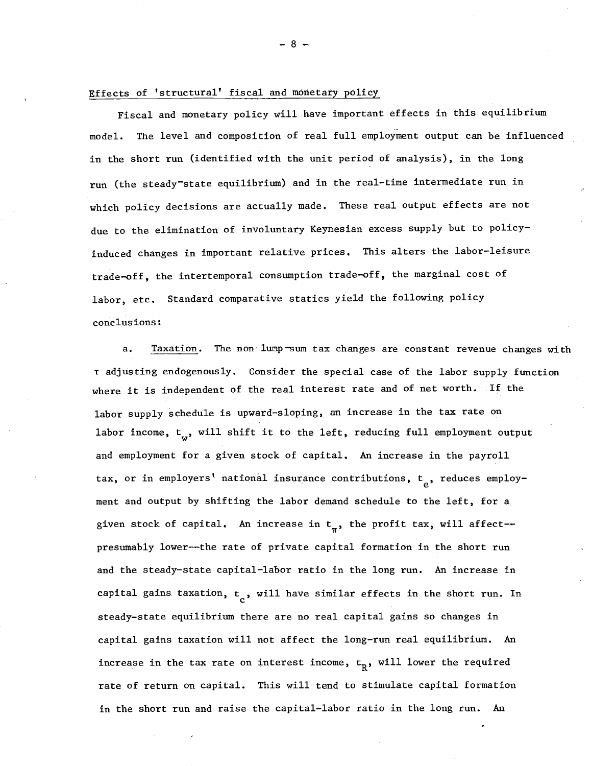## Effects of 'structural' fiscal and monetary policy

Fiscal and monetary policy will have important effects in this equilibrium model. The level and composition of real full employment output can be influenced in the short run (identified with the unit period of analysis), in the long run (the steady-state equilibrium) and in the real-time intermediate run in which policy decisions are actually made. These real output effects are not due to the elimination of involuntary Keynesian excess supply but to policy-induced changes in important relative prices. This alters the labor-leisure trade-off, the intertemporal consumption trade-off, the marginal cost of labor, etc. Standard comparative statics yield the following policy conclusions:

a. Taxation. The non lump-sum tax changes are constant revenue changes with $\tau$ adjusting endogenously. Consider the special case of the labor supply function where it is independent of the real interest rate and of net worth. If the labor supply schedule is upward-sloping, an increase in the tax rate on labor income, $t_w$, will shift it to the left, reducing full employment output and employment for a given stock of capital. An increase in the payroll tax, or in employers' national insurance contributions, $t_e$, reduces employment and output by shifting the labor demand schedule to the left, for a given stock of capital. An increase in $t_\pi$, the profit tax, will affect--presumably lower--the rate of private capital formation in the short run and the steady-state capital-labor ratio in the long run. An increase in capital gains taxation, $t_c$, will have similar effects in the short run. In steady-state equilibrium there are no real capital gains so changes in capital gains taxation will not affect the long-run real equilibrium. An increase in the tax rate on interest income, $t_R$, will lower the required rate of return on capital. This will tend to stimulate capital formation in the short run and raise the capital-labor ratio in the long run. An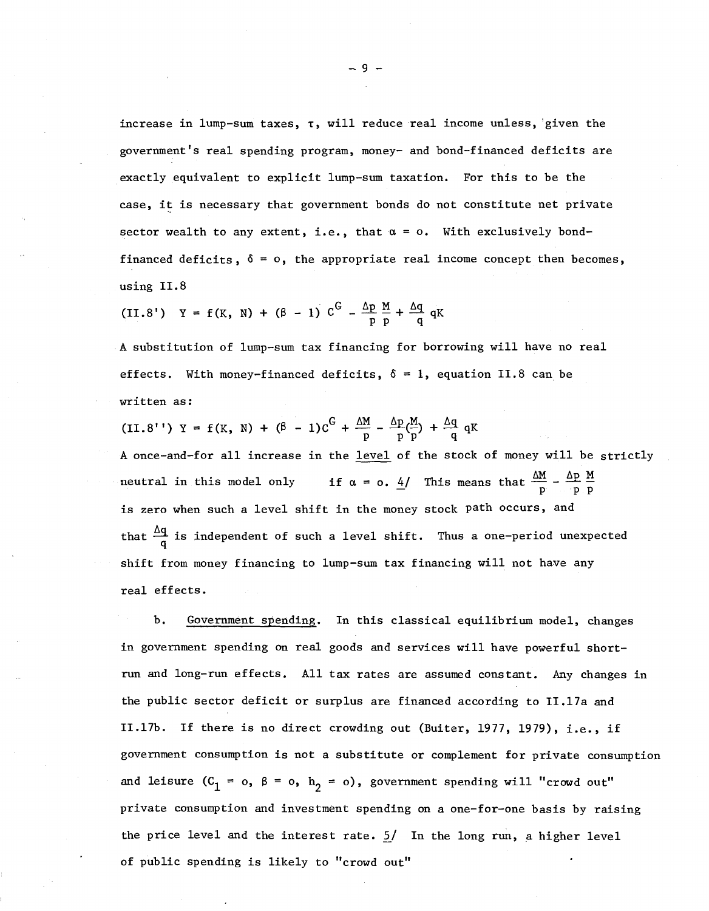increase in lump-sum taxes, $\tau$, will reduce real income unless, given the government's real spending program, money- and bond-financed deficits are exactly equivalent to explicit lump-sum taxation. For this to be the case, it is necessary that government bonds do not constitute net private sector wealth to any extent, i.e., that $\alpha = o$. With exclusively bond-financed deficits, $\delta = o$, the appropriate real income concept then becomes, using II.8

$$\text{(II.8')} \quad Y = f(K, N) + (\beta - 1)\, C^G - \frac{\Delta p}{p}\frac{M}{p} + \frac{\Delta q}{q}\, qK$$

A substitution of lump-sum tax financing for borrowing will have no real effects. With money-financed deficits, $\delta = 1$, equation II.8 can be written as:

$$\text{(II.8'')} \quad Y = f(K, N) + (\beta - 1)C^G + \frac{\Delta M}{p} - \frac{\Delta p}{p}\left(\frac{M}{p}\right) + \frac{\Delta q}{q}\, qK$$

A once-and-for all increase in the level of the stock of money will be strictly neutral in this model only if $\alpha = o$. 4/ This means that $\frac{\Delta M}{p} - \frac{\Delta p}{p}\frac{M}{p}$ is zero when such a level shift in the money stock path occurs, and that $\frac{\Delta q}{q}$ is independent of such a level shift. Thus a one-period unexpected shift from money financing to lump-sum tax financing will not have any real effects.

b. Government spending. In this classical equilibrium model, changes in government spending on real goods and services will have powerful short-run and long-run effects. All tax rates are assumed constant. Any changes in the public sector deficit or surplus are financed according to II.17a and II.17b. If there is no direct crowding out (Buiter, 1977, 1979), i.e., if government consumption is not a substitute or complement for private consumption and leisure ($C_1 = o$, $\beta = o$, $h_2 = o$), government spending will "crowd out" private consumption and investment spending on a one-for-one basis by raising the price level and the interest rate. 5/ In the long run, a higher level of public spending is likely to "crowd out"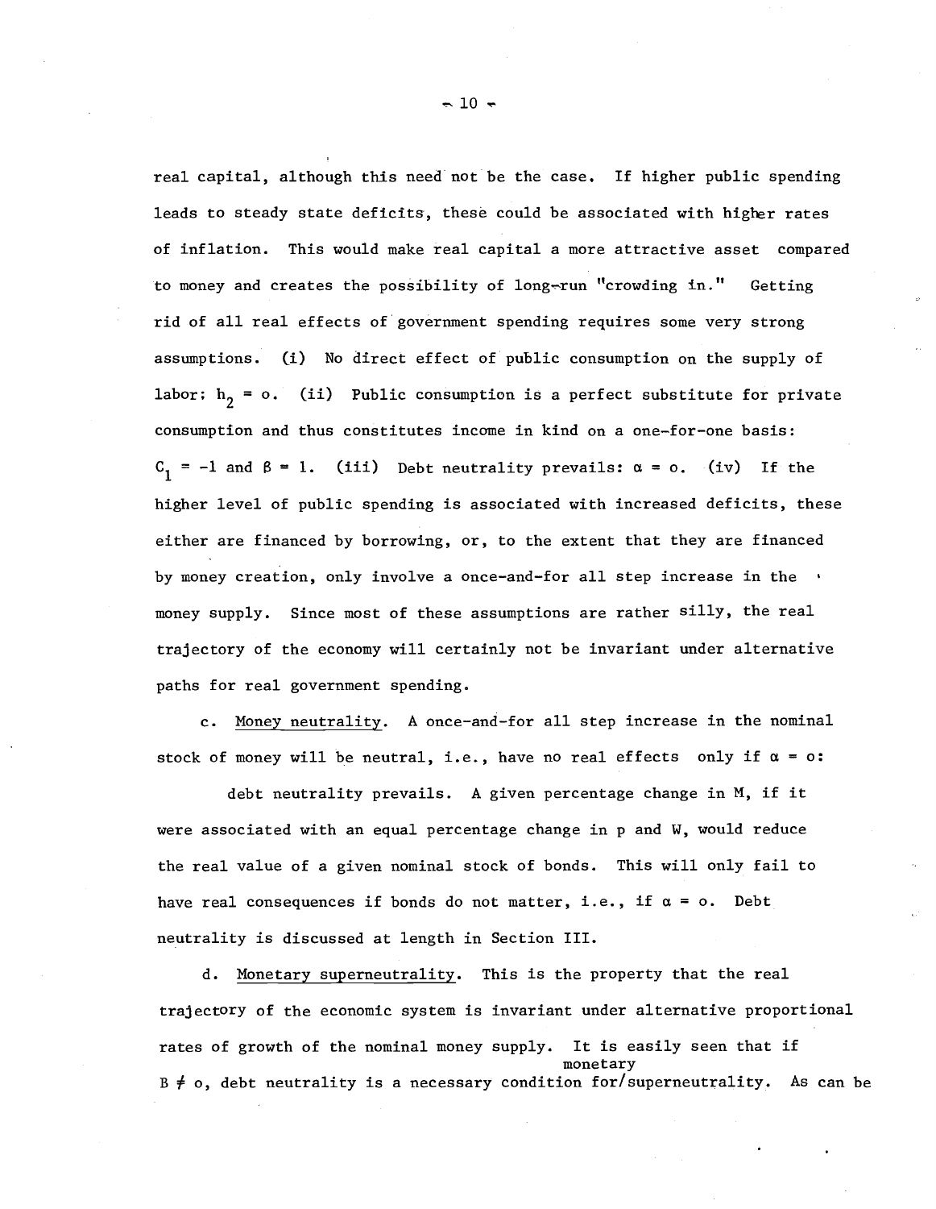real capital, although this need not be the case. If higher public spending leads to steady state deficits, these could be associated with higher rates of inflation. This would make real capital a more attractive asset compared to money and creates the possibility of long-run "crowding in." Getting rid of all real effects of government spending requires some very strong assumptions. (i) No direct effect of public consumption on the supply of labor: $h_2 = o$. (ii) Public consumption is a perfect substitute for private consumption and thus constitutes income in kind on a one-for-one basis: $C_1 = -1$ and $\beta = 1$. (iii) Debt neutrality prevails: $\alpha = o$. (iv) If the higher level of public spending is associated with increased deficits, these either are financed by borrowing, or, to the extent that they are financed by money creation, only involve a once-and-for all step increase in the money supply. Since most of these assumptions are rather silly, the real trajectory of the economy will certainly not be invariant under alternative paths for real government spending.

c. Money neutrality. A once-and-for all step increase in the nominal stock of money will be neutral, i.e., have no real effects only if $\alpha = o$: debt neutrality prevails. A given percentage change in M, if it were associated with an equal percentage change in p and W, would reduce the real value of a given nominal stock of bonds. This will only fail to have real consequences if bonds do not matter, i.e., if $\alpha = o$. Debt neutrality is discussed at length in Section III.

d. Monetary superneutrality. This is the property that the real trajectory of the economic system is invariant under alternative proportional rates of growth of the nominal money supply. It is easily seen that if $B \neq o$, debt neutrality is a necessary condition for monetary superneutrality. As can be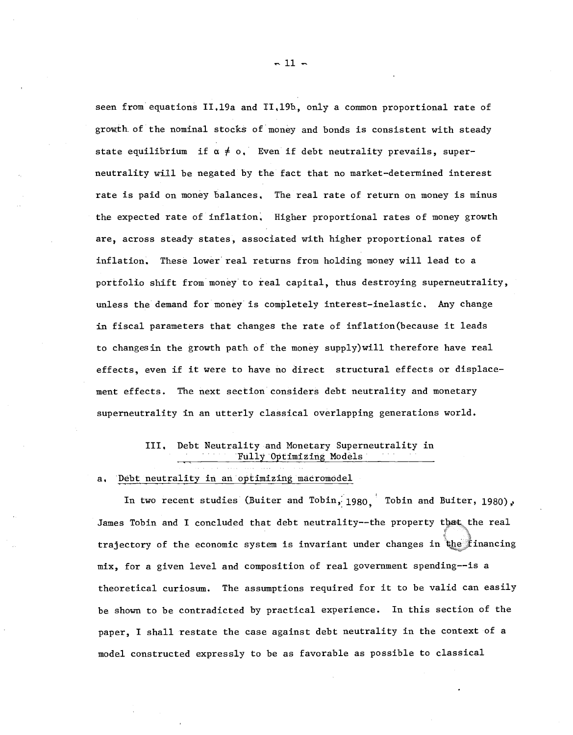seen from equations II.19a and II.19b, only a common proportional rate of growth of the nominal stocks of money and bonds is consistent with steady state equilibrium if $\alpha \neq 0$. Even if debt neutrality prevails, superneutrality will be negated by the fact that no market-determined interest rate is paid on money balances. The real rate of return on money is minus the expected rate of inflation. Higher proportional rates of money growth are, across steady states, associated with higher proportional rates of inflation. These lower real returns from holding money will lead to a portfolio shift from money to real capital, thus destroying superneutrality, unless the demand for money is completely interest-inelastic. Any change in fiscal parameters that changes the rate of inflation (because it leads to changes in the growth path of the money supply) will therefore have real effects, even if it were to have no direct structural effects or displacement effects. The next section considers debt neutrality and monetary superneutrality in an utterly classical overlapping generations world.

## III. Debt Neutrality and Monetary Superneutrality in Fully Optimizing Models

### a. Debt neutrality in an optimizing macromodel

In two recent studies (Buiter and Tobin, 1980, Tobin and Buiter, 1980), James Tobin and I concluded that debt neutrality--the property that the real trajectory of the economic system is invariant under changes in the financing mix, for a given level and composition of real government spending--is a theoretical curiosum. The assumptions required for it to be valid can easily be shown to be contradicted by practical experience. In this section of the paper, I shall restate the case against debt neutrality in the context of a model constructed expressly to be as favorable as possible to classical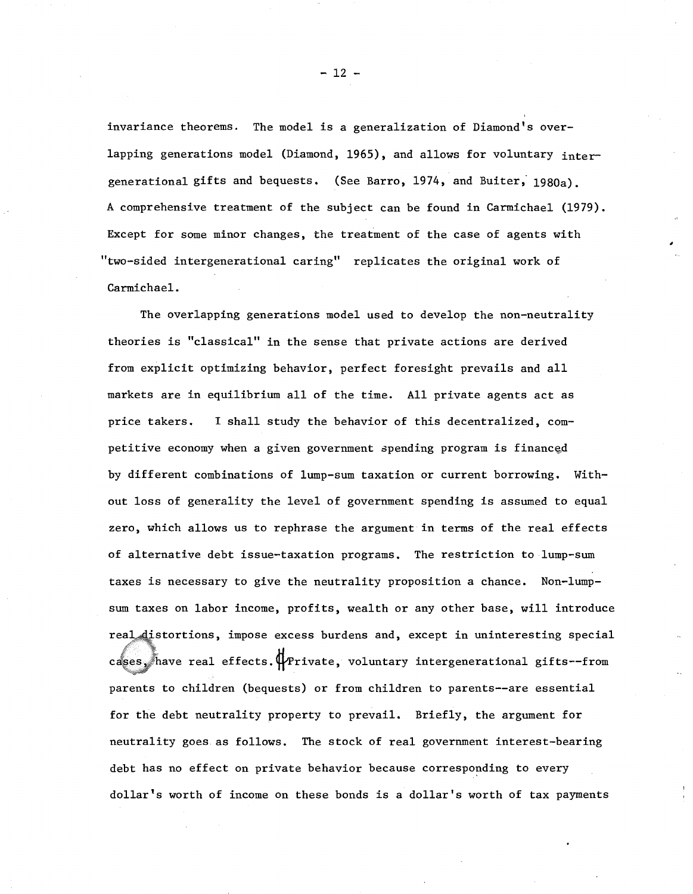invariance theorems. The model is a generalization of Diamond's overlapping generations model (Diamond, 1965), and allows for voluntary intergenerational gifts and bequests. (See Barro, 1974, and Buiter, 1980a). A comprehensive treatment of the subject can be found in Carmichael (1979). Except for some minor changes, the treatment of the case of agents with "two-sided intergenerational caring" replicates the original work of Carmichael.

The overlapping generations model used to develop the non-neutrality theories is "classical" in the sense that private actions are derived from explicit optimizing behavior, perfect foresight prevails and all markets are in equilibrium all of the time. All private agents act as price takers. I shall study the behavior of this decentralized, competitive economy when a given government spending program is financed by different combinations of lump-sum taxation or current borrowing. Without loss of generality the level of government spending is assumed to equal zero, which allows us to rephrase the argument in terms of the real effects of alternative debt issue-taxation programs. The restriction to lump-sum taxes is necessary to give the neutrality proposition a chance. Non-lump-sum taxes on labor income, profits, wealth or any other base, will introduce real distortions, impose excess burdens and, except in uninteresting special cases, have real effects. Private, voluntary intergenerational gifts--from parents to children (bequests) or from children to parents--are essential for the debt neutrality property to prevail. Briefly, the argument for neutrality goes as follows. The stock of real government interest-bearing debt has no effect on private behavior because corresponding to every dollar's worth of income on these bonds is a dollar's worth of tax payments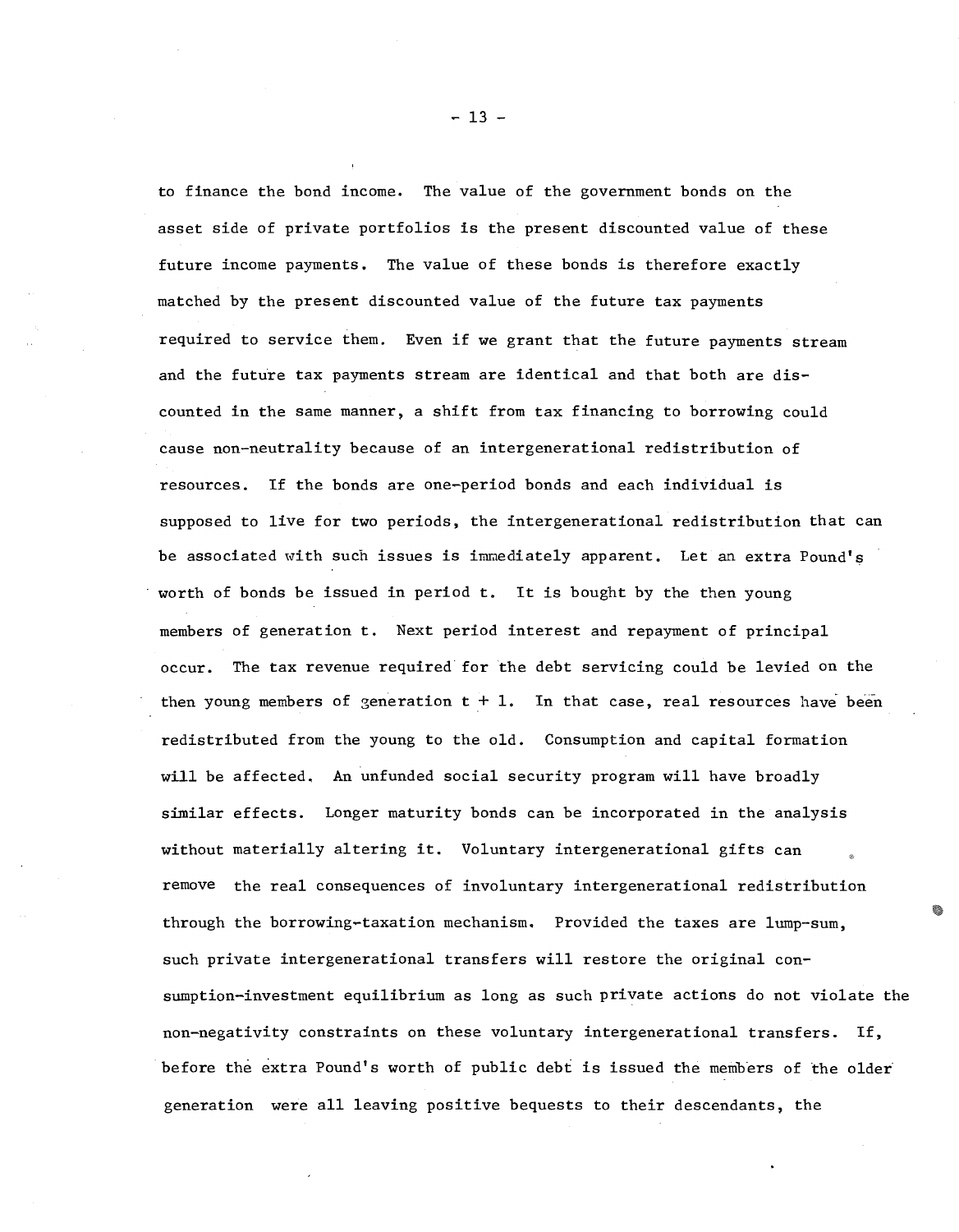to finance the bond income. The value of the government bonds on the asset side of private portfolios is the present discounted value of these future income payments. The value of these bonds is therefore exactly matched by the present discounted value of the future tax payments required to service them. Even if we grant that the future payments stream and the future tax payments stream are identical and that both are discounted in the same manner, a shift from tax financing to borrowing could cause non-neutrality because of an intergenerational redistribution of resources. If the bonds are one-period bonds and each individual is supposed to live for two periods, the intergenerational redistribution that can be associated with such issues is immediately apparent. Let an extra Pound's worth of bonds be issued in period t. It is bought by the then young members of generation t. Next period interest and repayment of principal occur. The tax revenue required for the debt servicing could be levied on the then young members of generation t + 1. In that case, real resources have been redistributed from the young to the old. Consumption and capital formation will be affected. An unfunded social security program will have broadly similar effects. Longer maturity bonds can be incorporated in the analysis without materially altering it. Voluntary intergenerational gifts can remove the real consequences of involuntary intergenerational redistribution through the borrowing-taxation mechanism. Provided the taxes are lump-sum, such private intergenerational transfers will restore the original consumption-investment equilibrium as long as such private actions do not violate the non-negativity constraints on these voluntary intergenerational transfers. If, before the extra Pound's worth of public debt is issued the members of the older generation were all leaving positive bequests to their descendants, the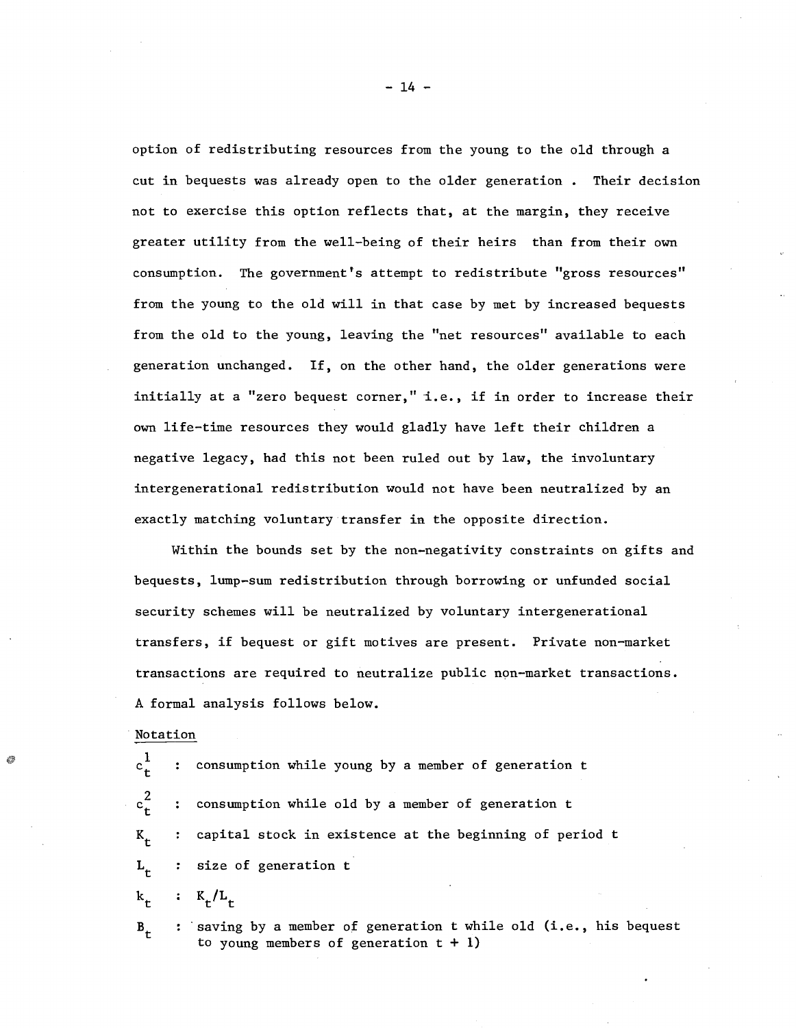option of redistributing resources from the young to the old through a cut in bequests was already open to the older generation . Their decision not to exercise this option reflects that, at the margin, they receive greater utility from the well-being of their heirs than from their own consumption. The government's attempt to redistribute "gross resources" from the young to the old will in that case by met by increased bequests from the old to the young, leaving the "net resources" available to each generation unchanged. If, on the other hand, the older generations were initially at a "zero bequest corner," i.e., if in order to increase their own life-time resources they would gladly have left their children a negative legacy, had this not been ruled out by law, the involuntary intergenerational redistribution would not have been neutralized by an exactly matching voluntary transfer in the opposite direction.

Within the bounds set by the non-negativity constraints on gifts and bequests, lump-sum redistribution through borrowing or unfunded social security schemes will be neutralized by voluntary intergenerational transfers, if bequest or gift motives are present. Private non-market transactions are required to neutralize public non-market transactions. A formal analysis follows below.

Notation

$c_t^1$ : consumption while young by a member of generation t

$c_t^2$ : consumption while old by a member of generation t

$K_t$ : capital stock in existence at the beginning of period t

$L_t$ : size of generation t

$k_t$ : $K_t/L_t$

$B_t$ : saving by a member of generation t while old (i.e., his bequest to young members of generation t + 1)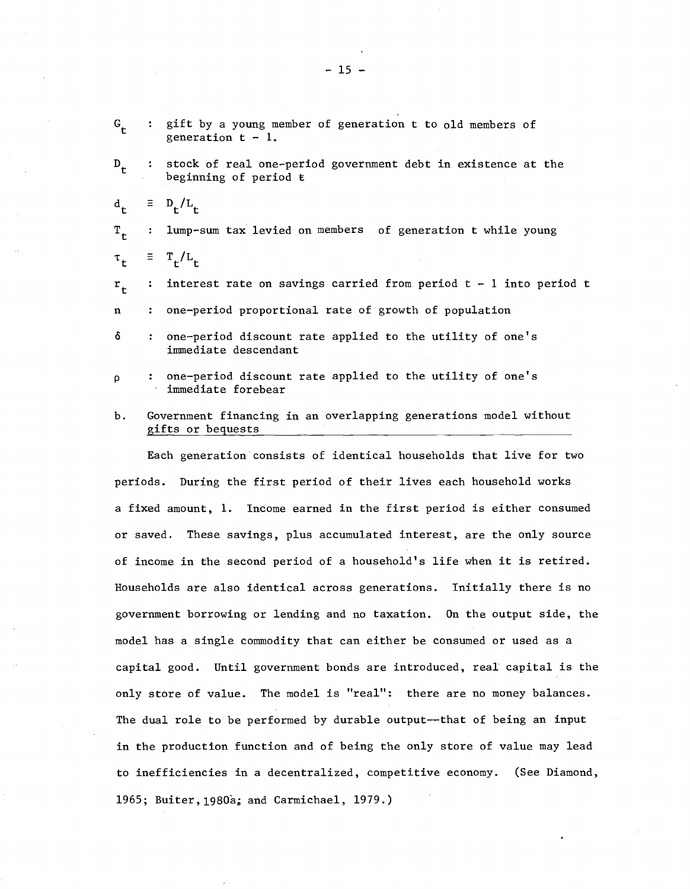$G_t$ : gift by a young member of generation t to old members of generation $t - 1$.

$D_t$ : stock of real one-period government debt in existence at the beginning of period t

$d_t \equiv D_t/L_t$

$T_t$ : lump-sum tax levied on members of generation t while young

$\tau_t \equiv T_t/L_t$

$r_t$ : interest rate on savings carried from period $t - 1$ into period t

$n$ : one-period proportional rate of growth of population

$\delta$ : one-period discount rate applied to the utility of one's immediate descendant

$\rho$ : one-period discount rate applied to the utility of one's immediate forebear

### b. Government financing in an overlapping generations model without gifts or bequests

Each generation consists of identical households that live for two periods. During the first period of their lives each household works a fixed amount, 1. Income earned in the first period is either consumed or saved. These savings, plus accumulated interest, are the only source of income in the second period of a household's life when it is retired. Households are also identical across generations. Initially there is no government borrowing or lending and no taxation. On the output side, the model has a single commodity that can either be consumed or used as a capital good. Until government bonds are introduced, real capital is the only store of value. The model is "real": there are no money balances. The dual role to be performed by durable output—that of being an input in the production function and of being the only store of value may lead to inefficiencies in a decentralized, competitive economy. (See Diamond, 1965; Buiter, 1980a; and Carmichael, 1979.)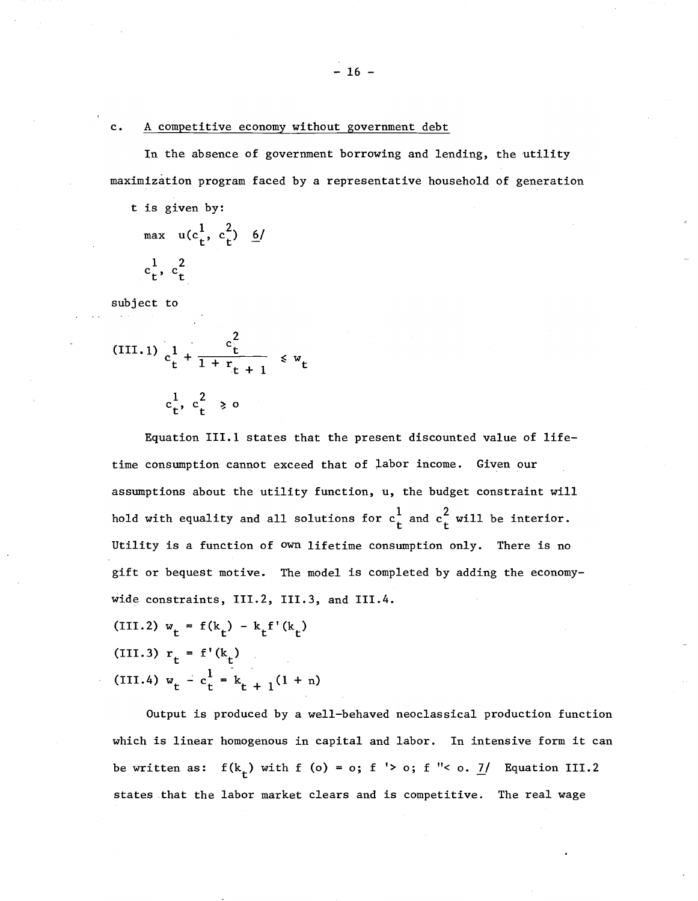c. A competitive economy without government debt

In the absence of government borrowing and lending, the utility maximization program faced by a representative household of generation t is given by:

$$\max_{c_t^1, c_t^2} u(c_t^1, c_t^2) \quad 6/$$

subject to

$$\text{(III.1)} \quad c_t^1 + \frac{c_t^2}{1 + r_{t+1}} \leqslant w_t$$

$$c_t^1, c_t^2 \geqslant 0$$

Equation III.1 states that the present discounted value of lifetime consumption cannot exceed that of labor income. Given our assumptions about the utility function, u, the budget constraint will hold with equality and all solutions for $c_t^1$ and $c_t^2$ will be interior. Utility is a function of own lifetime consumption only. There is no gift or bequest motive. The model is completed by adding the economy-wide constraints, III.2, III.3, and III.4.

$$\text{(III.2)} \quad w_t = f(k_t) - k_t f'(k_t)$$

$$\text{(III.3)} \quad r_t = f'(k_t)$$

$$\text{(III.4)} \quad w_t - c_t^1 = k_{t+1}(1 + n)$$

Output is produced by a well-behaved neoclassical production function which is linear homogenous in capital and labor. In intensive form it can be written as: $f(k_t)$ with $f(o) = o$; $f' > o$; $f'' < o$. 7/ Equation III.2 states that the labor market clears and is competitive. The real wage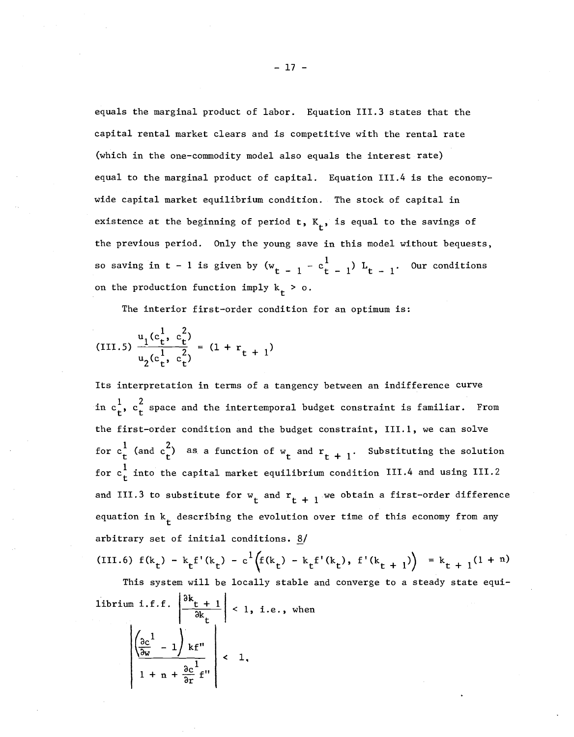equals the marginal product of labor. Equation III.3 states that the capital rental market clears and is competitive with the rental rate (which in the one-commodity model also equals the interest rate) equal to the marginal product of capital. Equation III.4 is the economy-wide capital market equilibrium condition. The stock of capital in existence at the beginning of period t, $K_t$, is equal to the savings of the previous period. Only the young save in this model without bequests, so saving in t - 1 is given by $(w_{t-1} - c^1_{t-1}) L_{t-1}$. Our conditions on the production function imply $k_t > 0$.

The interior first-order condition for an optimum is:

$$\text{(III.5)} \quad \frac{u_1(c^1_t, c^2_t)}{u_2(c^1_t, c^2_t)} = (1 + r_{t+1})$$

Its interpretation in terms of a tangency between an indifference curve in $c^1_t$, $c^2_t$ space and the intertemporal budget constraint is familiar. From the first-order condition and the budget constraint, III.1, we can solve for $c^1_t$ (and $c^2_t$) as a function of $w_t$ and $r_{t+1}$. Substituting the solution for $c^1_t$ into the capital market equilibrium condition III.4 and using III.2 and III.3 to substitute for $w_t$ and $r_{t+1}$ we obtain a first-order difference equation in $k_t$ describing the evolution over time of this economy from any arbitrary set of initial conditions. 8/

$$\text{(III.6)} \quad f(k_t) - k_t f'(k_t) - c^1\Big(f(k_t) - k_t f'(k_t),\ f'(k_{t+1})\Big) = k_{t+1}(1 + n)$$

This system will be locally stable and converge to a steady state equilibrium i.f.f. $\left|\frac{\partial k_{t+1}}{\partial k_t}\right| < 1$, i.e., when

$$\left| \frac{\left(\frac{\partial c^1}{\partial w} - 1\right) k f''}{1 + n + \frac{\partial c^1}{\partial r} f''} \right| < 1,$$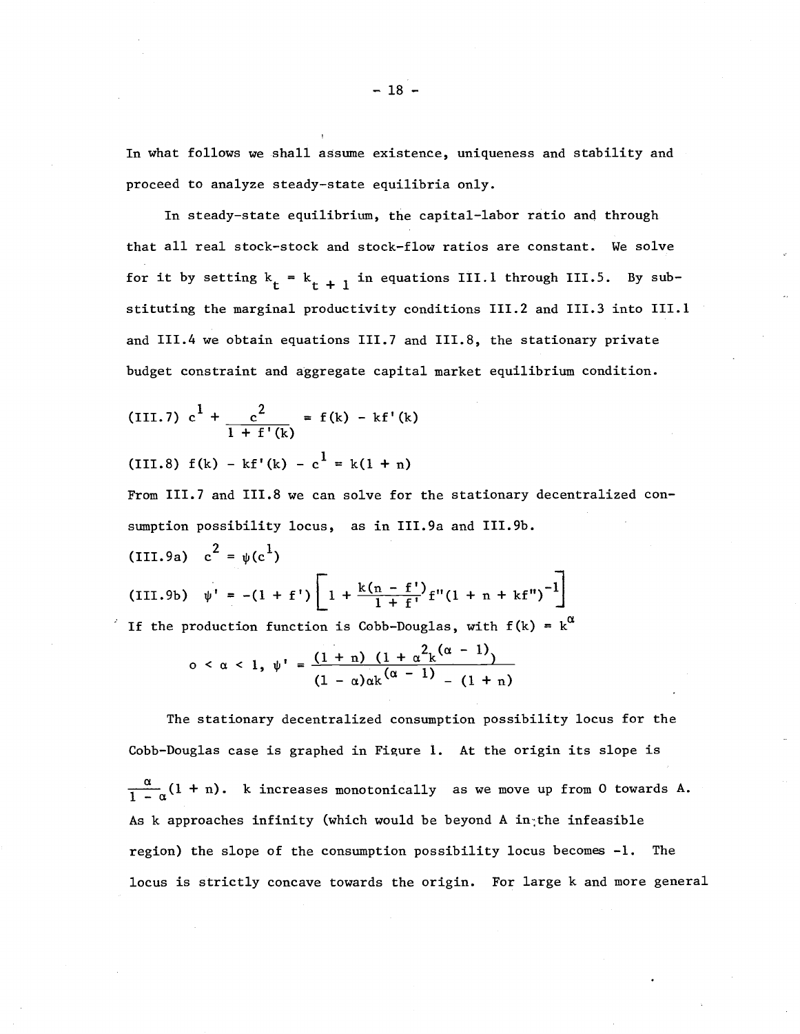In what follows we shall assume existence, uniqueness and stability and proceed to analyze steady-state equilibria only.

In steady-state equilibrium, the capital-labor ratio and through that all real stock-stock and stock-flow ratios are constant. We solve for it by setting $k_t = k_{t+1}$ in equations III.1 through III.5. By substituting the marginal productivity conditions III.2 and III.3 into III.1 and III.4 we obtain equations III.7 and III.8, the stationary private budget constraint and aggregate capital market equilibrium condition.

$$\text{(III.7)} \quad c^1 + \frac{c^2}{1 + f'(k)} = f(k) - kf'(k)$$

$$\text{(III.8)} \quad f(k) - kf'(k) - c^1 = k(1 + n)$$

From III.7 and III.8 we can solve for the stationary decentralized consumption possibility locus, as in III.9a and III.9b.

$$\text{(III.9a)} \quad c^2 = \psi(c^1)$$

$$\text{(III.9b)} \quad \psi' = -(1 + f')\left[1 + \frac{k(n - f')}{1 + f'} f''(1 + n + kf'')^{-1}\right]$$

If the production function is Cobb-Douglas, with $f(k) = k^{\alpha}$

$$0 < \alpha < 1, \ \psi' = \frac{(1 + n)\ (1 + \alpha^2 k^{(\alpha - 1)})}{(1 - \alpha)\alpha k^{(\alpha - 1)} - (1 + n)}$$

The stationary decentralized consumption possibility locus for the Cobb-Douglas case is graphed in Figure 1. At the origin its slope is $\frac{\alpha}{1 - \alpha}(1 + n)$. k increases monotonically as we move up from 0 towards A. As k approaches infinity (which would be beyond A in the infeasible region) the slope of the consumption possibility locus becomes -1. The locus is strictly concave towards the origin. For large k and more general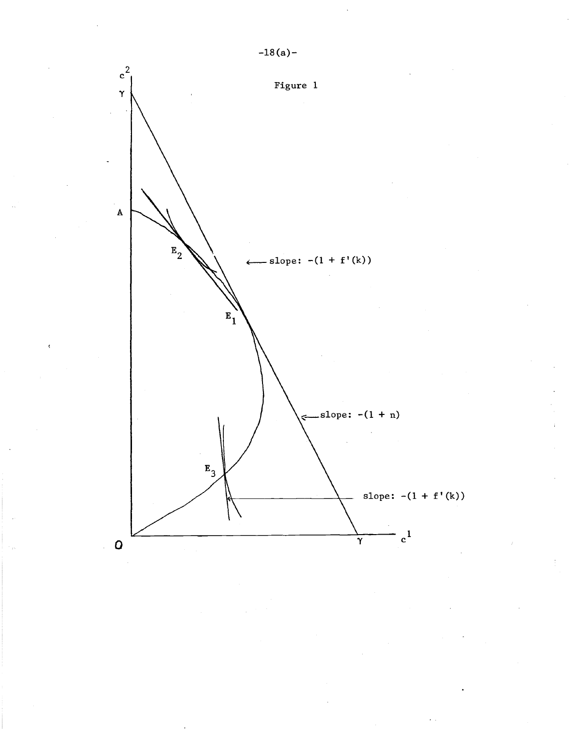Figure 1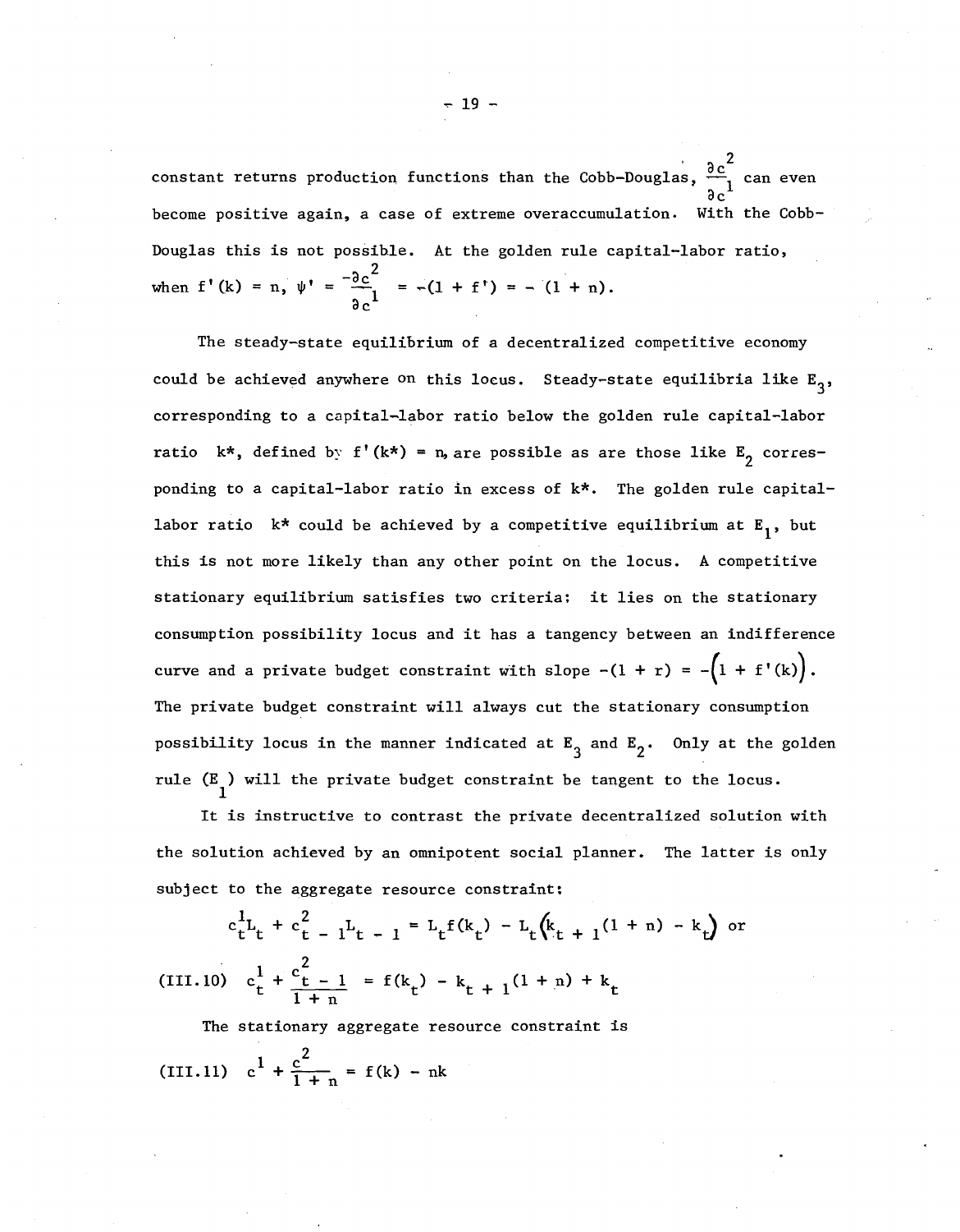constant returns production functions than the Cobb-Douglas, $\frac{\partial c^2}{\partial c^1}$ can even become positive again, a case of extreme overaccumulation. With the Cobb-Douglas this is not possible. At the golden rule capital-labor ratio, when $f'(k) = n$, $\psi' = \frac{-\partial c^2}{\partial c^1} = -(1 + f') = -(1 + n)$.

The steady-state equilibrium of a decentralized competitive economy could be achieved anywhere on this locus. Steady-state equilibria like $E_3$, corresponding to a capital-labor ratio below the golden rule capital-labor ratio $k^*$, defined by $f'(k^*) = n$, are possible as are those like $E_2$ corresponding to a capital-labor ratio in excess of $k^*$. The golden rule capital-labor ratio $k^*$ could be achieved by a competitive equilibrium at $E_1$, but this is not more likely than any other point on the locus. A competitive stationary equilibrium satisfies two criteria: it lies on the stationary consumption possibility locus and it has a tangency between an indifference curve and a private budget constraint with slope $-(1 + r) = -\left(1 + f'(k)\right)$. The private budget constraint will always cut the stationary consumption possibility locus in the manner indicated at $E_3$ and $E_2$. Only at the golden rule ($E_1$) will the private budget constraint be tangent to the locus.

It is instructive to contrast the private decentralized solution with the solution achieved by an omnipotent social planner. The latter is only subject to the aggregate resource constraint:

$$c_t^1 L_t + c_{t-1}^2 L_{t-1} = L_t f(k_t) - L_t\left(k_{t+1}(1 + n) - k_t\right) \text{ or}$$

$$\text{(III.10)} \quad c_t^1 + \frac{c_{t-1}^2}{1 + n} = f(k_t) - k_{t+1}(1 + n) + k_t$$

The stationary aggregate resource constraint is

$$\text{(III.11)} \quad c^1 + \frac{c^2}{1 + n} = f(k) - nk$$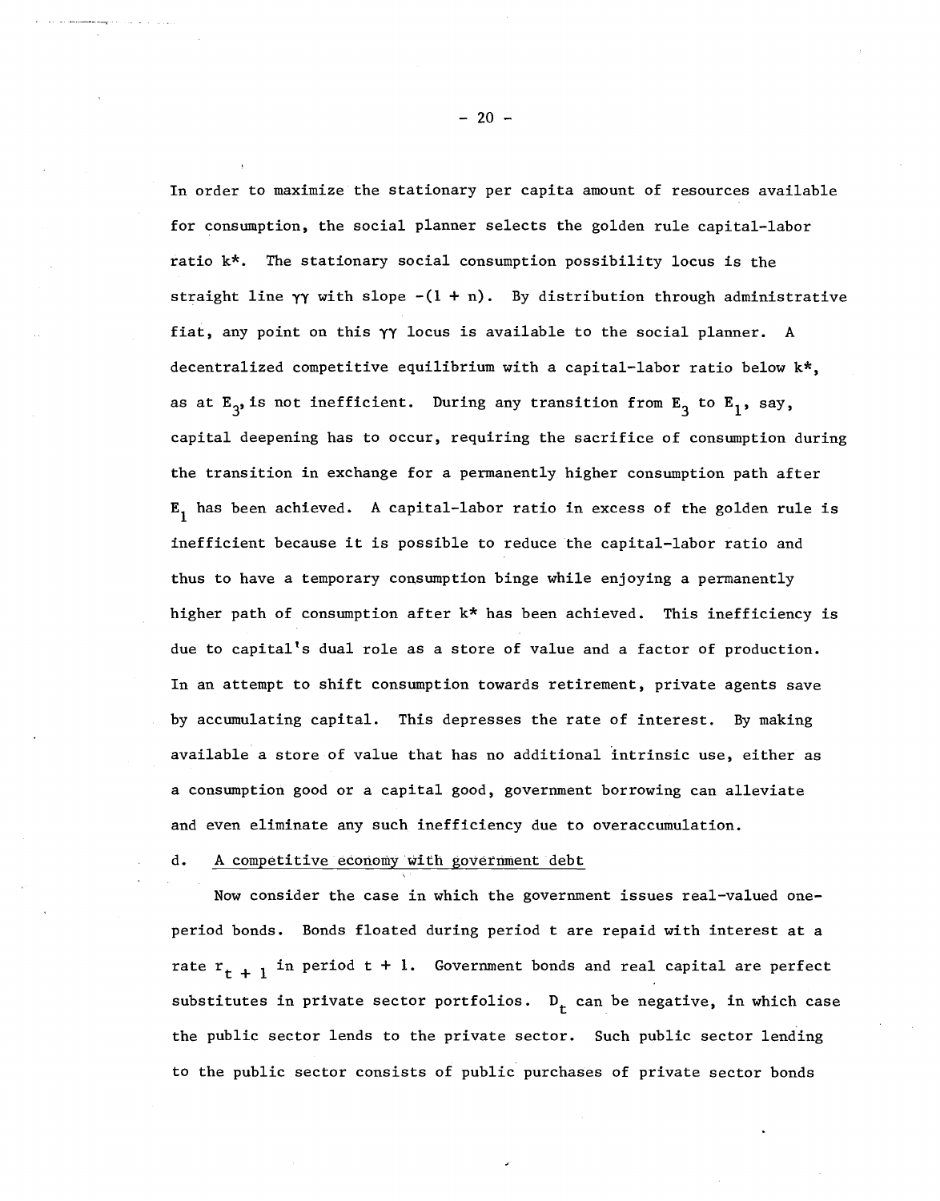In order to maximize the stationary per capita amount of resources available for consumption, the social planner selects the golden rule capital-labor ratio $k^*$. The stationary social consumption possibility locus is the straight line $\gamma\gamma$ with slope $-(1 + n)$. By distribution through administrative fiat, any point on this $\gamma\gamma$ locus is available to the social planner. A decentralized competitive equilibrium with a capital-labor ratio below $k^*$, as at $E_3$, is not inefficient. During any transition from $E_3$ to $E_1$, say, capital deepening has to occur, requiring the sacrifice of consumption during the transition in exchange for a permanently higher consumption path after $E_1$ has been achieved. A capital-labor ratio in excess of the golden rule is inefficient because it is possible to reduce the capital-labor ratio and thus to have a temporary consumption binge while enjoying a permanently higher path of consumption after $k^*$ has been achieved. This inefficiency is due to capital's dual role as a store of value and a factor of production. In an attempt to shift consumption towards retirement, private agents save by accumulating capital. This depresses the rate of interest. By making available a store of value that has no additional intrinsic use, either as a consumption good or a capital good, government borrowing can alleviate and even eliminate any such inefficiency due to overaccumulation.

d. A competitive economy with government debt

Now consider the case in which the government issues real-valued one-period bonds. Bonds floated during period t are repaid with interest at a rate $r_{t+1}$ in period t + 1. Government bonds and real capital are perfect substitutes in private sector portfolios. $D_t$ can be negative, in which case the public sector lends to the private sector. Such public sector lending to the public sector consists of public purchases of private sector bonds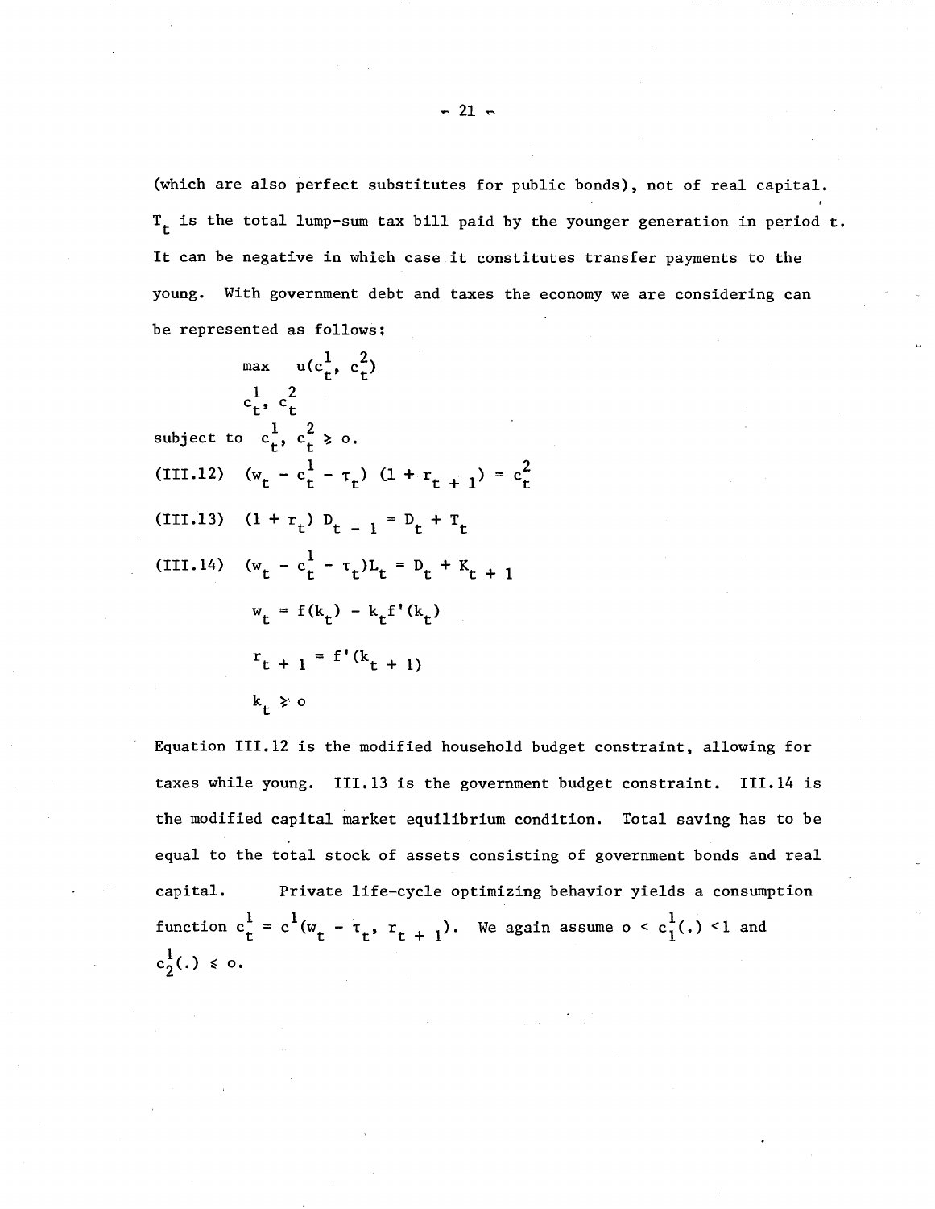(which are also perfect substitutes for public bonds), not of real capital. $T_t$ is the total lump-sum tax bill paid by the younger generation in period t. It can be negative in which case it constitutes transfer payments to the young. With government debt and taxes the economy we are considering can be represented as follows:

$$\max_{c_t^1, c_t^2} \quad u(c_t^1, c_t^2)$$

subject to $c_t^1, c_t^2 \geq 0$.

$$\text{(III.12)} \quad (w_t - c_t^1 - \tau_t)(1 + r_{t+1}) = c_t^2$$

$$\text{(III.13)} \quad (1 + r_t) D_{t-1} = D_t + T_t$$

$$\text{(III.14)} \quad (w_t - c_t^1 - \tau_t) L_t = D_t + K_{t+1}$$

$$w_t = f(k_t) - k_t f'(k_t)$$

$$r_{t+1} = f'(k_{t+1})$$

$$k_t \geq 0$$

Equation III.12 is the modified household budget constraint, allowing for taxes while young. III.13 is the government budget constraint. III.14 is the modified capital market equilibrium condition. Total saving has to be equal to the total stock of assets consisting of government bonds and real capital. Private life-cycle optimizing behavior yields a consumption function $c_t^1 = c^1(w_t - \tau_t, r_{t+1})$. We again assume $0 < c_1^1(.) < 1$ and $c_2^1(.) \leq 0$.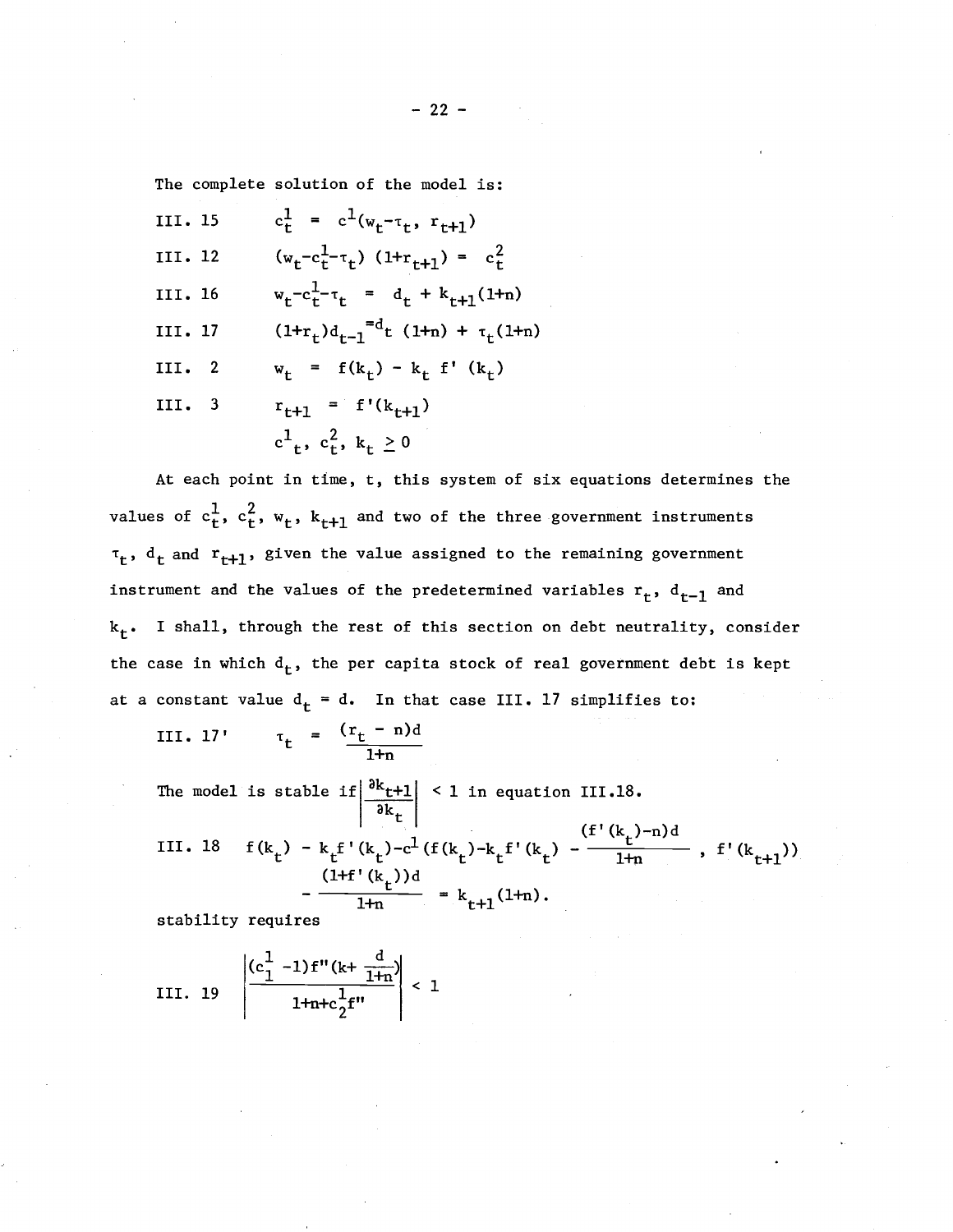The complete solution of the model is:

$$\text{III. 15} \qquad c_t^1 = c^1(w_t - \tau_t,\ r_{t+1})$$

$$\text{III. 12} \qquad (w_t - c_t^1 - \tau_t)(1 + r_{t+1}) = c_t^2$$

$$\text{III. 16} \qquad w_t - c_t^1 - \tau_t = d_t + k_{t+1}(1+n)$$

$$\text{III. 17} \qquad (1 + r_t)d_{t-1} = d_t(1+n) + \tau_t(1+n)$$

$$\text{III. 2} \qquad w_t = f(k_t) - k_t f'(k_t)$$

$$\text{III. 3} \qquad r_{t+1} = f'(k_{t+1})$$

$$c_t^1,\ c_t^2,\ k_t \geq 0$$

At each point in time, t, this system of six equations determines the values of $c_t^1$, $c_t^2$, $w_t$, $k_{t+1}$ and two of the three government instruments $\tau_t$, $d_t$ and $r_{t+1}$, given the value assigned to the remaining government instrument and the values of the predetermined variables $r_t$, $d_{t-1}$ and $k_t$. I shall, through the rest of this section on debt neutrality, consider the case in which $d_t$, the per capita stock of real government debt is kept at a constant value $d_t = d$. In that case III. 17 simplifies to:

$$\text{III. 17'} \qquad \tau_t = \frac{(r_t - n)d}{1+n}$$

The model is stable if $\left|\frac{\partial k_{t+1}}{\partial k_t}\right| < 1$ in equation III.18.

$$\text{III. 18} \qquad f(k_t) - k_t f'(k_t) - c^1\left(f(k_t) - k_t f'(k_t) - \frac{(f'(k_t) - n)d}{1+n},\ f'(k_{t+1})\right) - \frac{(1 + f'(k_t))d}{1+n} = k_{t+1}(1+n).$$

stability requires

$$\text{III. 19} \qquad \left|\frac{(c_1^1 - 1)f''\left(k + \frac{d}{1+n}\right)}{1 + n + c_2^1 f''}\right| < 1$$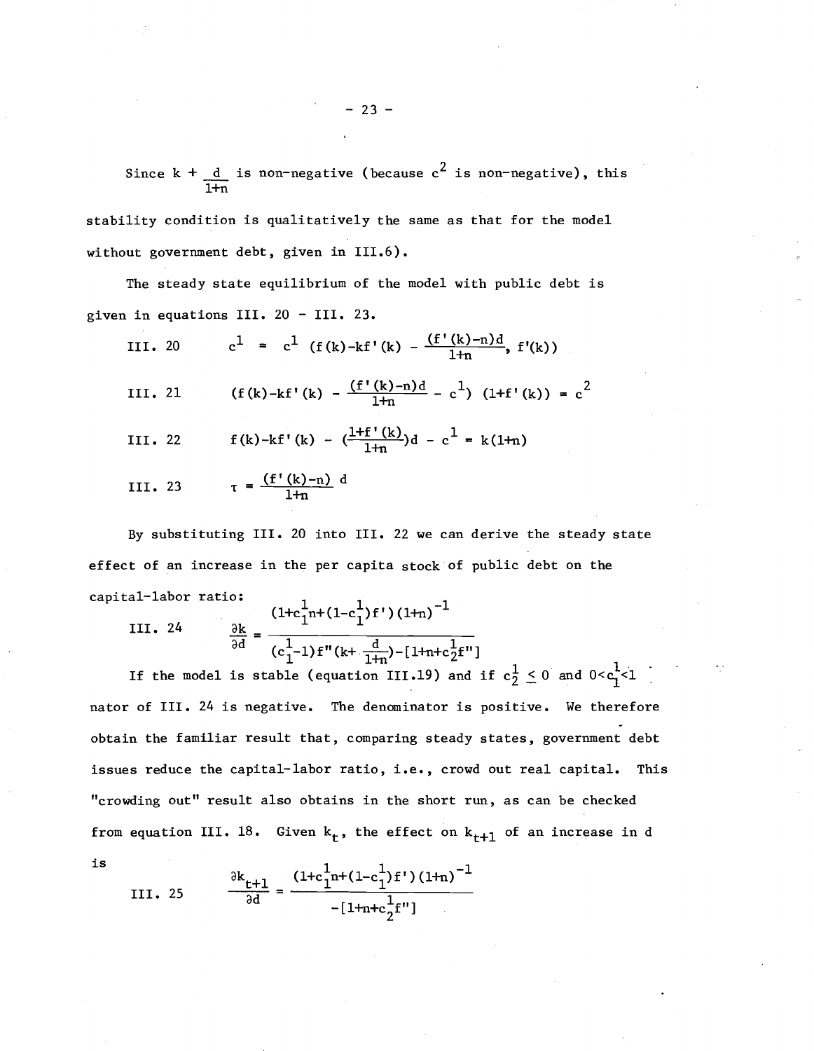Since $k + \frac{d}{1+n}$ is non-negative (because $c^2$ is non-negative), this stability condition is qualitatively the same as that for the model without government debt, given in III.6).

The steady state equilibrium of the model with public debt is given in equations III. 20 - III. 23.

$$\text{III. 20} \qquad c^1 = c^1\left(f(k)-kf'(k) - \frac{(f'(k)-n)d}{1+n}, f'(k)\right)$$

$$\text{III. 21} \qquad \left(f(k)-kf'(k) - \frac{(f'(k)-n)d}{1+n} - c^1\right)(1+f'(k)) = c^2$$

$$\text{III. 22} \qquad f(k)-kf'(k) - \left(\frac{1+f'(k)}{1+n}\right)d - c^1 = k(1+n)$$

$$\text{III. 23} \qquad \tau = \frac{(f'(k)-n)\ d}{1+n}$$

By substituting III. 20 into III. 22 we can derive the steady state effect of an increase in the per capita stock of public debt on the capital-labor ratio:

$$\text{III. 24} \qquad \frac{\partial k}{\partial d} = \frac{(1+c_1^1 n+(1-c_1^1)f')(1+n)^{-1}}{(c_1^1-1)f''(k+\frac{d}{1+n})-[1+n+c_2^1 f'']}$$

If the model is stable (equation III.19) and if $c_2^1 \leq 0$ and $0<c_1^1<1$ [the denomi]nator of III. 24 is negative. The denominator is positive. We therefore obtain the familiar result that, comparing steady states, government debt issues reduce the capital-labor ratio, i.e., crowd out real capital. This "crowding out" result also obtains in the short run, as can be checked from equation III. 18. Given $k_t$, the effect on $k_{t+1}$ of an increase in d is

$$\text{III. 25} \qquad \frac{\partial k_{t+1}}{\partial d} = \frac{(1+c_1^1 n+(1-c_1^1)f')(1+n)^{-1}}{-[1+n+c_2^1 f'']}$$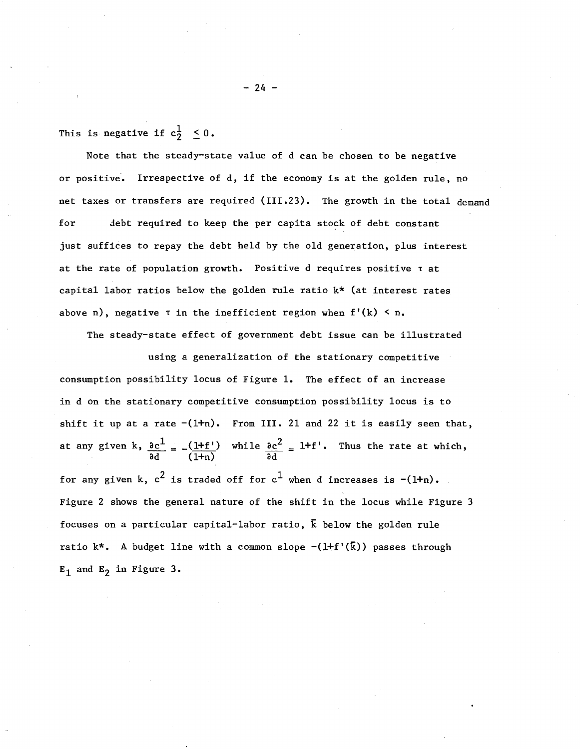This is negative if $c_2^1 \leq 0$.

Note that the steady-state value of d can be chosen to be negative or positive. Irrespective of d, if the economy is at the golden rule, no net taxes or transfers are required (III.23). The growth in the total demand for debt required to keep the per capita stock of debt constant just suffices to repay the debt held by the old generation, plus interest at the rate of population growth. Positive d requires positive $\tau$ at capital labor ratios below the golden rule ratio $k^*$ (at interest rates above n), negative $\tau$ in the inefficient region when $f'(k) < n$.

The steady-state effect of government debt issue can be illustrated using a generalization of the stationary competitive consumption possibility locus of Figure 1. The effect of an increase in d on the stationary competitive consumption possibility locus is to shift it up at a rate $-(1+n)$. From III. 21 and 22 it is easily seen that, at any given k, $\frac{\partial c^1}{\partial d} = -\frac{(1+f')}{(1+n)}$ while $\frac{\partial c^2}{\partial d} = 1+f'$. Thus the rate at which, for any given k, $c^2$ is traded off for $c^1$ when d increases is $-(1+n)$. Figure 2 shows the general nature of the shift in the locus while Figure 3 focuses on a particular capital-labor ratio, $\bar{k}$ below the golden rule ratio $k^*$. A budget line with a common slope $-(1+f'(\bar{k}))$ passes through $E_1$ and $E_2$ in Figure 3.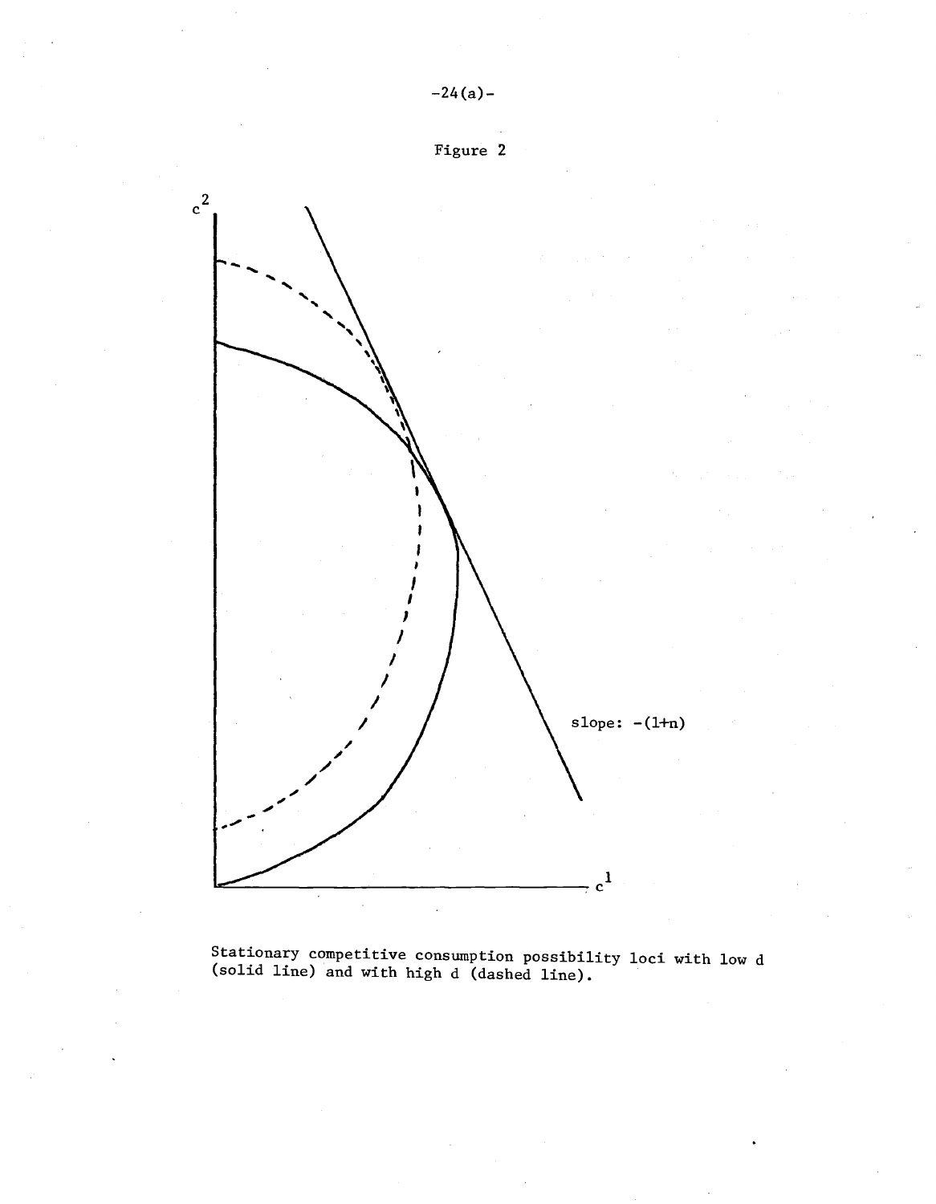Figure 2

Stationary competitive consumption possibility loci with low d (solid line) and with high d (dashed line).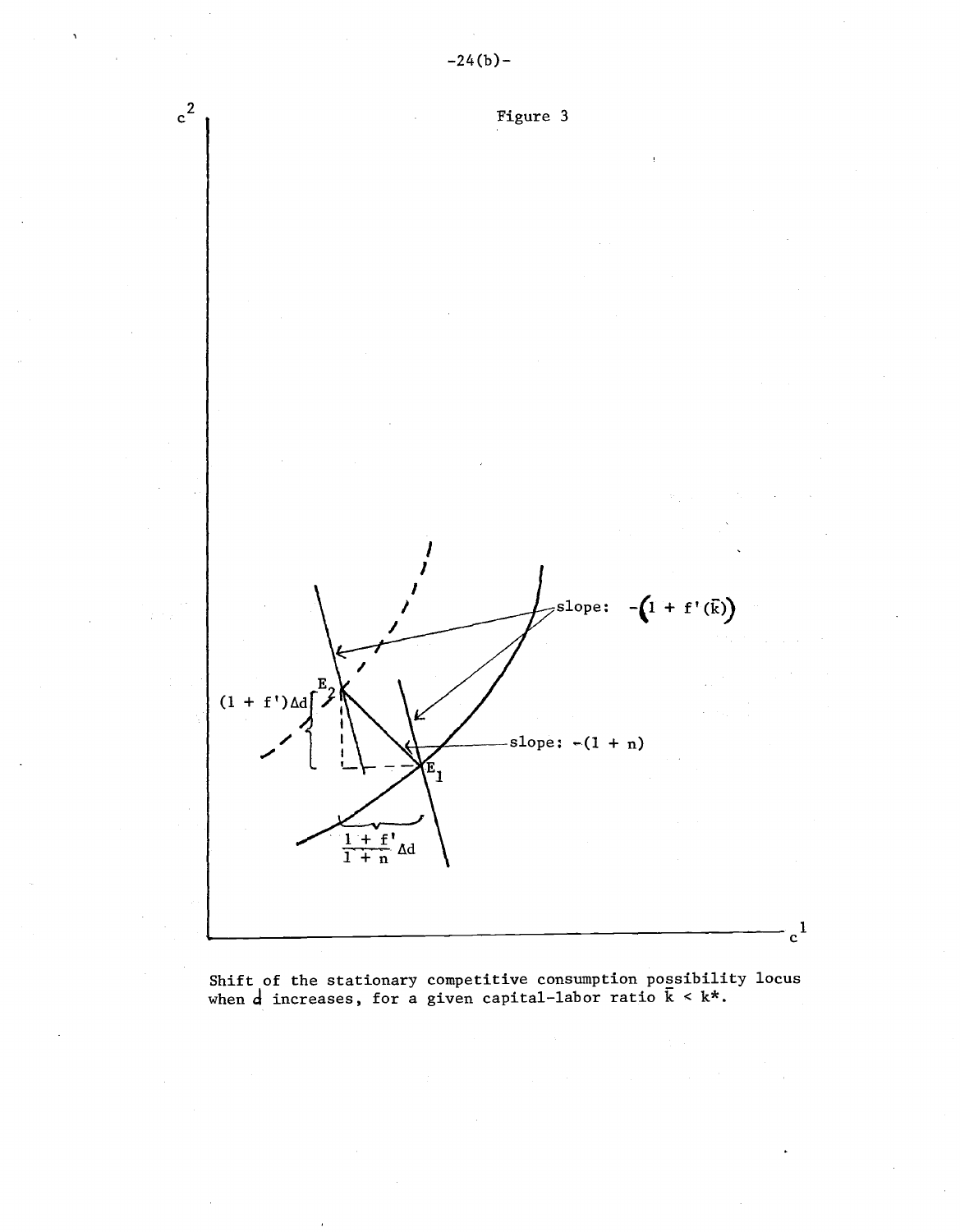Figure 3

$c^2$

slope: $-(1 + f'(\bar{k}))$

$E_2$

$(1 + f')\Delta d$

slope: $-(1 + n)$

$E_1$

$\frac{1 + f'}{1 + n} \Delta d$

$c^1$

Shift of the stationary competitive consumption possibility locus when $d$ increases, for a given capital-labor ratio $\bar{k} < k^*$.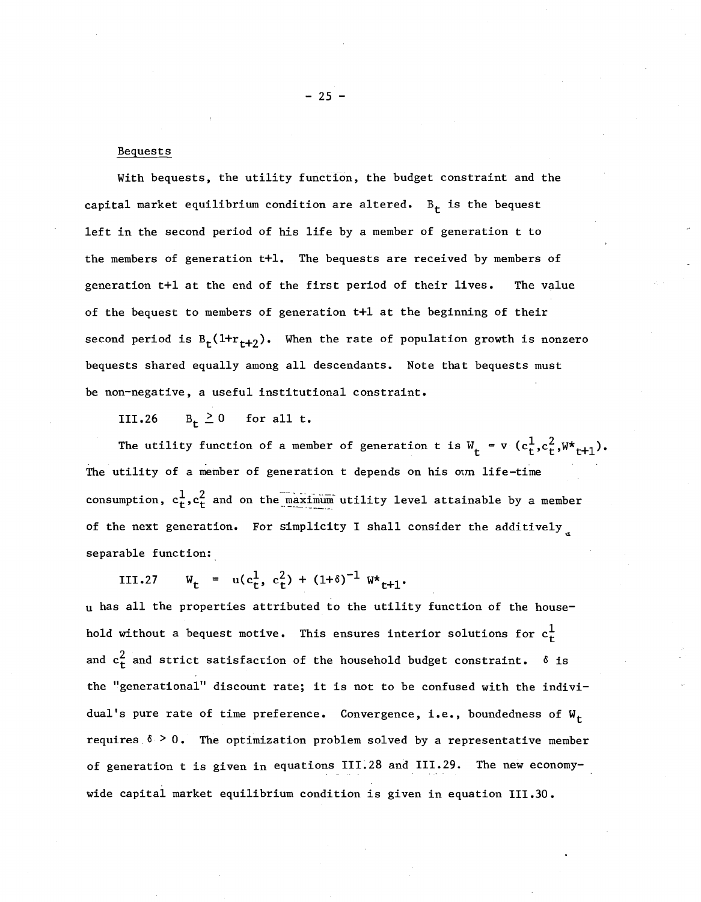## Bequests

With bequests, the utility function, the budget constraint and the capital market equilibrium condition are altered. $B_t$ is the bequest left in the second period of his life by a member of generation t to the members of generation t+1. The bequests are received by members of generation t+1 at the end of the first period of their lives. The value of the bequest to members of generation t+1 at the beginning of their second period is $B_t(1+r_{t+2})$. When the rate of population growth is nonzero bequests shared equally among all descendants. Note that bequests must be non-negative, a useful institutional constraint.

III.26 $\quad B_t \geq 0 \quad$ for all t.

The utility function of a member of generation t is $W_t = v\,(c_t^1, c_t^2, W^*_{t+1})$. The utility of a member of generation t depends on his own life-time consumption, $c_t^1, c_t^2$ and on the maximum utility level attainable by a member of the next generation. For simplicity I shall consider the additively separable function:

III.27 $\quad W_t = u(c_t^1, c_t^2) + (1+\delta)^{-1} W^*_{t+1}.$

u has all the properties attributed to the utility function of the household without a bequest motive. This ensures interior solutions for $c_t^1$ and $c_t^2$ and strict satisfaction of the household budget constraint. $\delta$ is the "generational" discount rate; it is not to be confused with the individual's pure rate of time preference. Convergence, i.e., boundedness of $W_t$ requires $\delta > 0$. The optimization problem solved by a representative member of generation t is given in equations III.28 and III.29. The new economy-wide capital market equilibrium condition is given in equation III.30.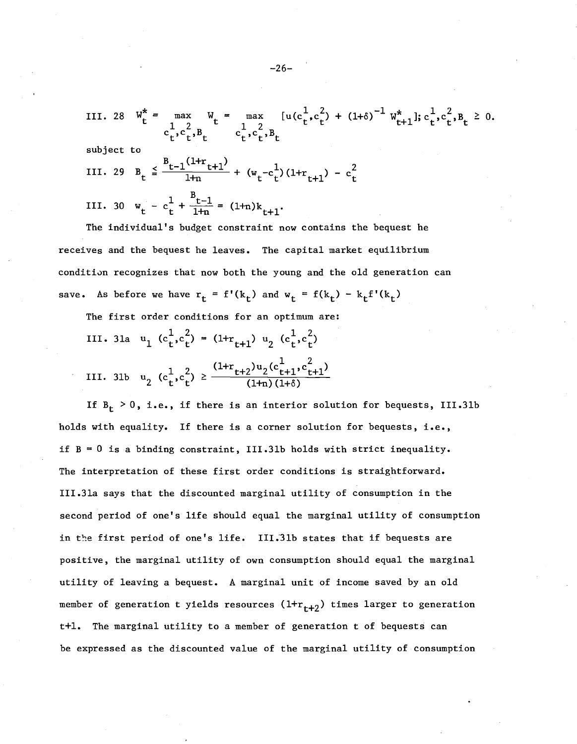$$\text{III. 28} \quad W_t^* = \max_{c_t^1, c_t^2, B_t} W_t = \max_{c_t^1, c_t^2, B_t} [u(c_t^1, c_t^2) + (1+\delta)^{-1} W_{t+1}^*]; \; c_t^1, c_t^2, B_t \geq 0.$$

subject to

$$\text{III. 29} \quad B_t \leqq \frac{B_{t-1}(1+r_{t+1})}{1+n} + (w_t - c_t^1)(1+r_{t+1}) - c_t^2$$

$$\text{III. 30} \quad w_t - c_t^1 + \frac{B_{t-1}}{1+n} = (1+n)k_{t+1}.$$

The individual's budget constraint now contains the bequest he receives and the bequest he leaves. The capital market equilibrium condition recognizes that now both the young and the old generation can save. As before we have $r_t = f'(k_t)$ and $w_t = f(k_t) - k_t f'(k_t)$

The first order conditions for an optimum are:

$$\text{III. 31a} \quad u_1 (c_t^1, c_t^2) = (1+r_{t+1}) \, u_2 (c_t^1, c_t^2)$$

$$\text{III. 31b} \quad u_2 (c_t^1, c_t^2) \geq \frac{(1+r_{t+2}) u_2 (c_{t+1}^1, c_{t+1}^2)}{(1+n)(1+\delta)}$$

If $B_t > 0$, i.e., if there is an interior solution for bequests, III.31b holds with equality. If there is a corner solution for bequests, i.e., if $B = 0$ is a binding constraint, III.31b holds with strict inequality. The interpretation of these first order conditions is straightforward. III.31a says that the discounted marginal utility of consumption in the second period of one's life should equal the marginal utility of consumption in the first period of one's life. III.31b states that if bequests are positive, the marginal utility of own consumption should equal the marginal utility of leaving a bequest. A marginal unit of income saved by an old member of generation t yields resources $(1+r_{t+2})$ times larger to generation t+1. The marginal utility to a member of generation t of bequests can be expressed as the discounted value of the marginal utility of consumption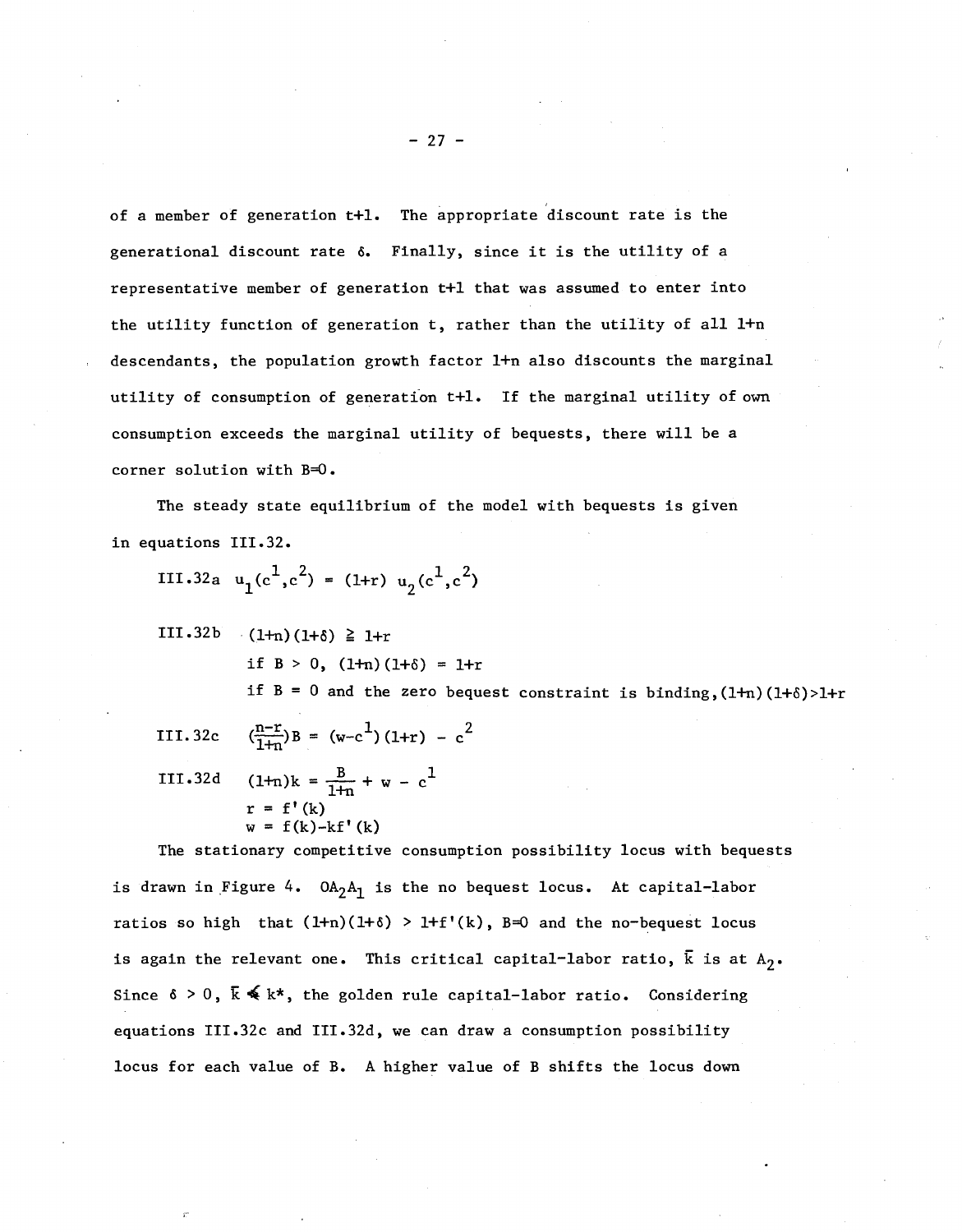of a member of generation t+1. The appropriate discount rate is the generational discount rate $\delta$. Finally, since it is the utility of a representative member of generation t+1 that was assumed to enter into the utility function of generation t, rather than the utility of all 1+n descendants, the population growth factor 1+n also discounts the marginal utility of consumption of generation t+1. If the marginal utility of own consumption exceeds the marginal utility of bequests, there will be a corner solution with B=0.

The steady state equilibrium of the model with bequests is given in equations III.32.

III.32a $\quad u_1(c^1,c^2) = (1+r)\ u_2(c^1,c^2)$

III.32b $\quad (1+n)(1+\delta) \geq 1+r$

$\qquad$ if $B > 0$, $(1+n)(1+\delta) = 1+r$

$\qquad$ if $B = 0$ and the zero bequest constraint is binding, $(1+n)(1+\delta) > 1+r$

III.32c $\quad \left(\frac{n-r}{1+n}\right)B = (w-c^1)(1+r) - c^2$

III.32d $\quad (1+n)k = \frac{B}{1+n} + w - c^1$

$\qquad r = f'(k)$

$\qquad w = f(k) - kf'(k)$

The stationary competitive consumption possibility locus with bequests is drawn in Figure 4. $OA_2A_1$ is the no bequest locus. At capital-labor ratios so high that $(1+n)(1+\delta) > 1+f'(k)$, B=0 and the no-bequest locus is again the relevant one. This critical capital-labor ratio, $\bar{k}$ is at $A_2$. Since $\delta > 0$, $\bar{k} \not< k^*$, the golden rule capital-labor ratio. Considering equations III.32c and III.32d, we can draw a consumption possibility locus for each value of B. A higher value of B shifts the locus down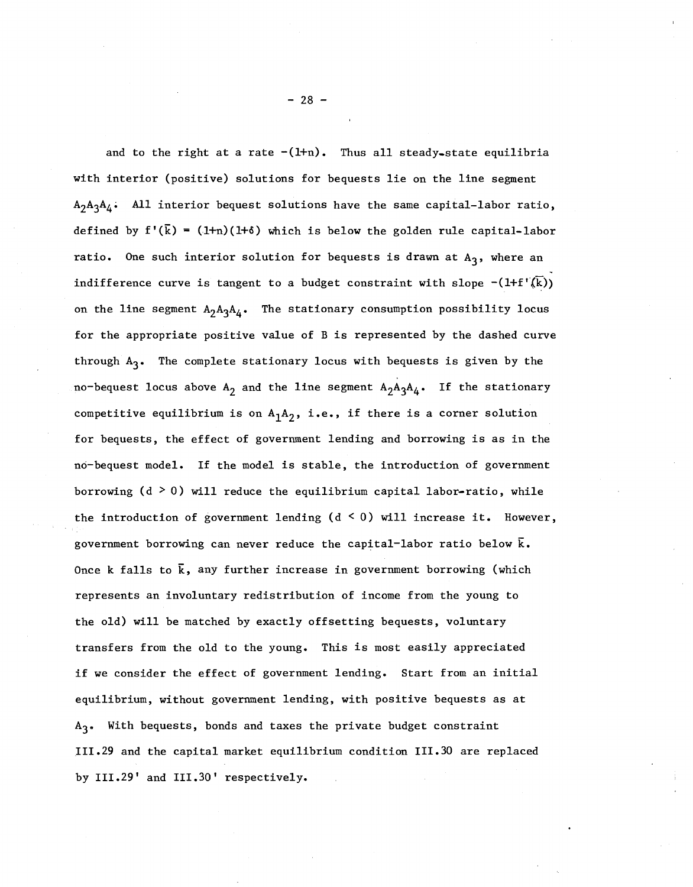and to the right at a rate $-(1+n)$. Thus all steady-state equilibria with interior (positive) solutions for bequests lie on the line segment $A_2A_3A_4$. All interior bequest solutions have the same capital-labor ratio, defined by $f'(\bar{k}) = (1+n)(1+\delta)$ which is below the golden rule capital-labor ratio. One such interior solution for bequests is drawn at $A_3$, where an indifference curve is tangent to a budget constraint with slope $-(1+f'(\bar{k}))$ on the line segment $A_2A_3A_4$. The stationary consumption possibility locus for the appropriate positive value of B is represented by the dashed curve through $A_3$. The complete stationary locus with bequests is given by the no-bequest locus above $A_2$ and the line segment $A_2A_3A_4$. If the stationary competitive equilibrium is on $A_1A_2$, i.e., if there is a corner solution for bequests, the effect of government lending and borrowing is as in the no-bequest model. If the model is stable, the introduction of government borrowing ($d > 0$) will reduce the equilibrium capital labor-ratio, while the introduction of government lending ($d < 0$) will increase it. However, government borrowing can never reduce the capital-labor ratio below $\bar{k}$. Once k falls to $\bar{k}$, any further increase in government borrowing (which represents an involuntary redistribution of income from the young to the old) will be matched by exactly offsetting bequests, voluntary transfers from the old to the young. This is most easily appreciated if we consider the effect of government lending. Start from an initial equilibrium, without government lending, with positive bequests as at $A_3$. With bequests, bonds and taxes the private budget constraint III.29 and the capital market equilibrium condition III.30 are replaced by III.29' and III.30' respectively.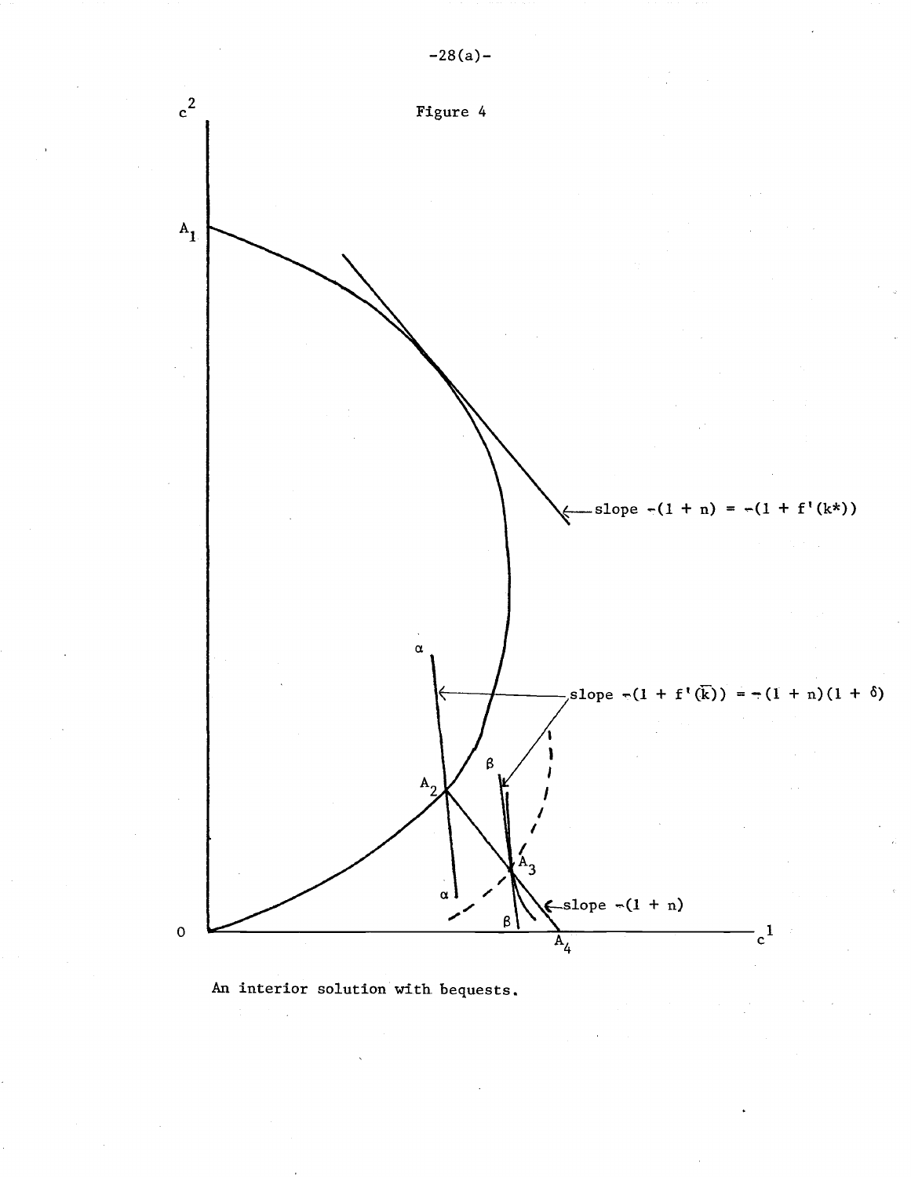Figure 4

An interior solution with bequests.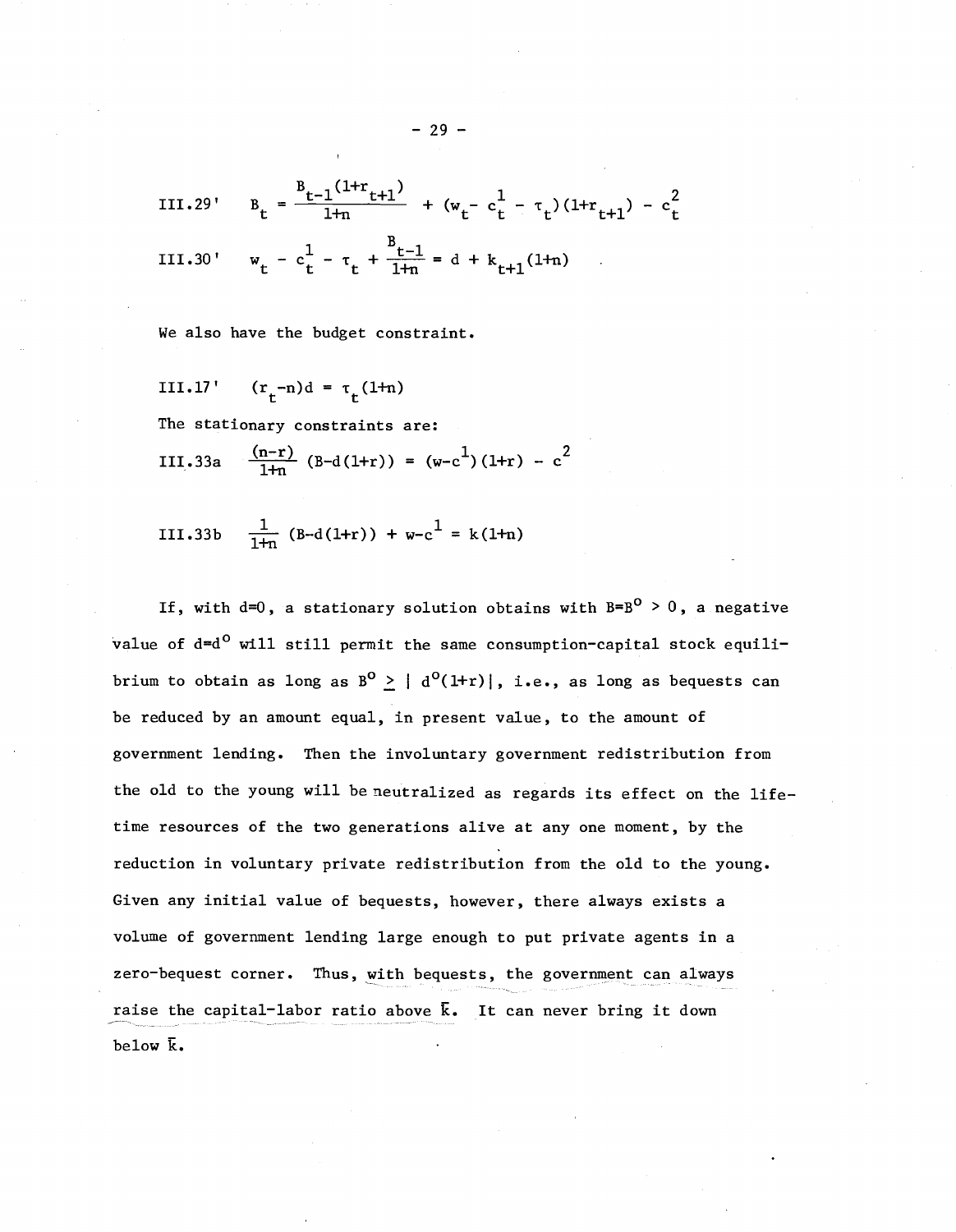III.29' $\quad B_t = \frac{B_{t-1}(1+r_{t+1})}{1+n} + (w_t - c_t^1 - \tau_t)(1+r_{t+1}) - c_t^2$

III.30' $\quad w_t - c_t^1 - \tau_t + \frac{B_{t-1}}{1+n} = d + k_{t+1}(1+n)$

We also have the budget constraint.

III.17' $\quad (r_t - n)d = \tau_t(1+n)$

The stationary constraints are:

III.33a $\quad \frac{(n-r)}{1+n}(B - d(1+r)) = (w - c^1)(1+r) - c^2$

III.33b $\quad \frac{1}{1+n}(B - d(1+r)) + w - c^1 = k(1+n)$

If, with $d=0$, a stationary solution obtains with $B=B^o > 0$, a negative value of $d=d^o$ will still permit the same consumption-capital stock equilibrium to obtain as long as $B^o \geq |d^o(1+r)|$, i.e., as long as bequests can be reduced by an amount equal, in present value, to the amount of government lending. Then the involuntary government redistribution from the old to the young will be neutralized as regards its effect on the lifetime resources of the two generations alive at any one moment, by the reduction in voluntary private redistribution from the old to the young. Given any initial value of bequests, however, there always exists a volume of government lending large enough to put private agents in a zero-bequest corner. Thus, with bequests, the government can always raise the capital-labor ratio above $\bar{k}$. It can never bring it down below $\bar{k}$.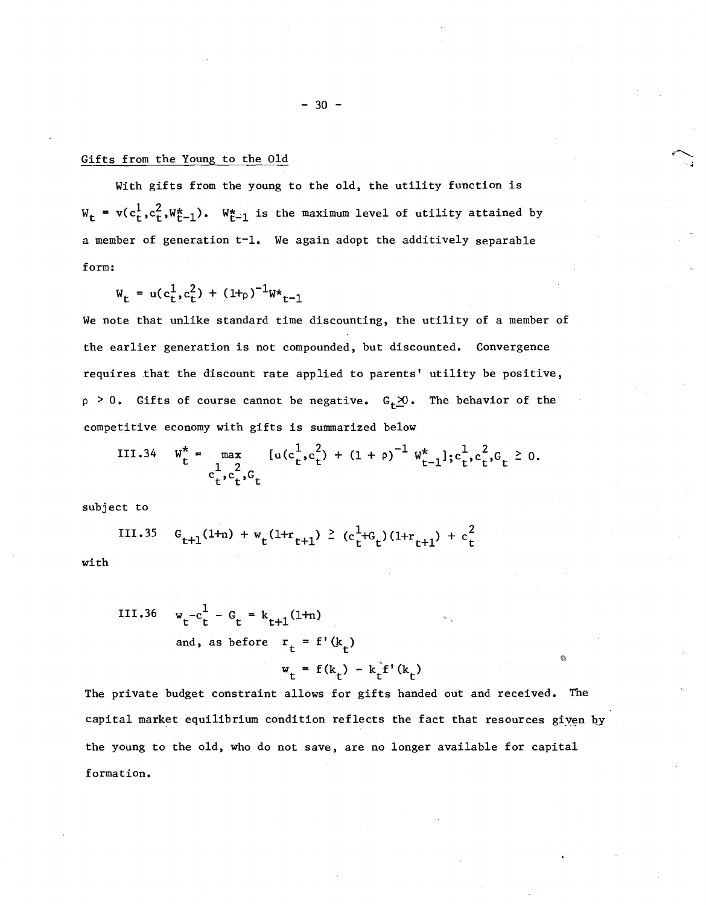Gifts from the Young to the Old

With gifts from the young to the old, the utility function is $W_t = v(c_t^1, c_t^2, W_{t-1}^*)$. $W_{t-1}^*$ is the maximum level of utility attained by a member of generation t-1. We again adopt the additively separable form:

$$W_t = u(c_t^1, c_t^2) + (1+\rho)^{-1} W^*_{t-1}$$

We note that unlike standard time discounting, the utility of a member of the earlier generation is not compounded, but discounted. Convergence requires that the discount rate applied to parents' utility be positive, $\rho > 0$. Gifts of course cannot be negative. $G_t \geq 0$. The behavior of the competitive economy with gifts is summarized below

$$\text{III.34} \quad W_t^* = \max_{c_t^1, c_t^2, G_t} \left[u(c_t^1, c_t^2) + (1+\rho)^{-1} W_{t-1}^*\right]; c_t^1, c_t^2, G_t \geq 0.$$

subject to

$$\text{III.35} \quad G_{t+1}(1+n) + w_t(1+r_{t+1}) \geq (c_t^1 + G_t)(1+r_{t+1}) + c_t^2$$

with

$$\text{III.36} \quad w_t - c_t^1 - G_t = k_{t+1}(1+n)$$

and, as before $r_t = f'(k_t)$

$$w_t = f(k_t) - k_t f'(k_t)$$

The private budget constraint allows for gifts handed out and received. The capital market equilibrium condition reflects the fact that resources given by the young to the old, who do not save, are no longer available for capital formation.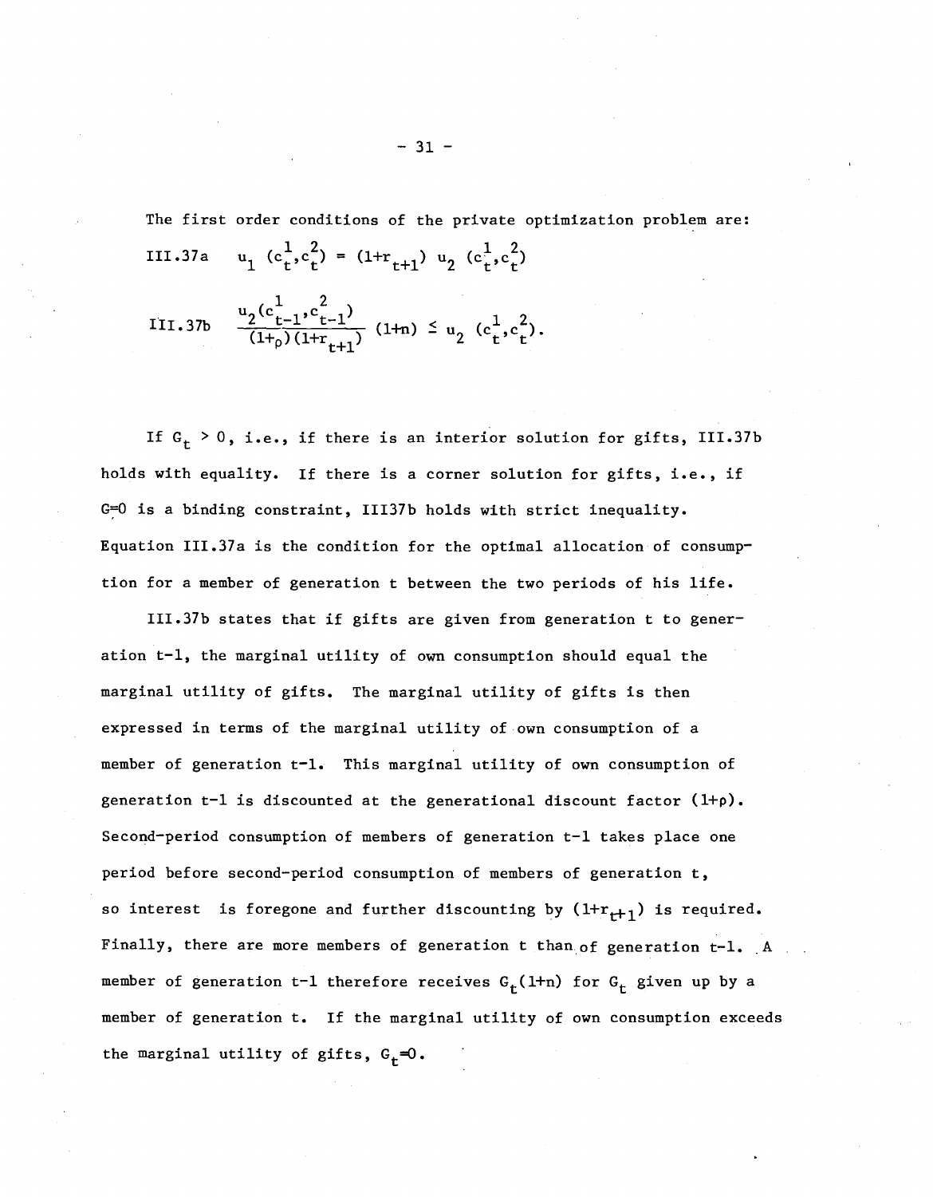The first order conditions of the private optimization problem are:

$$\text{III.37a} \quad u_1(c_t^1, c_t^2) = (1+r_{t+1})\, u_2(c_t^1, c_t^2)$$

$$\text{III.37b} \quad \frac{u_2(c_{t-1}^1, c_{t-1}^2)}{(1+\rho)(1+r_{t+1})}(1+n) \leq u_2(c_t^1, c_t^2).$$

If $G_t > 0$, i.e., if there is an interior solution for gifts, III.37b holds with equality. If there is a corner solution for gifts, i.e., if $G=0$ is a binding constraint, III37b holds with strict inequality. Equation III.37a is the condition for the optimal allocation of consumption for a member of generation t between the two periods of his life.

III.37b states that if gifts are given from generation t to generation t-1, the marginal utility of own consumption should equal the marginal utility of gifts. The marginal utility of gifts is then expressed in terms of the marginal utility of own consumption of a member of generation t-1. This marginal utility of own consumption of generation t-1 is discounted at the generational discount factor $(1+\rho)$. Second-period consumption of members of generation t-1 takes place one period before second-period consumption of members of generation t, so interest is foregone and further discounting by $(1+r_{t+1})$ is required. Finally, there are more members of generation t than of generation t-1. A member of generation t-1 therefore receives $G_t(1+n)$ for $G_t$ given up by a member of generation t. If the marginal utility of own consumption exceeds the marginal utility of gifts, $G_t=0$.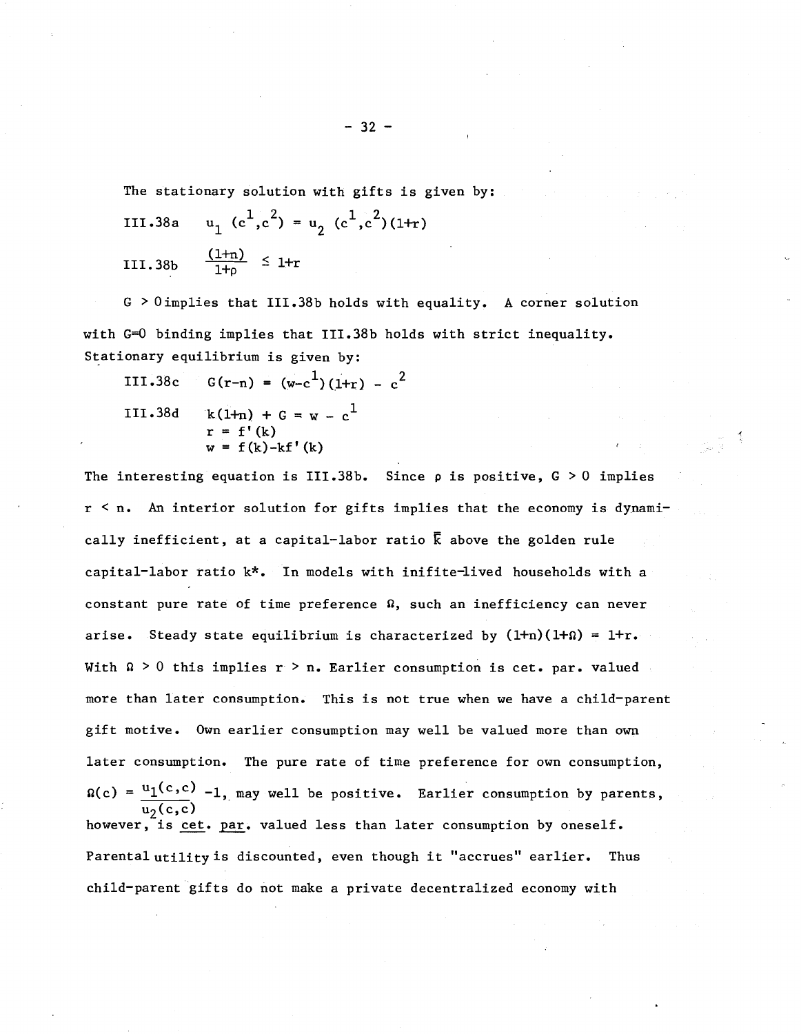The stationary solution with gifts is given by:

III.38a $\quad u_1(c^1,c^2) = u_2(c^1,c^2)(1+r)$

III.38b $\quad \frac{(1+n)}{1+\rho} \leq 1+r$

$G > 0$ implies that III.38b holds with equality. A corner solution with $G=0$ binding implies that III.38b holds with strict inequality. Stationary equilibrium is given by:

III.38c $\quad G(r-n) = (w-c^1)(1+r) - c^2$

III.38d $\quad k(1+n) + G = w - c^1$

$$r = f'(k)$$

$$w = f(k) - kf'(k)$$

The interesting equation is III.38b. Since $\rho$ is positive, $G > 0$ implies $r < n$. An interior solution for gifts implies that the economy is dynamically inefficient, at a capital-labor ratio $\bar{k}$ above the golden rule capital-labor ratio $k^*$. In models with inifite-lived households with a constant pure rate of time preference $\Omega$, such an inefficiency can never arise. Steady state equilibrium is characterized by $(1+n)(1+\Omega) = 1+r$. With $\Omega > 0$ this implies $r > n$. Earlier consumption is cet. par. valued more than later consumption. This is not true when we have a child-parent gift motive. Own earlier consumption may well be valued more than own later consumption. The pure rate of time preference for own consumption, $\Omega(c) = \frac{u_1(c,c)}{u_2(c,c)} - 1$, may well be positive. Earlier consumption by parents, however, is <u>cet. par.</u> valued less than later consumption by oneself. Parental utility is discounted, even though it "accrues" earlier. Thus child-parent gifts do not make a private decentralized economy with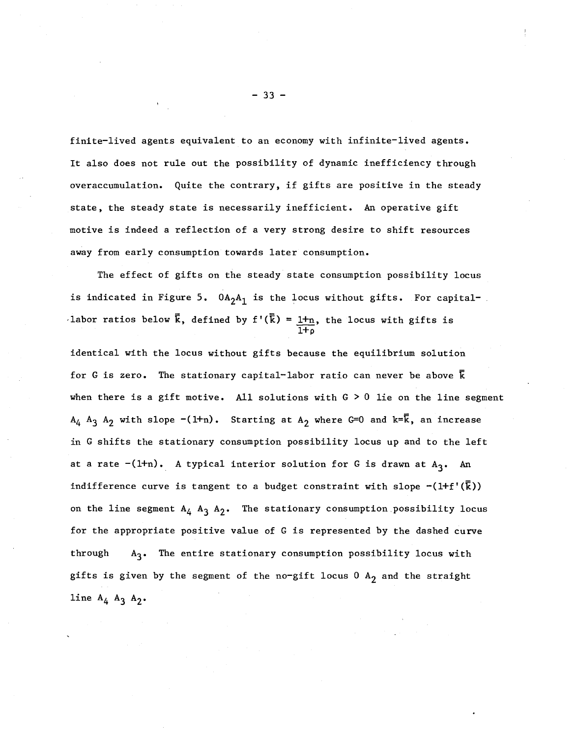finite-lived agents equivalent to an economy with infinite-lived agents. It also does not rule out the possibility of dynamic inefficiency through overaccumulation. Quite the contrary, if gifts are positive in the steady state, the steady state is necessarily inefficient. An operative gift motive is indeed a reflection of a very strong desire to shift resources away from early consumption towards later consumption.

The effect of gifts on the steady state consumption possibility locus is indicated in Figure 5. $0A_2A_1$ is the locus without gifts. For capital-labor ratios below $\bar{k}$, defined by $f'(\bar{k}) = \frac{1+n}{1+\rho}$, the locus with gifts is identical with the locus without gifts because the equilibrium solution for G is zero. The stationary capital-labor ratio can never be above $\bar{k}$ when there is a gift motive. All solutions with $G > 0$ lie on the line segment $A_4\ A_3\ A_2$ with slope $-(1+n)$. Starting at $A_2$ where $G=0$ and $k=\bar{k}$, an increase in G shifts the stationary consumption possibility locus up and to the left at a rate $-(1+n)$. A typical interior solution for G is drawn at $A_3$. An indifference curve is tangent to a budget constraint with slope $-(1+f'(\bar{k}))$ on the line segment $A_4\ A_3\ A_2$. The stationary consumption possibility locus for the appropriate positive value of G is represented by the dashed curve through $A_3$. The entire stationary consumption possibility locus with gifts is given by the segment of the no-gift locus $0\ A_2$ and the straight line $A_4\ A_3\ A_2$.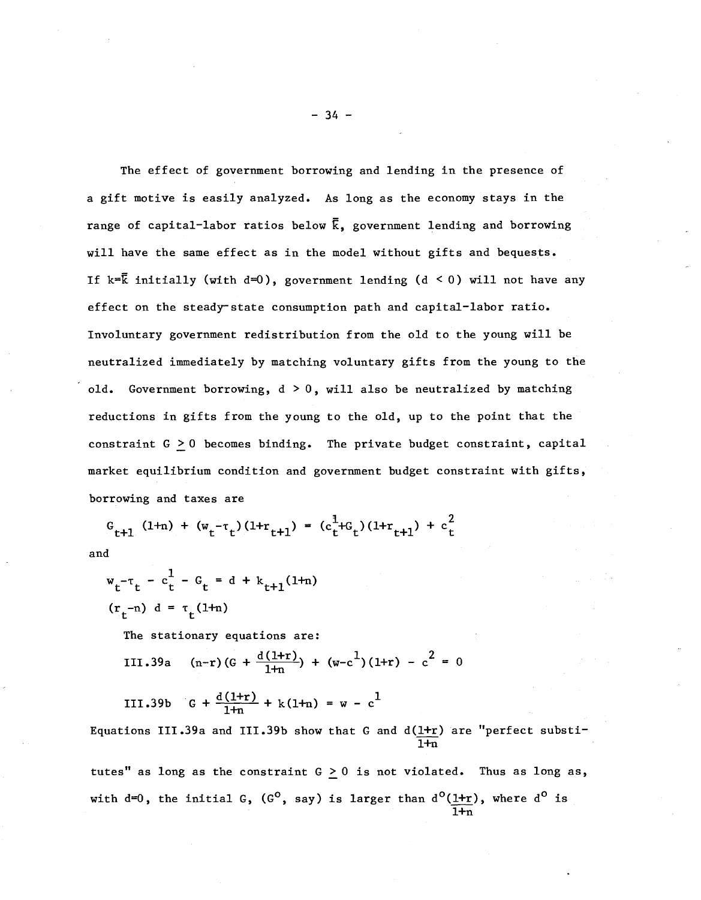The effect of government borrowing and lending in the presence of a gift motive is easily analyzed. As long as the economy stays in the range of capital-labor ratios below $\bar{\bar{k}}$, government lending and borrowing will have the same effect as in the model without gifts and bequests. If $k=\bar{\bar{k}}$ initially (with $d=0$), government lending ($d < 0$) will not have any effect on the steady-state consumption path and capital-labor ratio. Involuntary government redistribution from the old to the young will be neutralized immediately by matching voluntary gifts from the young to the old. Government borrowing, $d > 0$, will also be neutralized by matching reductions in gifts from the young to the old, up to the point that the constraint $G \geq 0$ becomes binding. The private budget constraint, capital market equilibrium condition and government budget constraint with gifts, borrowing and taxes are

$$G_{t+1}(1+n) + (w_t - \tau_t)(1+r_{t+1}) = (c_t^1 + G_t)(1+r_{t+1}) + c_t^2$$

and

$$w_t - \tau_t - c_t^1 - G_t = d + k_{t+1}(1+n)$$

$$(r_t - n)\, d = \tau_t (1+n)$$

The stationary equations are:

$$\text{III.39a} \qquad (n-r)\left(G + \frac{d(1+r)}{1+n}\right) + (w - c^1)(1+r) - c^2 = 0$$

$$\text{III.39b} \qquad G + \frac{d(1+r)}{1+n} + k(1+n) = w - c^1$$

Equations III.39a and III.39b show that $G$ and $d\frac{(1+r)}{1+n}$ are "perfect substitutes" as long as the constraint $G \geq 0$ is not violated. Thus as long as, with $d=0$, the initial $G$, ($G^o$, say) is larger than $d^o\frac{(1+r)}{1+n}$, where $d^o$ is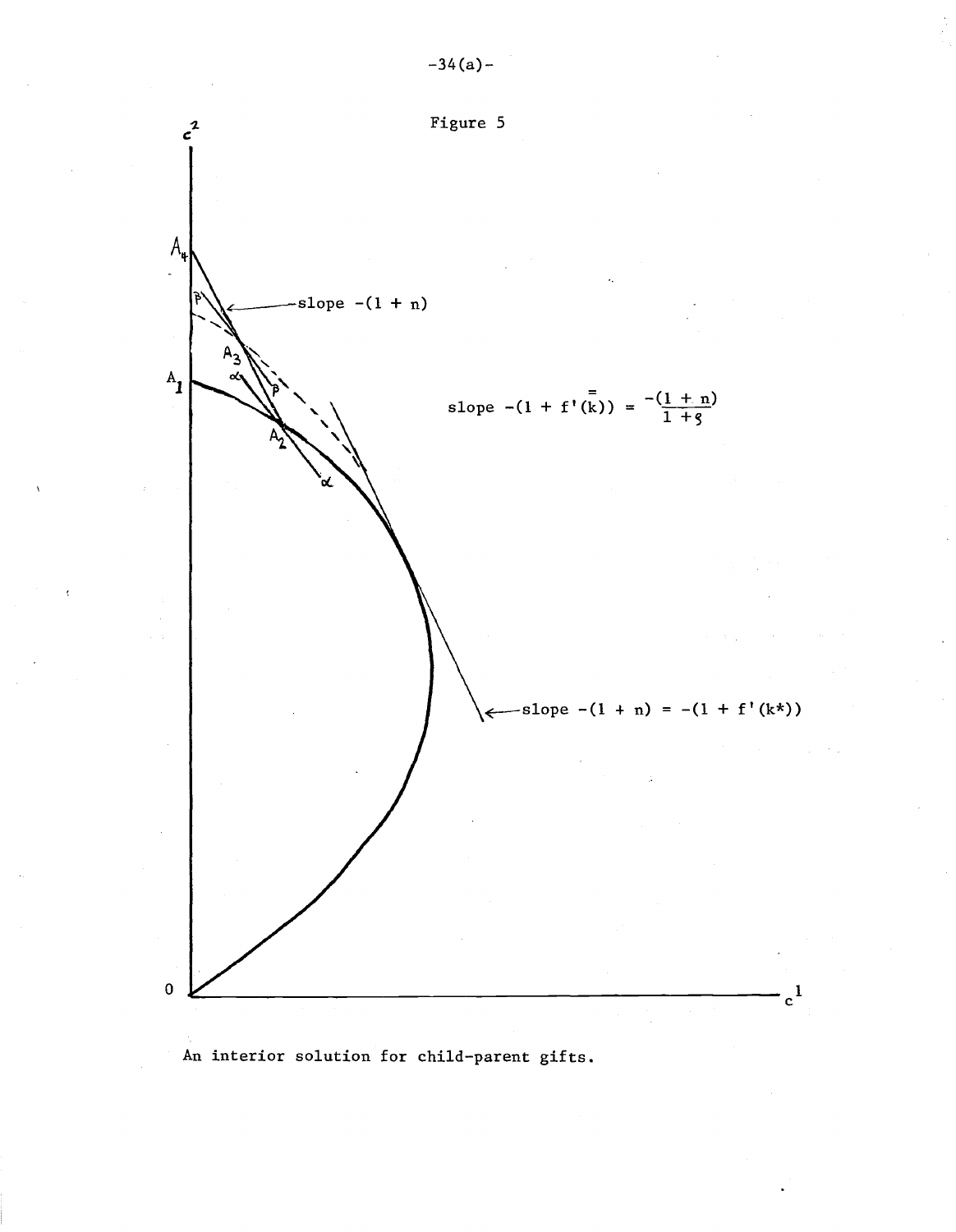Figure 5

$c^2$

$A_4$

$\beta$

slope $-(1 + n)$

$A_3$

$\alpha$

$\beta$

$A_1$

slope $-(1 + f'(\overline{\overline{k}})) = \frac{-(1 + n)}{1 + \rho}$

$A_2$

$\alpha$

slope $-(1 + n) = -(1 + f'(k^*))$

0

$c^1$

An interior solution for child-parent gifts.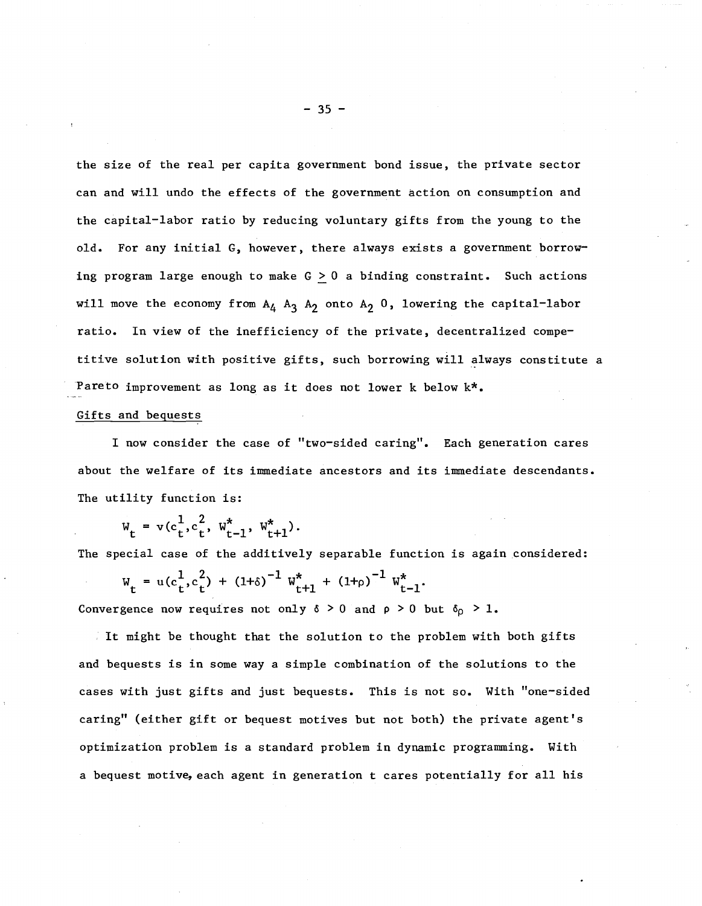the size of the real per capita government bond issue, the private sector can and will undo the effects of the government action on consumption and the capital-labor ratio by reducing voluntary gifts from the young to the old. For any initial G, however, there always exists a government borrowing program large enough to make $G \geq 0$ a binding constraint. Such actions will move the economy from $A_4$ $A_3$ $A_2$ onto $A_2$ 0, lowering the capital-labor ratio. In view of the inefficiency of the private, decentralized competitive solution with positive gifts, such borrowing will always constitute a Pareto improvement as long as it does not lower k below k*.

<u>Gifts and bequests</u>

I now consider the case of "two-sided caring". Each generation cares about the welfare of its immediate ancestors and its immediate descendants. The utility function is:

$$W_t = v(c_t^1, c_t^2, W_{t-1}^*, W_{t+1}^*).$$

The special case of the additively separable function is again considered:

$$W_t = u(c_t^1, c_t^2) + (1+\delta)^{-1} W_{t+1}^* + (1+\rho)^{-1} W_{t-1}^*.$$

Convergence now requires not only $\delta > 0$ and $\rho > 0$ but $\delta\rho > 1$.

It might be thought that the solution to the problem with both gifts and bequests is in some way a simple combination of the solutions to the cases with just gifts and just bequests. This is not so. With "one-sided caring" (either gift or bequest motives but not both) the private agent's optimization problem is a standard problem in dynamic programming. With a bequest motive, each agent in generation t cares potentially for all his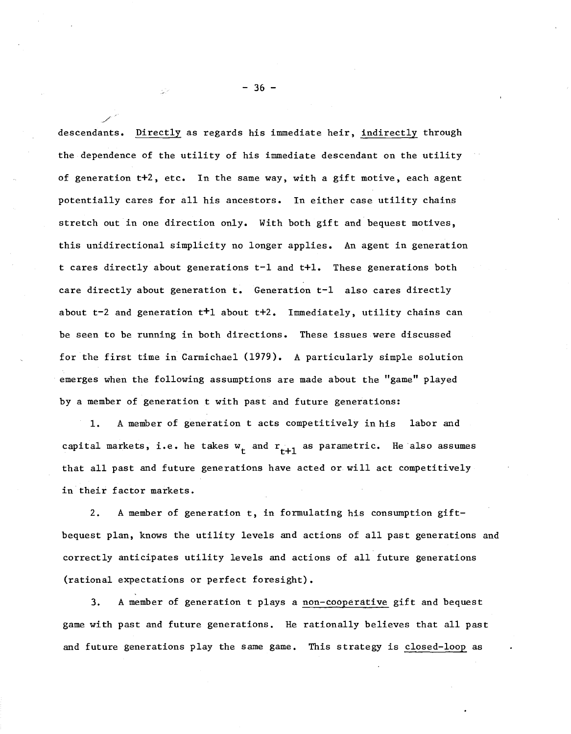descendants. Directly as regards his immediate heir, indirectly through the dependence of the utility of his immediate descendant on the utility of generation t+2, etc. In the same way, with a gift motive, each agent potentially cares for all his ancestors. In either case utility chains stretch out in one direction only. With both gift and bequest motives, this unidirectional simplicity no longer applies. An agent in generation t cares directly about generations t-1 and t+1. These generations both care directly about generation t. Generation t-1 also cares directly about t-2 and generation t+1 about t+2. Immediately, utility chains can be seen to be running in both directions. These issues were discussed for the first time in Carmichael (1979). A particularly simple solution emerges when the following assumptions are made about the "game" played by a member of generation t with past and future generations:

1. A member of generation t acts competitively in his labor and capital markets, i.e. he takes $w_t$ and $r_{t+1}$ as parametric. He also assumes that all past and future generations have acted or will act competitively in their factor markets.

2. A member of generation t, in formulating his consumption gift-bequest plan, knows the utility levels and actions of all past generations and correctly anticipates utility levels and actions of all future generations (rational expectations or perfect foresight).

3. A member of generation t plays a non-cooperative gift and bequest game with past and future generations. He rationally believes that all past and future generations play the same game. This strategy is closed-loop as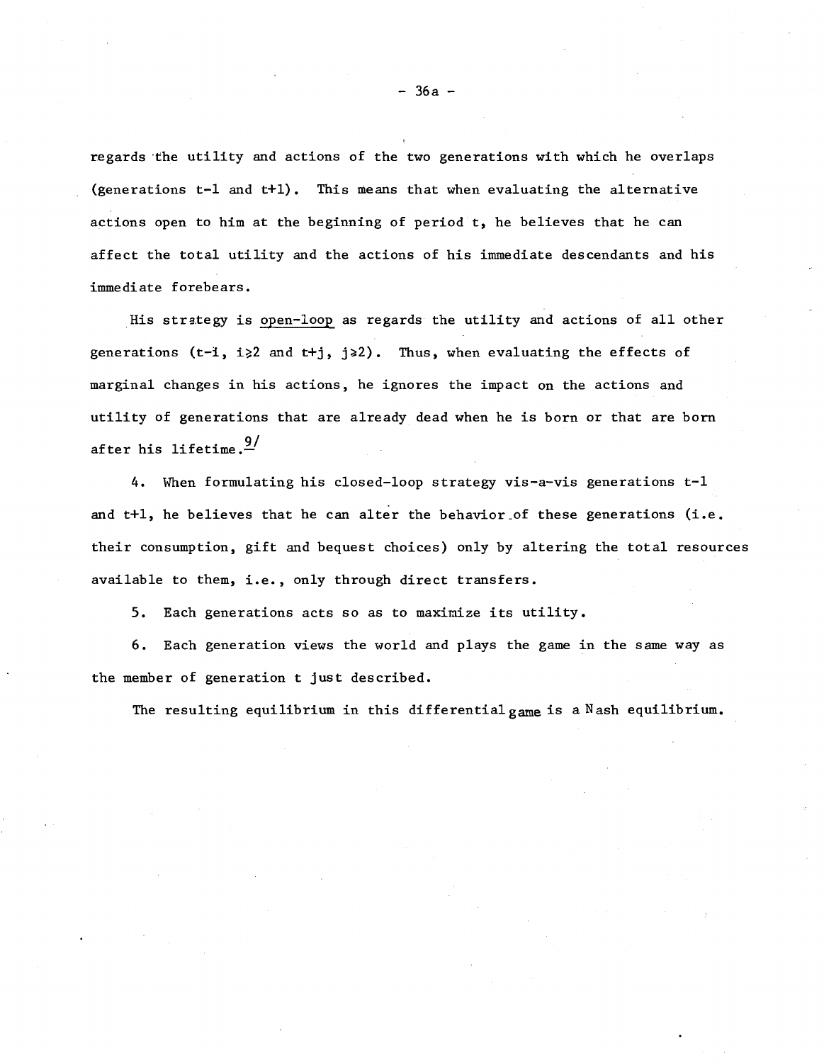regards the utility and actions of the two generations with which he overlaps (generations t-1 and t+1). This means that when evaluating the alternative actions open to him at the beginning of period t, he believes that he can affect the total utility and the actions of his immediate descendants and his immediate forebears.

His strategy is <u>open-loop</u> as regards the utility and actions of all other generations (t-i, i≥2 and t+j, j≥2). Thus, when evaluating the effects of marginal changes in his actions, he ignores the impact on the actions and utility of generations that are already dead when he is born or that are born after his lifetime.[9]

4. When formulating his closed-loop strategy vis-a-vis generations t-1 and t+1, he believes that he can alter the behavior of these generations (i.e. their consumption, gift and bequest choices) only by altering the total resources available to them, i.e., only through direct transfers.

5. Each generations acts so as to maximize its utility.

6. Each generation views the world and plays the game in the same way as the member of generation t just described.

The resulting equilibrium in this differential game is a Nash equilibrium.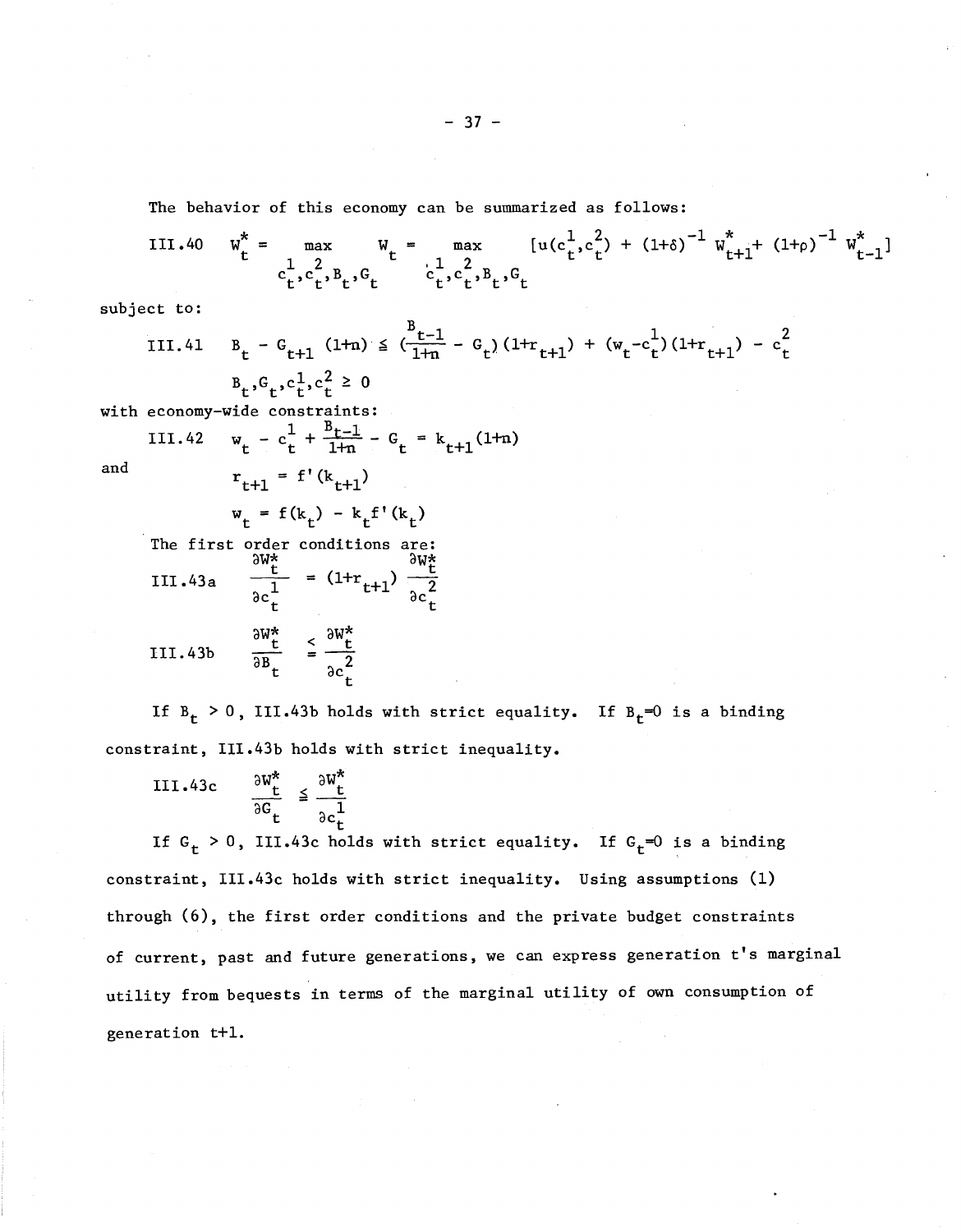The behavior of this economy can be summarized as follows:

$$\text{III.40} \quad W_t^* = \max_{c_t^1, c_t^2, B_t, G_t} W_t = \max_{c_t^1, c_t^2, B_t, G_t} [u(c_t^1, c_t^2) + (1+\delta)^{-1} W_{t+1}^* + (1+\rho)^{-1} W_{t-1}^*]$$

subject to:

$$\text{III.41} \quad B_t - G_{t+1}(1+n) \leq (\frac{B_{t-1}}{1+n} - G_t)(1+r_{t+1}) + (w_t - c_t^1)(1+r_{t+1}) - c_t^2$$

$$B_t, G_t, c_t^1, c_t^2 \geq 0$$

with economy-wide constraints:

$$\text{III.42} \quad w_t - c_t^1 + \frac{B_{t-1}}{1+n} - G_t = k_{t+1}(1+n)$$

and

$$r_{t+1} = f'(k_{t+1})$$

$$w_t = f(k_t) - k_t f'(k_t)$$

The first order conditions are:

$$\text{III.43a} \quad \frac{\partial W_t^*}{\partial c_t^1} = (1+r_{t+1}) \frac{\partial W_t^*}{\partial c_t^2}$$

$$\text{III.43b} \quad \frac{\partial W_t^*}{\partial B_t} \leq \frac{\partial W_t^*}{\partial c_t^2}$$

If $B_t > 0$, III.43b holds with strict equality. If $B_t = 0$ is a binding constraint, III.43b holds with strict inequality.

$$\text{III.43c} \quad \frac{\partial W_t^*}{\partial G_t} \leq \frac{\partial W_t^*}{\partial c_t^1}$$

If $G_t > 0$, III.43c holds with strict equality. If $G_t = 0$ is a binding constraint, III.43c holds with strict inequality. Using assumptions (1) through (6), the first order conditions and the private budget constraints of current, past and future generations, we can express generation t's marginal utility from bequests in terms of the marginal utility of own consumption of generation t+1.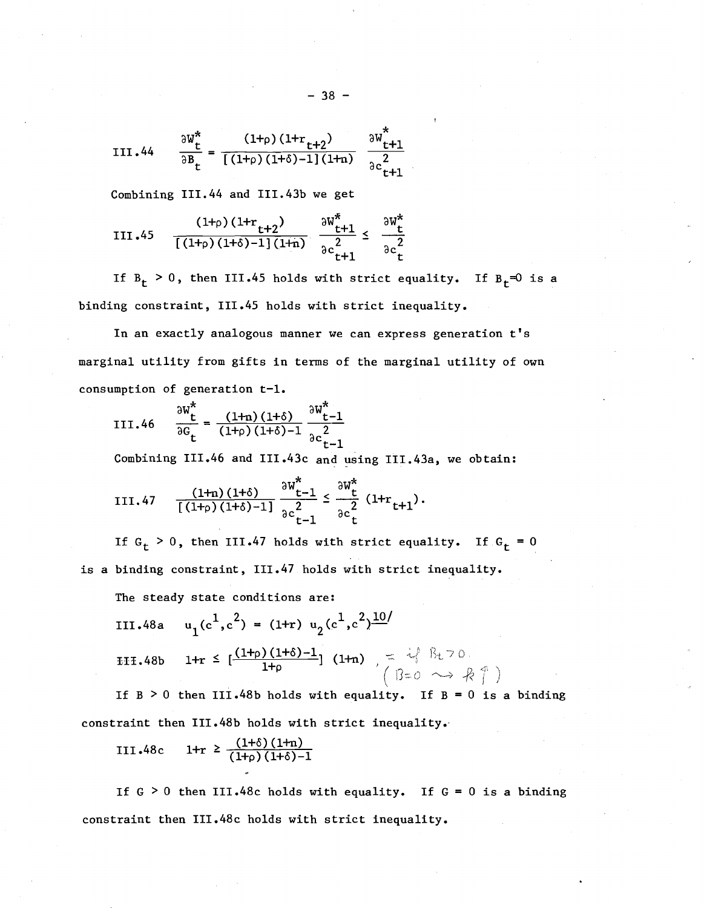III.44 $$\frac{\partial W_t^*}{\partial B_t} = \frac{(1+\rho)(1+r_{t+2})}{[(1+\rho)(1+\delta)-1](1+n)} \frac{\partial W_{t+1}^*}{\partial c_{t+1}^2}$$

Combining III.44 and III.43b we get

III.45 $$\frac{(1+\rho)(1+r_{t+2})}{[(1+\rho)(1+\delta)-1](1+n)} \frac{\partial W_{t+1}^*}{\partial c_{t+1}^2} \leq \frac{\partial W_t^*}{\partial c_t^2}$$

If $B_t > 0$, then III.45 holds with strict equality. If $B_t=0$ is a binding constraint, III.45 holds with strict inequality.

In an exactly analogous manner we can express generation t's marginal utility from gifts in terms of the marginal utility of own consumption of generation t-1.

III.46 $$\frac{\partial W_t^*}{\partial G_t} = \frac{(1+n)(1+\delta)}{(1+\rho)(1+\delta)-1} \frac{\partial W_{t-1}^*}{\partial c_{t-1}^2}$$

Combining III.46 and III.43c and using III.43a, we obtain:

III.47 $$\frac{(1+n)(1+\delta)}{[(1+\rho)(1+\delta)-1]} \frac{\partial W_{t-1}^*}{\partial c_{t-1}^2} \leq \frac{\partial W_t^*}{\partial c_t^2}(1+r_{t+1}).$$

If $G_t > 0$, then III.47 holds with strict equality. If $G_t = 0$ is a binding constraint, III.47 holds with strict inequality.

The steady state conditions are:

III.48a $$u_1(c^1,c^2) = (1+r)\, u_2(c^1,c^2)$$ 10/

III.48b $$1+r \leq \left[\frac{(1+\rho)(1+\delta)-1}{1+\rho}\right](1+n)$$ , = if $B_t>0$. ( $B=0 \rightsquigarrow R\uparrow$ )

If $B > 0$ then III.48b holds with equality. If $B = 0$ is a binding constraint then III.48b holds with strict inequality.

III.48c $$1+r \geq \frac{(1+\delta)(1+n)}{(1+\rho)(1+\delta)-1}$$

If $G > 0$ then III.48c holds with equality. If $G = 0$ is a binding constraint then III.48c holds with strict inequality.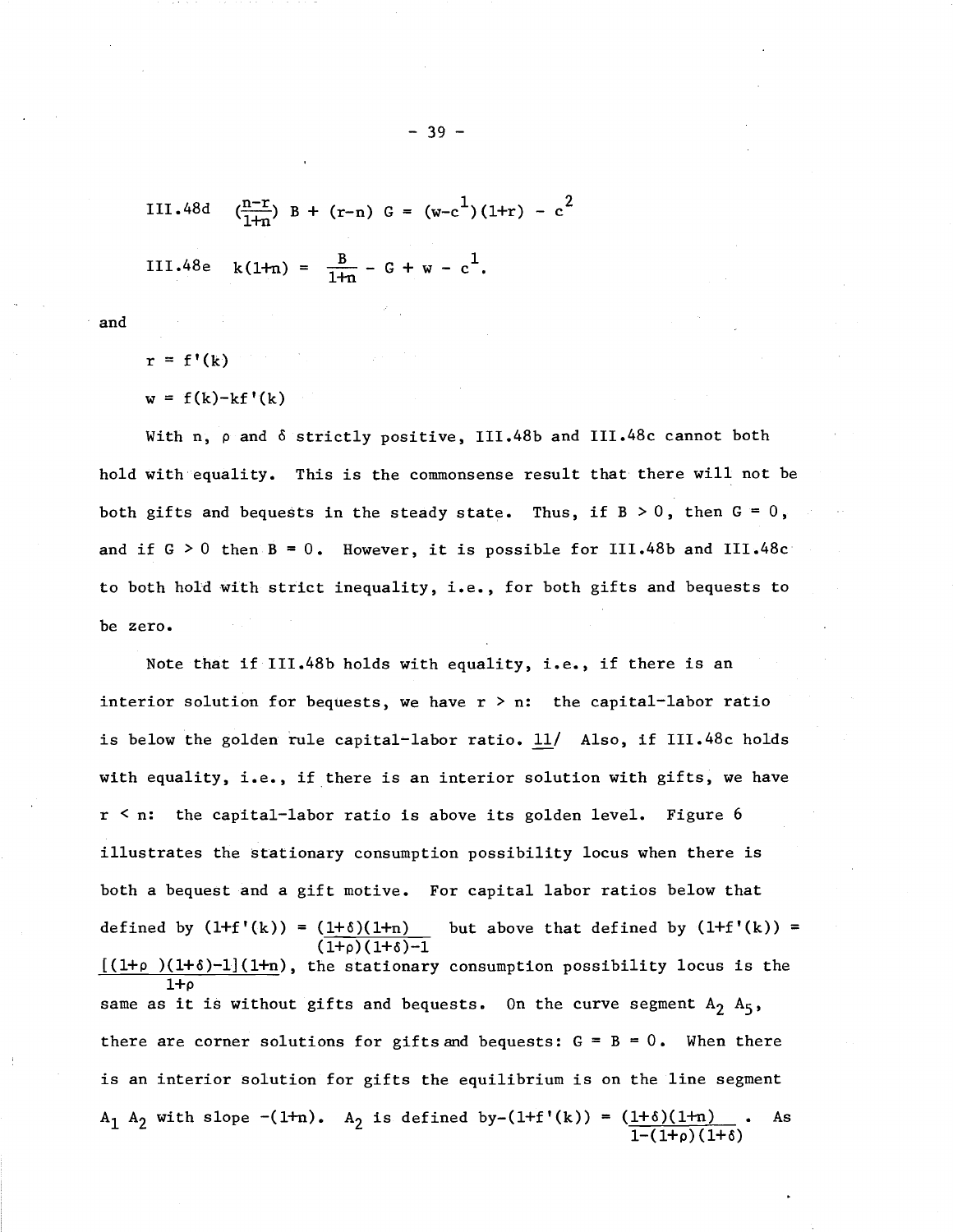III.48d $\quad (\frac{n-r}{1+n})\, B + (r-n)\, G = (w-c^1)(1+r) - c^2$

III.48e $\quad k(1+n) = \frac{B}{1+n} - G + w - c^1.$

and

$$r = f'(k)$$

$$w = f(k)-kf'(k)$$

With n, $\rho$ and $\delta$ strictly positive, III.48b and III.48c cannot both hold with equality. This is the commonsense result that there will not be both gifts and bequests in the steady state. Thus, if $B > 0$, then $G = 0$, and if $G > 0$ then $B = 0$. However, it is possible for III.48b and III.48c to both hold with strict inequality, i.e., for both gifts and bequests to be zero.

Note that if III.48b holds with equality, i.e., if there is an interior solution for bequests, we have $r > n$: the capital-labor ratio is below the golden rule capital-labor ratio. 11/ Also, if III.48c holds with equality, i.e., if there is an interior solution with gifts, we have $r < n$: the capital-labor ratio is above its golden level. Figure 6 illustrates the stationary consumption possibility locus when there is both a bequest and a gift motive. For capital labor ratios below that defined by $(1+f'(k)) = \frac{(1+\delta)(1+n)}{(1+\rho)(1+\delta)-1}$ but above that defined by $(1+f'(k)) = \frac{[(1+\rho)(1+\delta)-1](1+n)}{1+\rho}$, the stationary consumption possibility locus is the same as it is without gifts and bequests. On the curve segment $A_2\, A_5$, there are corner solutions for gifts and bequests: $G = B = 0$. When there is an interior solution for gifts the equilibrium is on the line segment $A_1\, A_2$ with slope $-(1+n)$. $A_2$ is defined by $-(1+f'(k)) = \frac{(1+\delta)(1+n)}{1-(1+\rho)(1+\delta)}$. As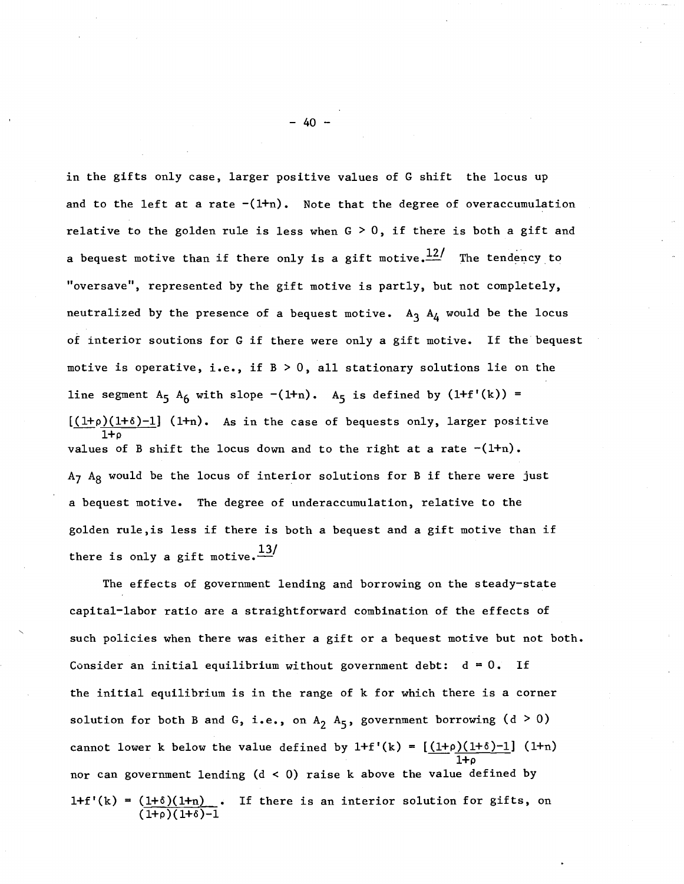in the gifts only case, larger positive values of G shift the locus up and to the left at a rate $-(1+n)$. Note that the degree of overaccumulation relative to the golden rule is less when $G > 0$, if there is both a gift and a bequest motive than if there only is a gift motive.[12] The tendency to "oversave", represented by the gift motive is partly, but not completely, neutralized by the presence of a bequest motive. $A_3 A_4$ would be the locus of interior soutions for G if there were only a gift motive. If the bequest motive is operative, i.e., if $B > 0$, all stationary solutions lie on the line segment $A_5 A_6$ with slope $-(1+n)$. $A_5$ is defined by $(1+f'(k)) = \left[\frac{(1+\rho)(1+\delta)-1}{1+\rho}\right](1+n)$. As in the case of bequests only, larger positive values of B shift the locus down and to the right at a rate $-(1+n)$. $A_7 A_8$ would be the locus of interior solutions for B if there were just a bequest motive. The degree of underaccumulation, relative to the golden rule,is less if there is both a bequest and a gift motive than if there is only a gift motive.[13]

The effects of government lending and borrowing on the steady-state capital-labor ratio are a straightforward combination of the effects of such policies when there was either a gift or a bequest motive but not both. Consider an initial equilibrium without government debt: $d = 0$. If the initial equilibrium is in the range of k for which there is a corner solution for both B and G, i.e., on $A_2 A_5$, government borrowing $(d > 0)$ cannot lower k below the value defined by $1+f'(k) = \left[\frac{(1+\rho)(1+\delta)-1}{1+\rho}\right](1+n)$ nor can government lending $(d < 0)$ raise k above the value defined by $1+f'(k) = \frac{(1+\delta)(1+n)}{(1+\rho)(1+\delta)-1}$. If there is an interior solution for gifts, on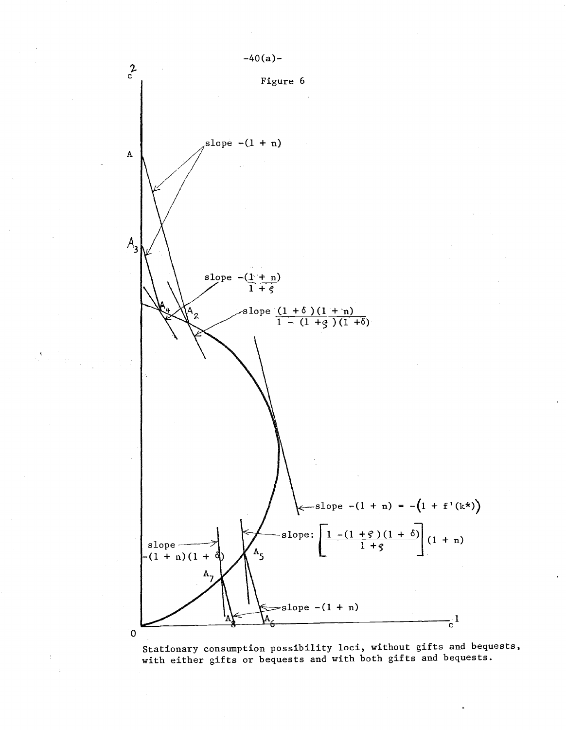Figure 6

Stationary consumption possibility loci, without gifts and bequests, with either gifts or bequests and with both gifts and bequests.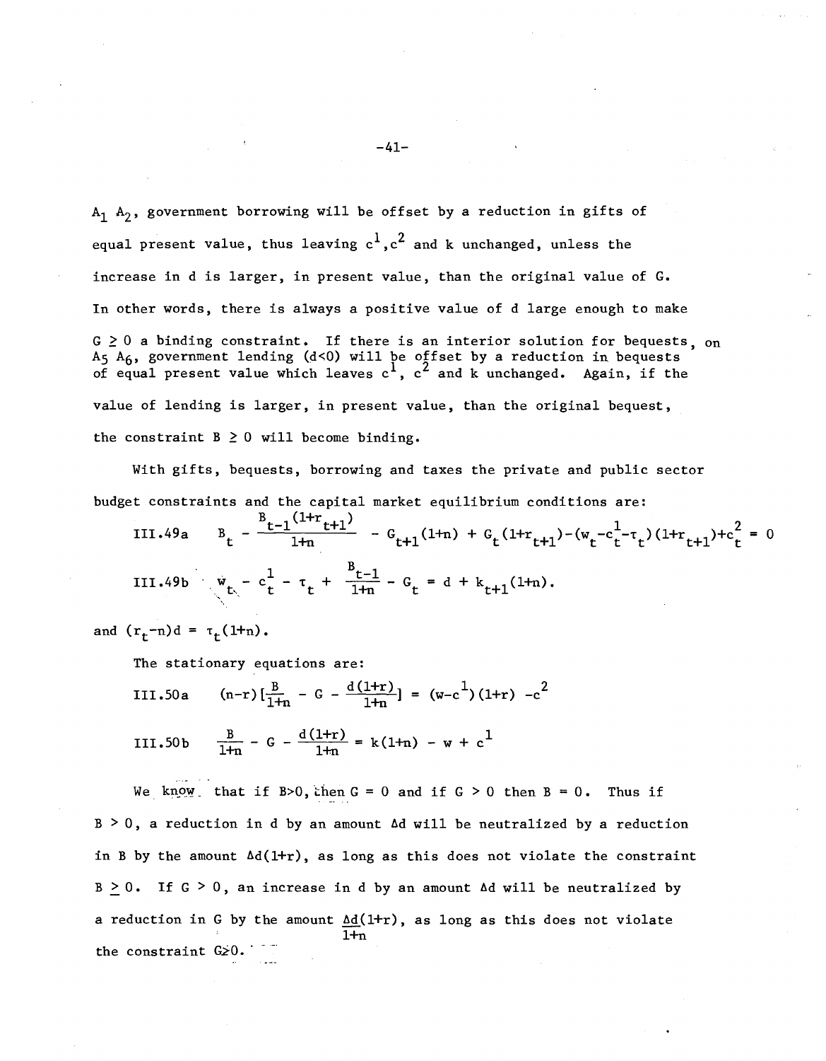$A_1$ $A_2$, government borrowing will be offset by a reduction in gifts of equal present value, thus leaving $c^1, c^2$ and k unchanged, unless the increase in d is larger, in present value, than the original value of G. In other words, there is always a positive value of d large enough to make $G \geq 0$ a binding constraint. If there is an interior solution for bequests, on $A_5$ $A_6$, government lending ($d<0$) will be offset by a reduction in bequests of equal present value which leaves $c^1$, $c^2$ and k unchanged. Again, if the value of lending is larger, in present value, than the original bequest, the constraint $B \geq 0$ will become binding.

With gifts, bequests, borrowing and taxes the private and public sector budget constraints and the capital market equilibrium conditions are:

$$\text{III.49a} \quad B_t - \frac{B_{t-1}(1+r_{t+1})}{1+n} - G_{t+1}(1+n) + G_t(1+r_{t+1}) - (w_t - c_t^1 - \tau_t)(1+r_{t+1}) + c_t^2 = 0$$

$$\text{III.49b} \quad w_t - c_t^1 - \tau_t + \frac{B_{t-1}}{1+n} - G_t = d + k_{t+1}(1+n).$$

and $(r_t - n)d = \tau_t(1+n)$.

The stationary equations are:

$$\text{III.50a} \quad (n-r)\left[\frac{B}{1+n} - G - \frac{d(1+r)}{1+n}\right] = (w - c^1)(1+r) - c^2$$

$$\text{III.50b} \quad \frac{B}{1+n} - G - \frac{d(1+r)}{1+n} = k(1+n) - w + c^1$$

We know that if $B>0$, then $G = 0$ and if $G > 0$ then $B = 0$. Thus if $B > 0$, a reduction in d by an amount $\Delta d$ will be neutralized by a reduction in B by the amount $\Delta d(1+r)$, as long as this does not violate the constraint $B \geq 0$. If $G > 0$, an increase in d by an amount $\Delta d$ will be neutralized by a reduction in G by the amount $\frac{\Delta d}{1+n}(1+r)$, as long as this does not violate the constraint $G \geq 0$.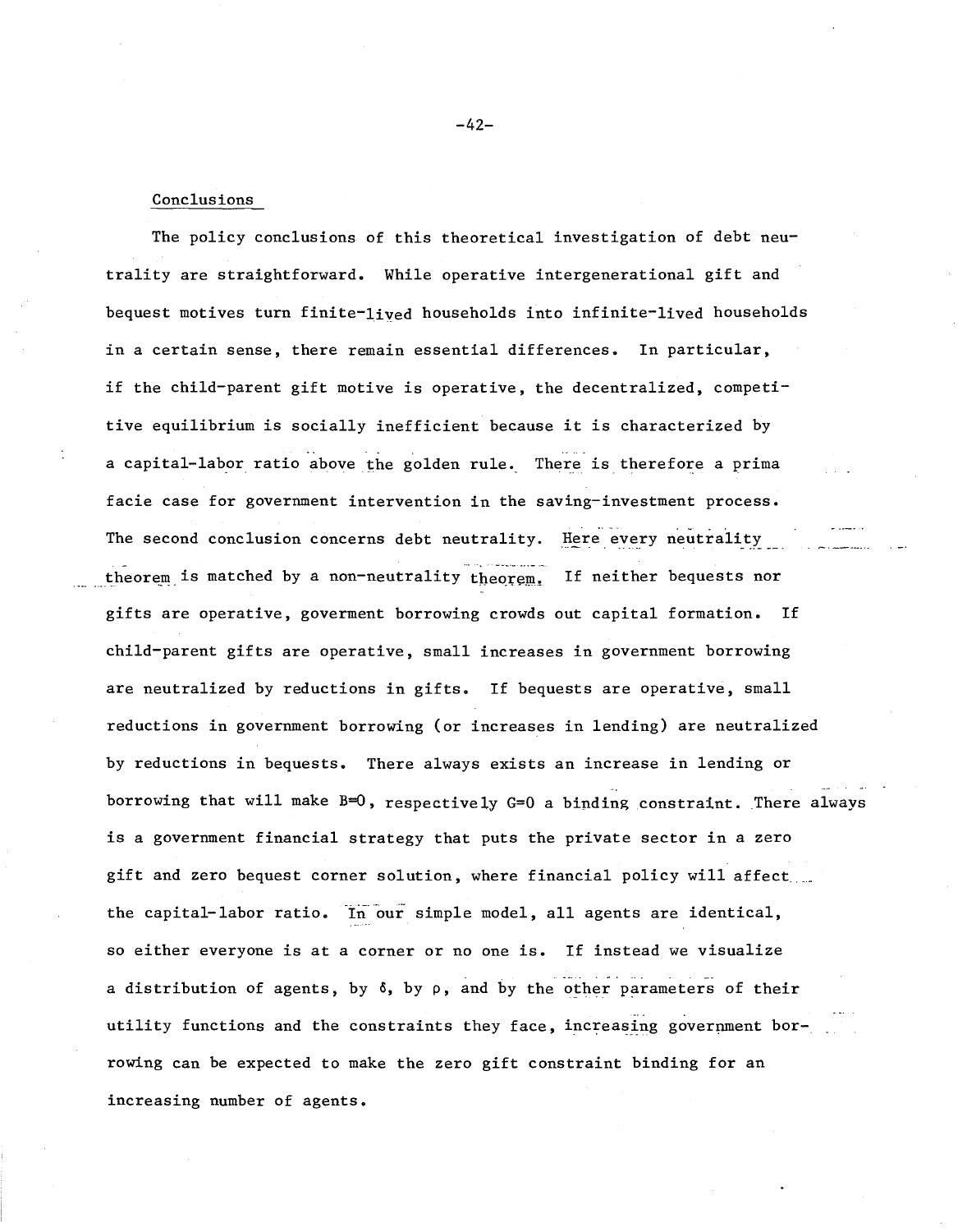## Conclusions

The policy conclusions of this theoretical investigation of debt neutrality are straightforward. While operative intergenerational gift and bequest motives turn finite-lived households into infinite-lived households in a certain sense, there remain essential differences. In particular, if the child-parent gift motive is operative, the decentralized, competitive equilibrium is socially inefficient because it is characterized by a capital-labor ratio above the golden rule. There is therefore a prima facie case for government intervention in the saving-investment process. The second conclusion concerns debt neutrality. Here every neutrality theorem is matched by a non-neutrality theorem. If neither bequests nor gifts are operative, goverment borrowing crowds out capital formation. If child-parent gifts are operative, small increases in government borrowing are neutralized by reductions in gifts. If bequests are operative, small reductions in government borrowing (or increases in lending) are neutralized by reductions in bequests. There always exists an increase in lending or borrowing that will make $B=0$, respectively $G=0$ a binding constraint. There always is a government financial strategy that puts the private sector in a zero gift and zero bequest corner solution, where financial policy will affect the capital-labor ratio. In our simple model, all agents are identical, so either everyone is at a corner or no one is. If instead we visualize a distribution of agents, by $\delta$, by $\rho$, and by the other parameters of their utility functions and the constraints they face, increasing government borrowing can be expected to make the zero gift constraint binding for an increasing number of agents.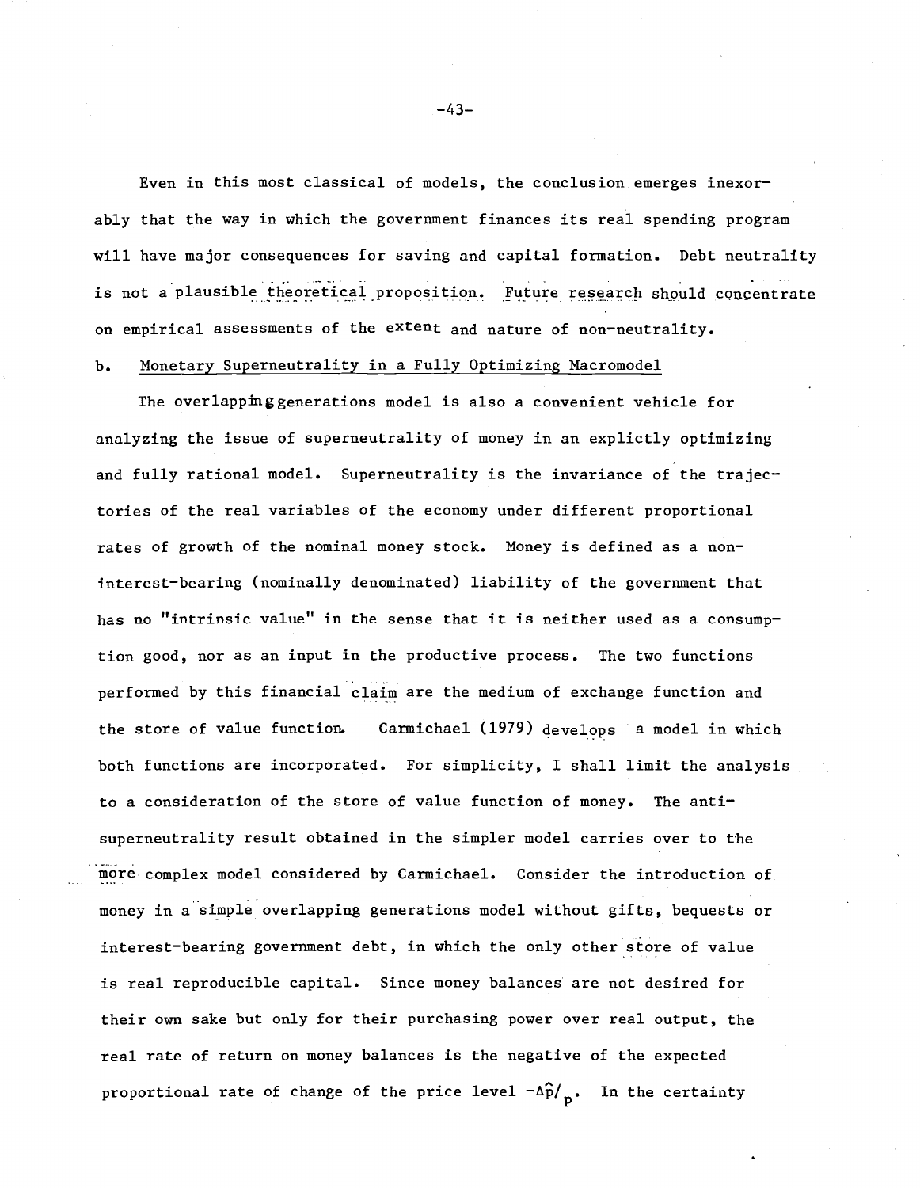Even in this most classical of models, the conclusion emerges inexorably that the way in which the government finances its real spending program will have major consequences for saving and capital formation. Debt neutrality is not a plausible theoretical proposition. Future research should concentrate on empirical assessments of the extent and nature of non-neutrality.

b. Monetary Superneutrality in a Fully Optimizing Macromodel

The overlapping generations model is also a convenient vehicle for analyzing the issue of superneutrality of money in an explictly optimizing and fully rational model. Superneutrality is the invariance of the trajectories of the real variables of the economy under different proportional rates of growth of the nominal money stock. Money is defined as a non-interest-bearing (nominally denominated) liability of the government that has no "intrinsic value" in the sense that it is neither used as a consumption good, nor as an input in the productive process. The two functions performed by this financial claim are the medium of exchange function and the store of value function. Carmichael (1979) develops a model in which both functions are incorporated. For simplicity, I shall limit the analysis to a consideration of the store of value function of money. The anti-superneutrality result obtained in the simpler model carries over to the more complex model considered by Carmichael. Consider the introduction of money in a simple overlapping generations model without gifts, bequests or interest-bearing government debt, in which the only other store of value is real reproducible capital. Since money balances are not desired for their own sake but only for their purchasing power over real output, the real rate of return on money balances is the negative of the expected proportional rate of change of the price level $-\Delta\hat{p}/_{p}$. In the certainty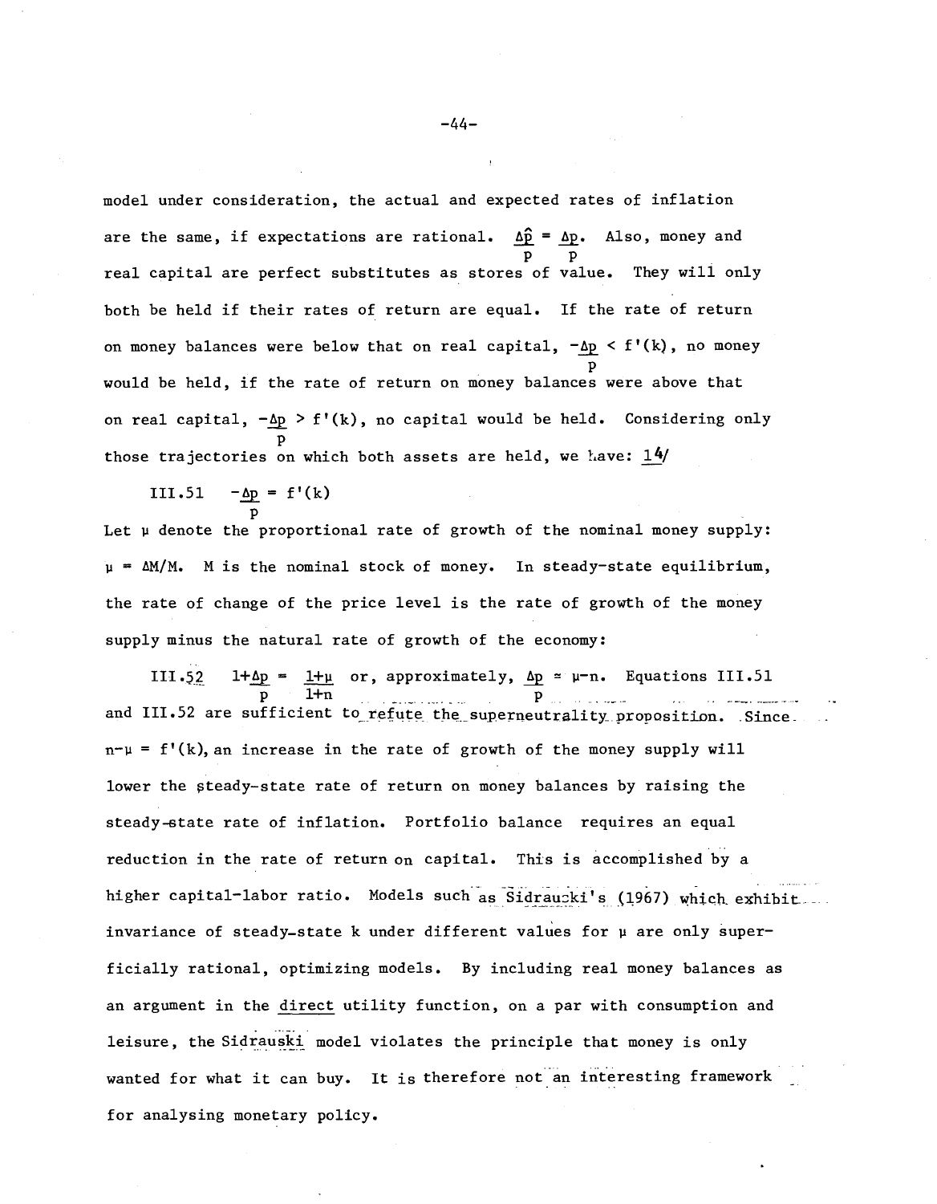model under consideration, the actual and expected rates of inflation are the same, if expectations are rational. $\frac{\Delta\hat{p}}{p} = \frac{\Delta p}{p}$. Also, money and real capital are perfect substitutes as stores of value. They will only both be held if their rates of return are equal. If the rate of return on money balances were below that on real capital, $-\frac{\Delta p}{p} < f'(k)$, no money would be held, if the rate of return on money balances were above that on real capital, $-\frac{\Delta p}{p} > f'(k)$, no capital would be held. Considering only those trajectories on which both assets are held, we have: 14/

III.51 $\quad -\frac{\Delta p}{p} = f'(k)$

Let $\mu$ denote the proportional rate of growth of the nominal money supply: $\mu = \Delta M/M$. M is the nominal stock of money. In steady-state equilibrium, the rate of change of the price level is the rate of growth of the money supply minus the natural rate of growth of the economy:

III.52 $\quad 1+\frac{\Delta p}{p} = \frac{1+\mu}{1+n}$ or, approximately, $\frac{\Delta p}{p} \approx \mu-n$. Equations III.51 and III.52 are sufficient to refute the superneutrality proposition. Since $n-\mu = f'(k)$, an increase in the rate of growth of the money supply will lower the steady-state rate of return on money balances by raising the steady-state rate of inflation. Portfolio balance requires an equal reduction in the rate of return on capital. This is accomplished by a higher capital-labor ratio. Models such as Sidrauski's (1967) which exhibit invariance of steady-state k under different values for $\mu$ are only superficially rational, optimizing models. By including real money balances as an argument in the direct utility function, on a par with consumption and leisure, the Sidrauski model violates the principle that money is only wanted for what it can buy. It is therefore not an interesting framework for analysing monetary policy.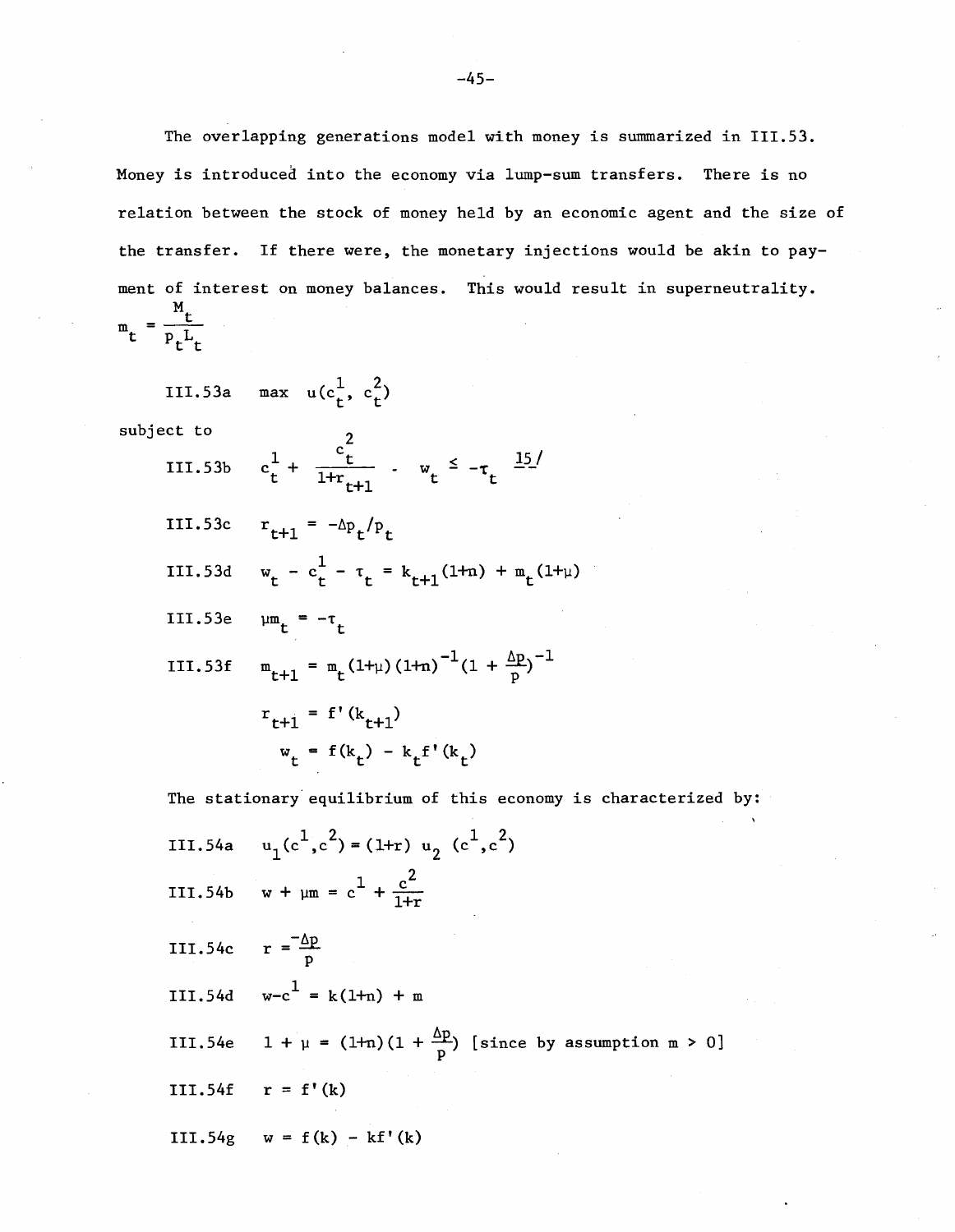The overlapping generations model with money is summarized in III.53. Money is introduced into the economy via lump-sum transfers. There is no relation between the stock of money held by an economic agent and the size of the transfer. If there were, the monetary injections would be akin to payment of interest on money balances. This would result in superneutrality.

$$m_t = \frac{M_t}{p_t L_t}$$

III.53a $\quad \max \; u(c_t^1, c_t^2)$

subject to

III.53b $\quad c_t^1 + \dfrac{c_t^2}{1+r_{t+1}} - w_t \leq -\tau_t$ 15/

III.53c $\quad r_{t+1} = -\Delta p_t / p_t$

III.53d $\quad w_t - c_t^1 - \tau_t = k_{t+1}(1+n) + m_t(1+\mu)$

III.53e $\quad \mu m_t = -\tau_t$

III.53f $\quad m_{t+1} = m_t(1+\mu)(1+n)^{-1}(1 + \frac{\Delta p}{p})^{-1}$

$$r_{t+1} = f'(k_{t+1})$$

$$w_t = f(k_t) - k_t f'(k_t)$$

The stationary equilibrium of this economy is characterized by:

III.54a $\quad u_1(c^1, c^2) = (1+r)\, u_2\, (c^1, c^2)$

III.54b $\quad w + \mu m = c^1 + \dfrac{c^2}{1+r}$

III.54c $\quad r = \dfrac{-\Delta p}{p}$

III.54d $\quad w - c^1 = k(1+n) + m$

III.54e $\quad 1 + \mu = (1+n)(1 + \frac{\Delta p}{p})$ [since by assumption $m > 0$]

III.54f $\quad r = f'(k)$

III.54g $\quad w = f(k) - kf'(k)$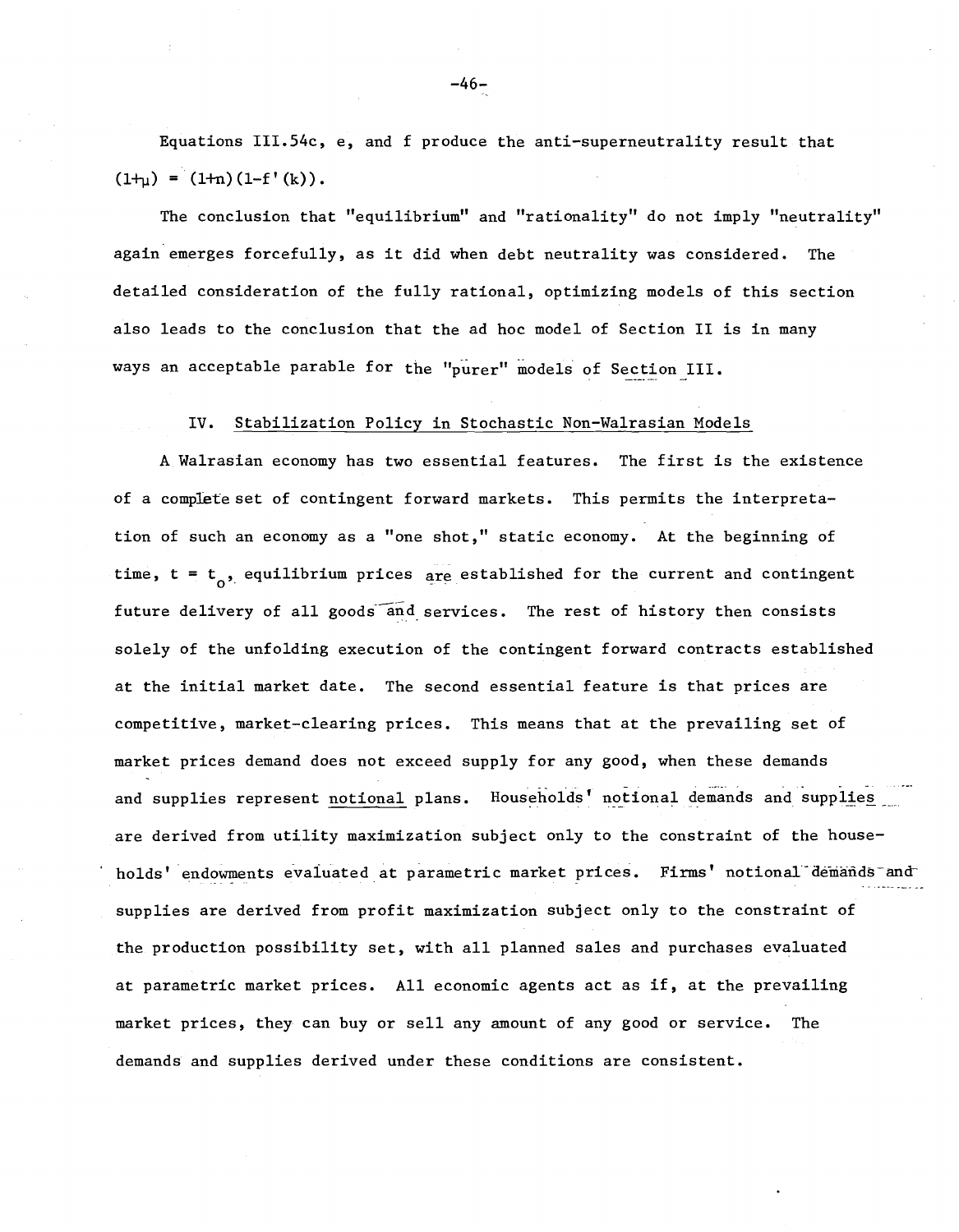Equations III.54c, e, and f produce the anti-superneutrality result that $(1+\mu) = (1+n)(1-f'(k))$.

The conclusion that "equilibrium" and "rationality" do not imply "neutrality" again emerges forcefully, as it did when debt neutrality was considered. The detailed consideration of the fully rational, optimizing models of this section also leads to the conclusion that the ad hoc model of Section II is in many ways an acceptable parable for the "purer" models of Section III.

## IV. Stabilization Policy in Stochastic Non-Walrasian Models

A Walrasian economy has two essential features. The first is the existence of a complete set of contingent forward markets. This permits the interpretation of such an economy as a "one shot," static economy. At the beginning of time, $t = t_0$, equilibrium prices are established for the current and contingent future delivery of all goods and services. The rest of history then consists solely of the unfolding execution of the contingent forward contracts established at the initial market date. The second essential feature is that prices are competitive, market-clearing prices. This means that at the prevailing set of market prices demand does not exceed supply for any good, when these demands and supplies represent notional plans. Households' notional demands and supplies are derived from utility maximization subject only to the constraint of the households' endowments evaluated at parametric market prices. Firms' notional demands and supplies are derived from profit maximization subject only to the constraint of the production possibility set, with all planned sales and purchases evaluated at parametric market prices. All economic agents act as if, at the prevailing market prices, they can buy or sell any amount of any good or service. The demands and supplies derived under these conditions are consistent.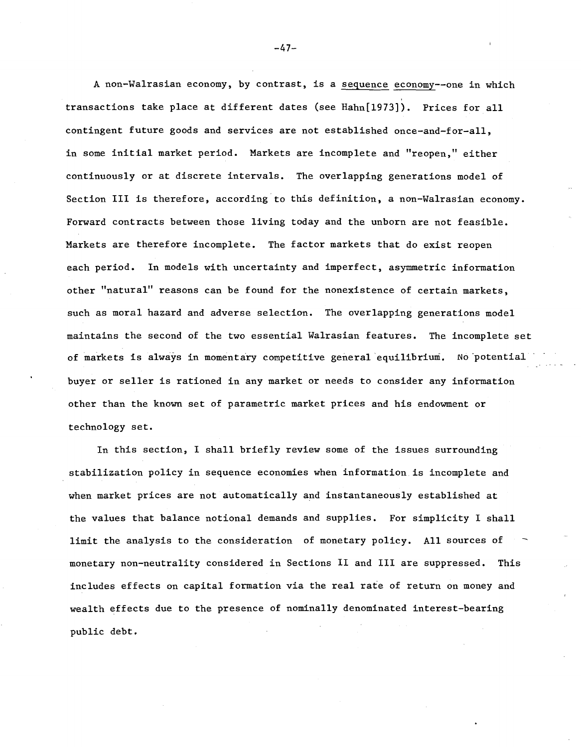A non-Walrasian economy, by contrast, is a <u>sequence economy</u>--one in which transactions take place at different dates (see Hahn[1973]). Prices for all contingent future goods and services are not established once-and-for-all, in some initial market period. Markets are incomplete and "reopen," either continuously or at discrete intervals. The overlapping generations model of Section III is therefore, according to this definition, a non-Walrasian economy. Forward contracts between those living today and the unborn are not feasible. Markets are therefore incomplete. The factor markets that do exist reopen each period. In models with uncertainty and imperfect, asymmetric information other "natural" reasons can be found for the nonexistence of certain markets, such as moral hazard and adverse selection. The overlapping generations model maintains the second of the two essential Walrasian features. The incomplete set of markets is always in momentary competitive general equilibrium. No potential buyer or seller is rationed in any market or needs to consider any information other than the known set of parametric market prices and his endowment or technology set.

In this section, I shall briefly review some of the issues surrounding stabilization policy in sequence economies when information is incomplete and when market prices are not automatically and instantaneously established at the values that balance notional demands and supplies. For simplicity I shall limit the analysis to the consideration of monetary policy. All sources of monetary non-neutrality considered in Sections II and III are suppressed. This includes effects on capital formation via the real rate of return on money and wealth effects due to the presence of nominally denominated interest-bearing public debt.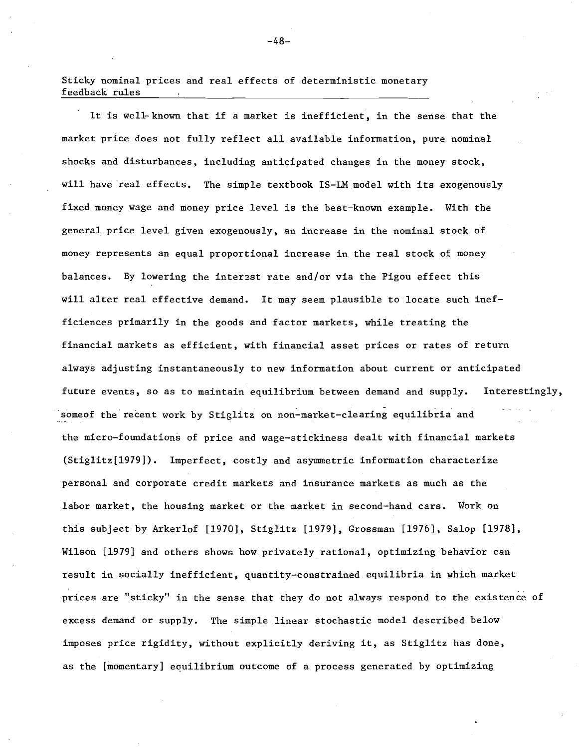## Sticky nominal prices and real effects of deterministic monetary feedback rules

It is well-known that if a market is inefficient, in the sense that the market price does not fully reflect all available information, pure nominal shocks and disturbances, including anticipated changes in the money stock, will have real effects. The simple textbook IS-LM model with its exogenously fixed money wage and money price level is the best-known example. With the general price level given exogenously, an increase in the nominal stock of money represents an equal proportional increase in the real stock of money balances. By lowering the interest rate and/or via the Pigou effect this will alter real effective demand. It may seem plausible to locate such inefficiences primarily in the goods and factor markets, while treating the financial markets as efficient, with financial asset prices or rates of return always adjusting instantaneously to new information about current or anticipated future events, so as to maintain equilibrium between demand and supply. Interestingly, someof the recent work by Stiglitz on non-market-clearing equilibria and the micro-foundations of price and wage-stickiness dealt with financial markets (Stiglitz[1979]). Imperfect, costly and asymmetric information characterize personal and corporate credit markets and insurance markets as much as the labor market, the housing market or the market in second-hand cars. Work on this subject by Arkerlof [1970], Stiglitz [1979], Grossman [1976], Salop [1978], Wilson [1979] and others shows how privately rational, optimizing behavior can result in socially inefficient, quantity-constrained equilibria in which market prices are "sticky" in the sense that they do not always respond to the existence of excess demand or supply. The simple linear stochastic model described below imposes price rigidity, without explicitly deriving it, as Stiglitz has done, as the [momentary] equilibrium outcome of a process generated by optimizing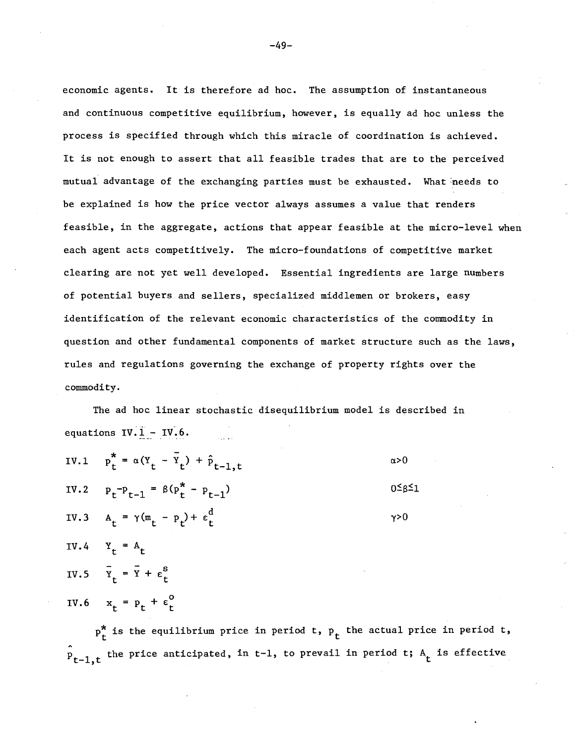economic agents. It is therefore ad hoc. The assumption of instantaneous and continuous competitive equilibrium, however, is equally ad hoc unless the process is specified through which this miracle of coordination is achieved. It is not enough to assert that all feasible trades that are to the perceived mutual advantage of the exchanging parties must be exhausted. What needs to be explained is how the price vector always assumes a value that renders feasible, in the aggregate, actions that appear feasible at the micro-level when each agent acts competitively. The micro-foundations of competitive market clearing are not yet well developed. Essential ingredients are large numbers of potential buyers and sellers, specialized middlemen or brokers, easy identification of the relevant economic characteristics of the commodity in question and other fundamental components of market structure such as the laws, rules and regulations governing the exchange of property rights over the commodity.

The ad hoc linear stochastic disequilibrium model is described in equations IV.1 - IV.6.

IV.1 $\quad p^*_t = \alpha(Y_t - \bar{Y}_t) + \hat{p}_{t-1,t} \qquad \alpha>0$

IV.2 $\quad p_t - p_{t-1} = \beta(p^*_t - p_{t-1}) \qquad 0\leq\beta\leq 1$

IV.3 $\quad A_t = \gamma(m_t - p_t) + \varepsilon^d_t \qquad \gamma>0$

IV.4 $\quad Y_t = A_t$

IV.5 $\quad \bar{Y}_t = \bar{Y} + \varepsilon^s_t$

IV.6 $\quad x_t = p_t + \varepsilon^o_t$

$p^*_t$ is the equilibrium price in period t, $p_t$ the actual price in period t, $\hat{p}_{t-1,t}$ the price anticipated, in t-1, to prevail in period t; $A_t$ is effective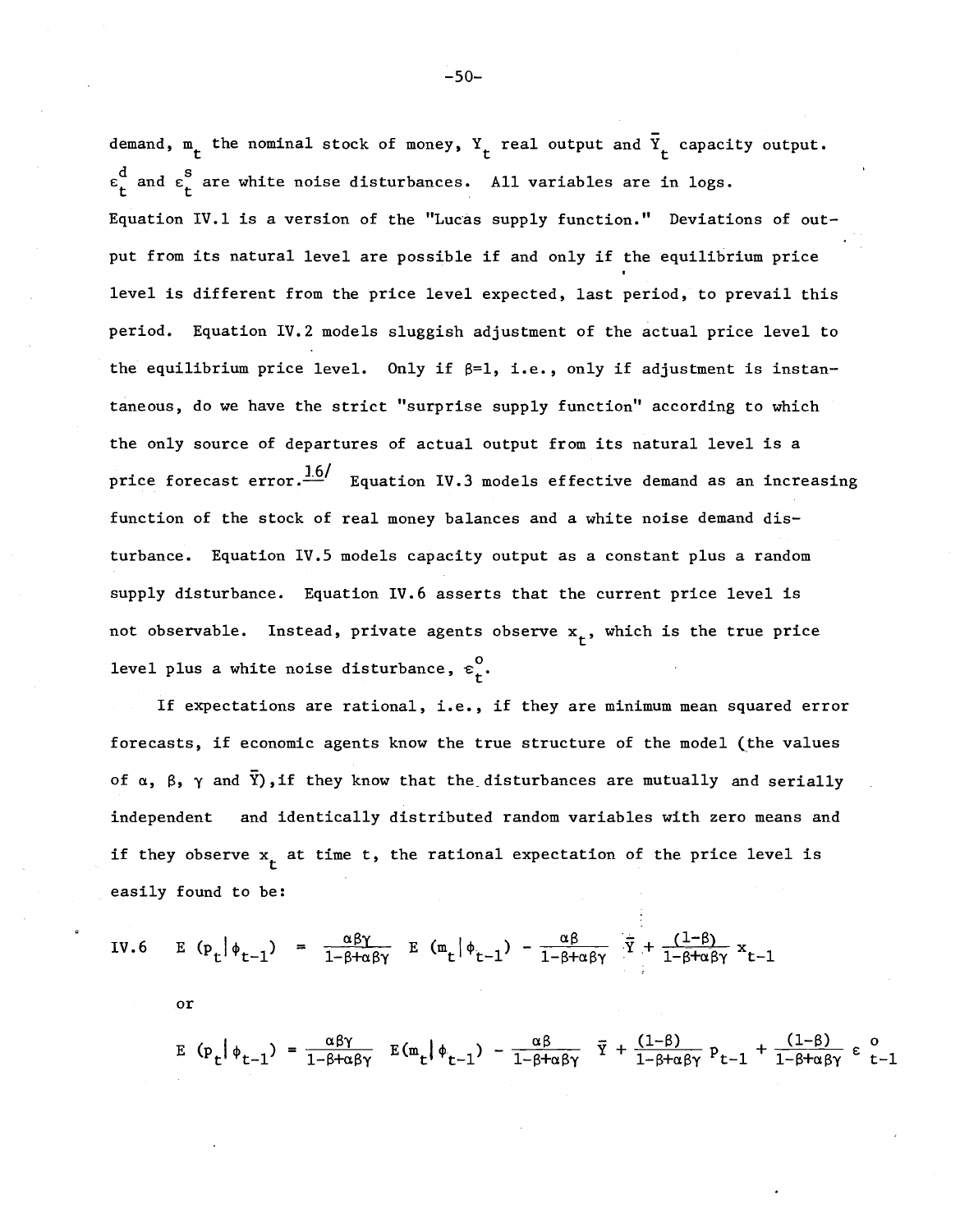demand, $m_t$ the nominal stock of money, $Y_t$ real output and $\bar{Y}_t$ capacity output. $\varepsilon_t^d$ and $\varepsilon_t^s$ are white noise disturbances. All variables are in logs. Equation IV.1 is a version of the "Lucas supply function." Deviations of output from its natural level are possible if and only if the equilibrium price level is different from the price level expected, last period, to prevail this period. Equation IV.2 models sluggish adjustment of the actual price level to the equilibrium price level. Only if $\beta=1$, i.e., only if adjustment is instantaneous, do we have the strict "surprise supply function" according to which the only source of departures of actual output from its natural level is a price forecast error.[16] Equation IV.3 models effective demand as an increasing function of the stock of real money balances and a white noise demand disturbance. Equation IV.5 models capacity output as a constant plus a random supply disturbance. Equation IV.6 asserts that the current price level is not observable. Instead, private agents observe $x_t$, which is the true price level plus a white noise disturbance, $\varepsilon_t^o$.

If expectations are rational, i.e., if they are minimum mean squared error forecasts, if economic agents know the true structure of the model (the values of $\alpha$, $\beta$, $\gamma$ and $\bar{Y}$), if they know that the disturbances are mutually and serially independent and identically distributed random variables with zero means and if they observe $x_t$ at time t, the rational expectation of the price level is easily found to be:

$$\text{IV.6} \quad E(p_t|\phi_{t-1}) = \frac{\alpha\beta\gamma}{1-\beta+\alpha\beta\gamma} E(m_t|\phi_{t-1}) - \frac{\alpha\beta}{1-\beta+\alpha\beta\gamma}\bar{Y} + \frac{(1-\beta)}{1-\beta+\alpha\beta\gamma} x_{t-1}$$

or

$$E(p_t|\phi_{t-1}) = \frac{\alpha\beta\gamma}{1-\beta+\alpha\beta\gamma} E(m_t|\phi_{t-1}) - \frac{\alpha\beta}{1-\beta+\alpha\beta\gamma}\bar{Y} + \frac{(1-\beta)}{1-\beta+\alpha\beta\gamma} p_{t-1} + \frac{(1-\beta)}{1-\beta+\alpha\beta\gamma}\varepsilon_{t-1}^o$$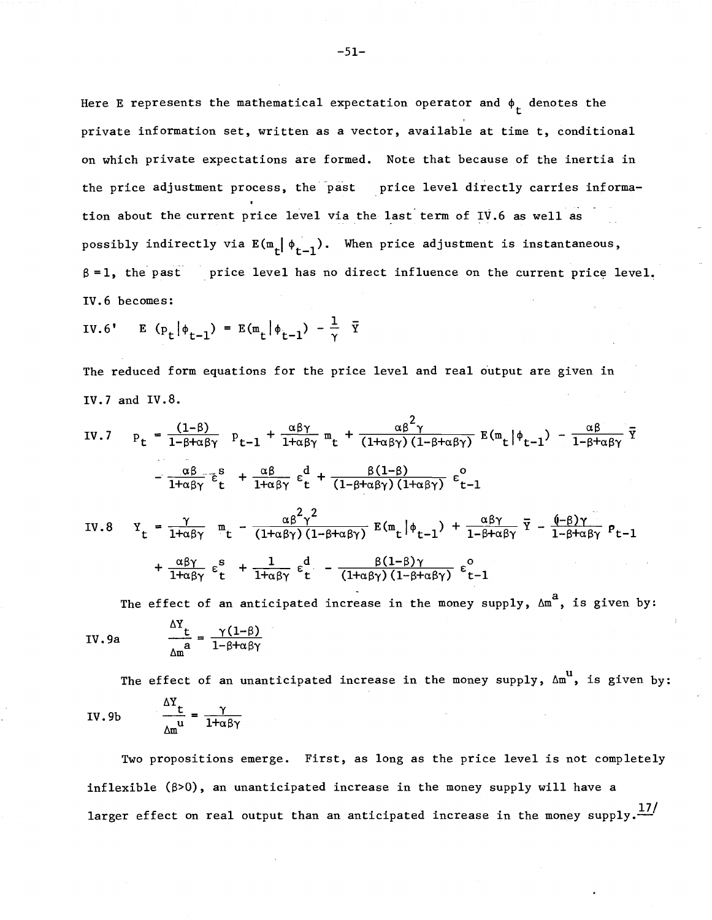Here E represents the mathematical expectation operator and $\phi_t$ denotes the private information set, written as a vector, available at time t, conditional on which private expectations are formed. Note that because of the inertia in the price adjustment process, the past price level directly carries information about the current price level via the last term of IV.6 as well as possibly indirectly via $E(m_t | \phi_{t-1})$. When price adjustment is instantaneous, $\beta = 1$, the past price level has no direct influence on the current price level. IV.6 becomes:

$$\text{IV.6'} \quad E(p_t | \phi_{t-1}) = E(m_t | \phi_{t-1}) - \frac{1}{\gamma} \bar{Y}$$

The reduced form equations for the price level and real output are given in IV.7 and IV.8.

$$\text{IV.7} \quad p_t = \frac{(1-\beta)}{1-\beta+\alpha\beta\gamma} p_{t-1} + \frac{\alpha\beta\gamma}{1+\alpha\beta\gamma} m_t + \frac{\alpha\beta^2\gamma}{(1+\alpha\beta\gamma)(1-\beta+\alpha\beta\gamma)} E(m_t | \phi_{t-1}) - \frac{\alpha\beta}{1-\beta+\alpha\beta\gamma} \bar{Y}$$

$$- \frac{\alpha\beta}{1+\alpha\beta\gamma} \varepsilon_t^s + \frac{\alpha\beta}{1+\alpha\beta\gamma} \varepsilon_t^d + \frac{\beta(1-\beta)}{(1-\beta+\alpha\beta\gamma)(1+\alpha\beta\gamma)} \varepsilon_{t-1}^o$$

$$\text{IV.8} \quad Y_t = \frac{\gamma}{1+\alpha\beta\gamma} m_t - \frac{\alpha\beta^2\gamma^2}{(1+\alpha\beta\gamma)(1-\beta+\alpha\beta\gamma)} E(m_t | \phi_{t-1}) + \frac{\alpha\beta\gamma}{1-\beta+\alpha\beta\gamma} \bar{Y} - \frac{(1-\beta)\gamma}{1-\beta+\alpha\beta\gamma} p_{t-1}$$

$$+ \frac{\alpha\beta\gamma}{1+\alpha\beta\gamma} \varepsilon_t^s + \frac{1}{1+\alpha\beta\gamma} \varepsilon_t^d - \frac{\beta(1-\beta)\gamma}{(1+\alpha\beta\gamma)(1-\beta+\alpha\beta\gamma)} \varepsilon_{t-1}^o$$

The effect of an anticipated increase in the money supply, $\Delta m^a$, is given by:

$$\text{IV.9a} \quad \frac{\Delta Y_t}{\Delta m^a} = \frac{\gamma(1-\beta)}{1-\beta+\alpha\beta\gamma}$$

The effect of an unanticipated increase in the money supply, $\Delta m^u$, is given by:

$$\text{IV.9b} \quad \frac{\Delta Y_t}{\Delta m^u} = \frac{\gamma}{1+\alpha\beta\gamma}$$

Two propositions emerge. First, as long as the price level is not completely inflexible ($\beta > 0$), an unanticipated increase in the money supply will have a larger effect on real output than an anticipated increase in the money supply.[17]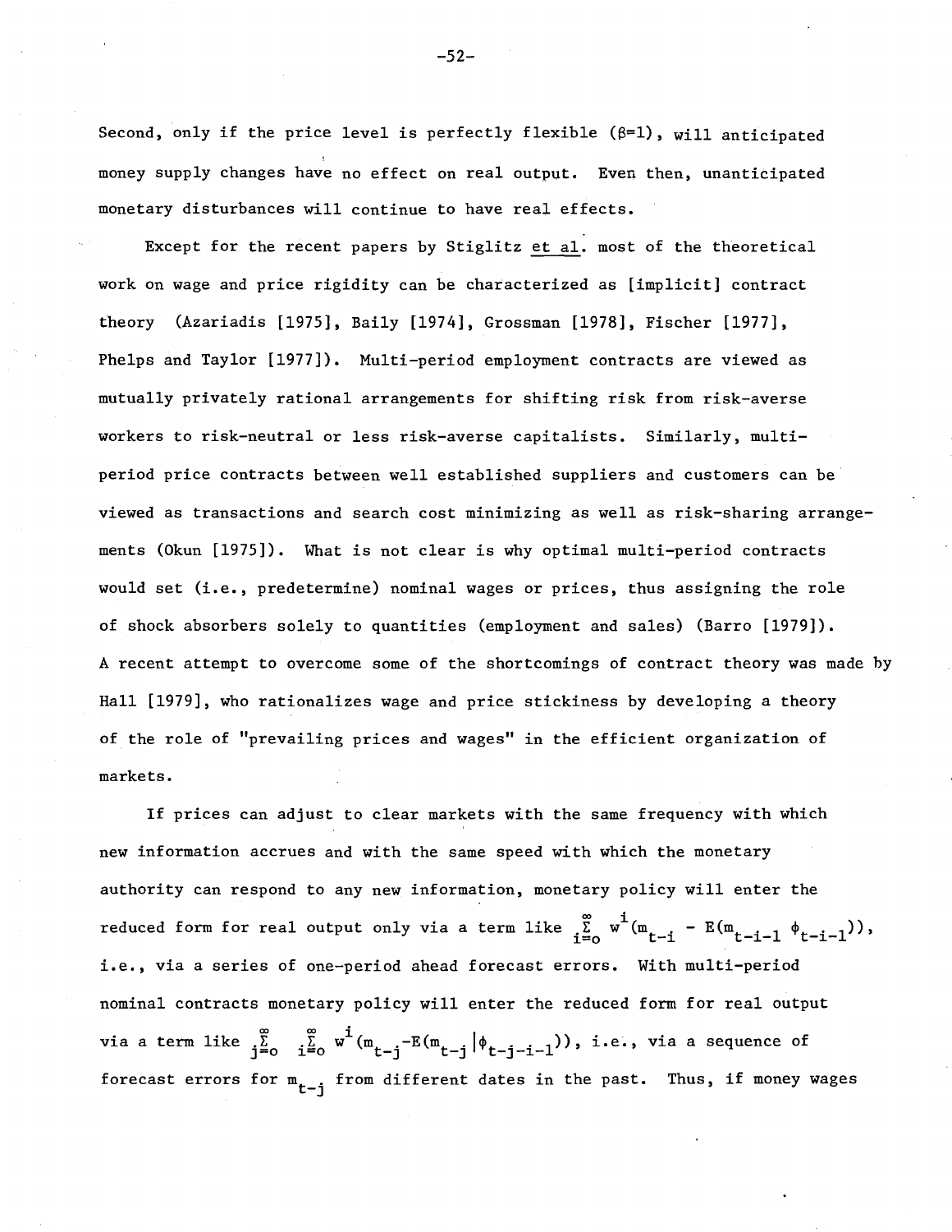Second, only if the price level is perfectly flexible ($\beta$=1), will anticipated money supply changes have no effect on real output. Even then, unanticipated monetary disturbances will continue to have real effects.

Except for the recent papers by Stiglitz et al. most of the theoretical work on wage and price rigidity can be characterized as [implicit] contract theory (Azariadis [1975], Baily [1974], Grossman [1978], Fischer [1977], Phelps and Taylor [1977]). Multi-period employment contracts are viewed as mutually privately rational arrangements for shifting risk from risk-averse workers to risk-neutral or less risk-averse capitalists. Similarly, multi-period price contracts between well established suppliers and customers can be viewed as transactions and search cost minimizing as well as risk-sharing arrangements (Okun [1975]). What is not clear is why optimal multi-period contracts would set (i.e., predetermine) nominal wages or prices, thus assigning the role of shock absorbers solely to quantities (employment and sales) (Barro [1979]). A recent attempt to overcome some of the shortcomings of contract theory was made by Hall [1979], who rationalizes wage and price stickiness by developing a theory of the role of "prevailing prices and wages" in the efficient organization of markets.

If prices can adjust to clear markets with the same frequency with which new information accrues and with the same speed with which the monetary authority can respond to any new information, monetary policy will enter the reduced form for real output only via a term like $\sum_{i=o}^{\infty} w^i(m_{t-i} - E(m_{t-i-1}\ \phi_{t-i-1}))$, i.e., via a series of one-period ahead forecast errors. With multi-period nominal contracts monetary policy will enter the reduced form for real output via a term like $\sum_{j=o}^{\infty}\ \sum_{i=o}^{\infty} w^i(m_{t-j}-E(m_{t-j}|\phi_{t-j-i-1}))$, i.e., via a sequence of forecast errors for $m_{t-j}$ from different dates in the past. Thus, if money wages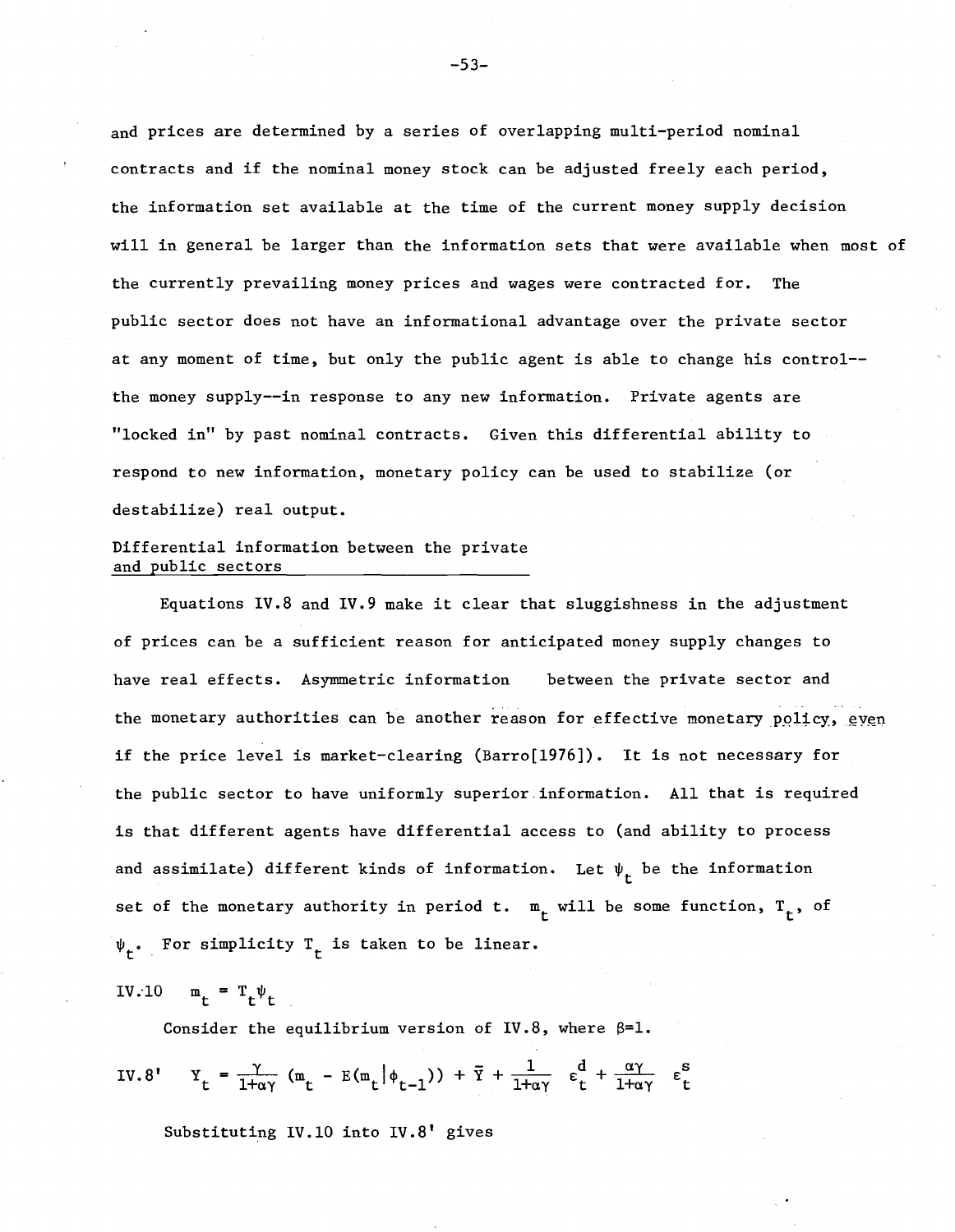and prices are determined by a series of overlapping multi-period nominal contracts and if the nominal money stock can be adjusted freely each period, the information set available at the time of the current money supply decision will in general be larger than the information sets that were available when most of the currently prevailing money prices and wages were contracted for. The public sector does not have an informational advantage over the private sector at any moment of time, but only the public agent is able to change his control--the money supply--in response to any new information. Private agents are "locked in" by past nominal contracts. Given this differential ability to respond to new information, monetary policy can be used to stabilize (or destabilize) real output.

## Differential information between the private and public sectors

Equations IV.8 and IV.9 make it clear that sluggishness in the adjustment of prices can be a sufficient reason for anticipated money supply changes to have real effects. Asymmetric information between the private sector and the monetary authorities can be another reason for effective monetary policy, even if the price level is market-clearing (Barro[1976]). It is not necessary for the public sector to have uniformly superior information. All that is required is that different agents have differential access to (and ability to process and assimilate) different kinds of information. Let $\psi_t$ be the information set of the monetary authority in period t. $m_t$ will be some function, $T_t$, of $\psi_t$. For simplicity $T_t$ is taken to be linear.

IV.10 $$m_t = T_t \psi_t$$

Consider the equilibrium version of IV.8, where $\beta=1$.

IV.8' $$Y_t = \frac{\gamma}{1+\alpha\gamma}(m_t - E(m_t|\phi_{t-1})) + \bar{Y} + \frac{1}{1+\alpha\gamma}\varepsilon_t^d + \frac{\alpha\gamma}{1+\alpha\gamma}\varepsilon_t^s$$

Substituting IV.10 into IV.8' gives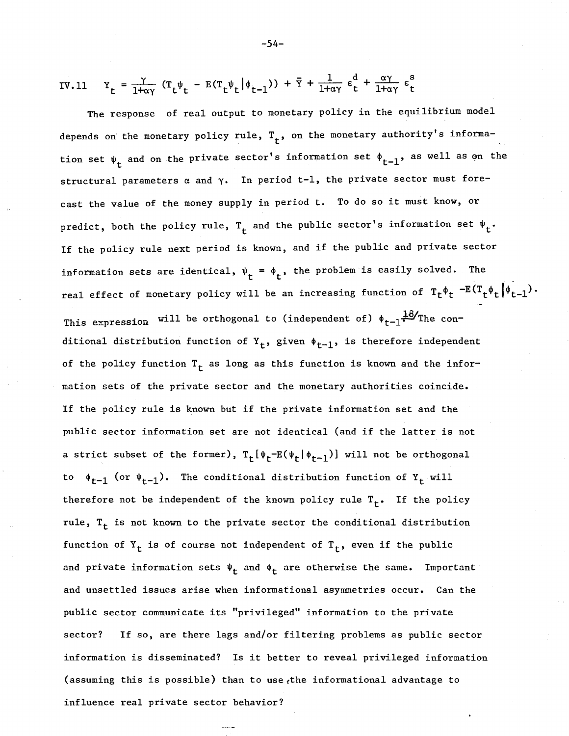$$\text{IV.11} \quad Y_t = \frac{\gamma}{1+\alpha\gamma}\left(T_t\psi_t - E(T_t\psi_t|\phi_{t-1})\right) + \bar{Y} + \frac{1}{1+\alpha\gamma}\varepsilon_t^d + \frac{\alpha\gamma}{1+\alpha\gamma}\varepsilon_t^s$$

The response of real output to monetary policy in the equilibrium model depends on the monetary policy rule, $T_t$, on the monetary authority's information set $\psi_t$ and on the private sector's information set $\phi_{t-1}$, as well as on the structural parameters $\alpha$ and $\gamma$. In period t-1, the private sector must forecast the value of the money supply in period t. To do so it must know, or predict, both the policy rule, $T_t$ and the public sector's information set $\psi_t$. If the policy rule next period is known, and if the public and private sector information sets are identical, $\psi_t = \phi_t$, the problem is easily solved. The real effect of monetary policy will be an increasing function of $T_t\phi_t - E(T_t\phi_t|\phi_{t-1})$. This expression will be orthogonal to (independent of) $\phi_{t-1}$.[18] The conditional distribution function of $Y_t$, given $\phi_{t-1}$, is therefore independent of the policy function $T_t$ as long as this function is known and the information sets of the private sector and the monetary authorities coincide. If the policy rule is known but if the private information set and the public sector information set are not identical (and if the latter is not a strict subset of the former), $T_t[\psi_t - E(\psi_t|\phi_{t-1})]$ will not be orthogonal to $\phi_{t-1}$ (or $\psi_{t-1}$). The conditional distribution function of $Y_t$ will therefore not be independent of the known policy rule $T_t$. If the policy rule, $T_t$ is not known to the private sector the conditional distribution function of $Y_t$ is of course not independent of $T_t$, even if the public and private information sets $\psi_t$ and $\phi_t$ are otherwise the same. Important and unsettled issues arise when informational asymmetries occur. Can the public sector communicate its "privileged" information to the private sector? If so, are there lags and/or filtering problems as public sector information is disseminated? Is it better to reveal privileged information (assuming this is possible) than to use the informational advantage to influence real private sector behavior?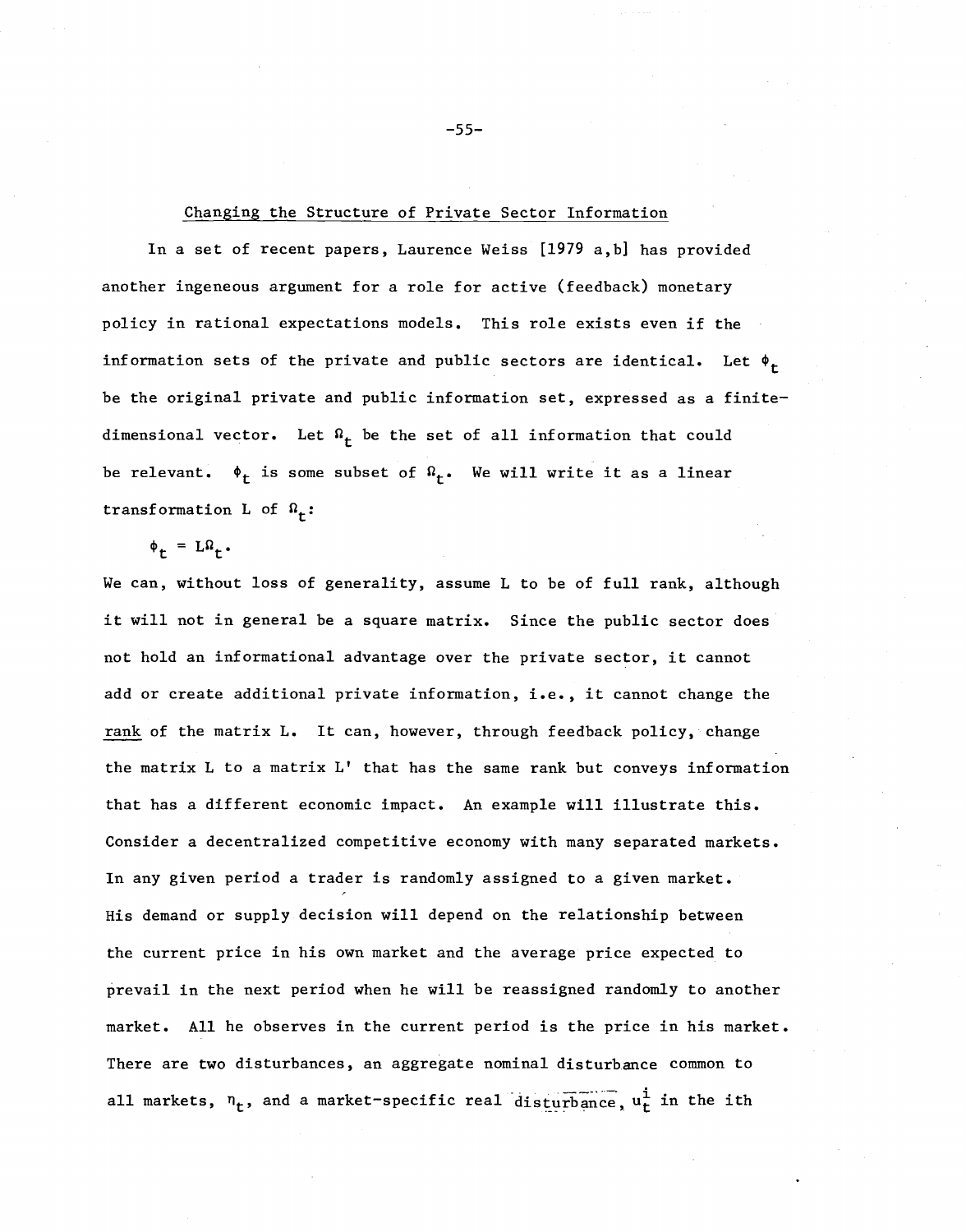## Changing the Structure of Private Sector Information

In a set of recent papers, Laurence Weiss [1979 a,b] has provided another ingenious argument for a role for active (feedback) monetary policy in rational expectations models. This role exists even if the information sets of the private and public sectors are identical. Let $\phi_t$ be the original private and public information set, expressed as a finite-dimensional vector. Let $\Omega_t$ be the set of all information that could be relevant. $\phi_t$ is some subset of $\Omega_t$. We will write it as a linear transformation L of $\Omega_t$:

$$\phi_t = L\Omega_t.$$

We can, without loss of generality, assume L to be of full rank, although it will not in general be a square matrix. Since the public sector does not hold an informational advantage over the private sector, it cannot add or create additional private information, i.e., it cannot change the <u>rank</u> of the matrix L. It can, however, through feedback policy, change the matrix L to a matrix L' that has the same rank but conveys information that has a different economic impact. An example will illustrate this. Consider a decentralized competitive economy with many separated markets. In any given period a trader is randomly assigned to a given market. His demand or supply decision will depend on the relationship between the current price in his own market and the average price expected to prevail in the next period when he will be reassigned randomly to another market. All he observes in the current period is the price in his market. There are two disturbances, an aggregate nominal disturbance common to all markets, $\eta_t$, and a market-specific real disturbance, $u_t^i$ in the ith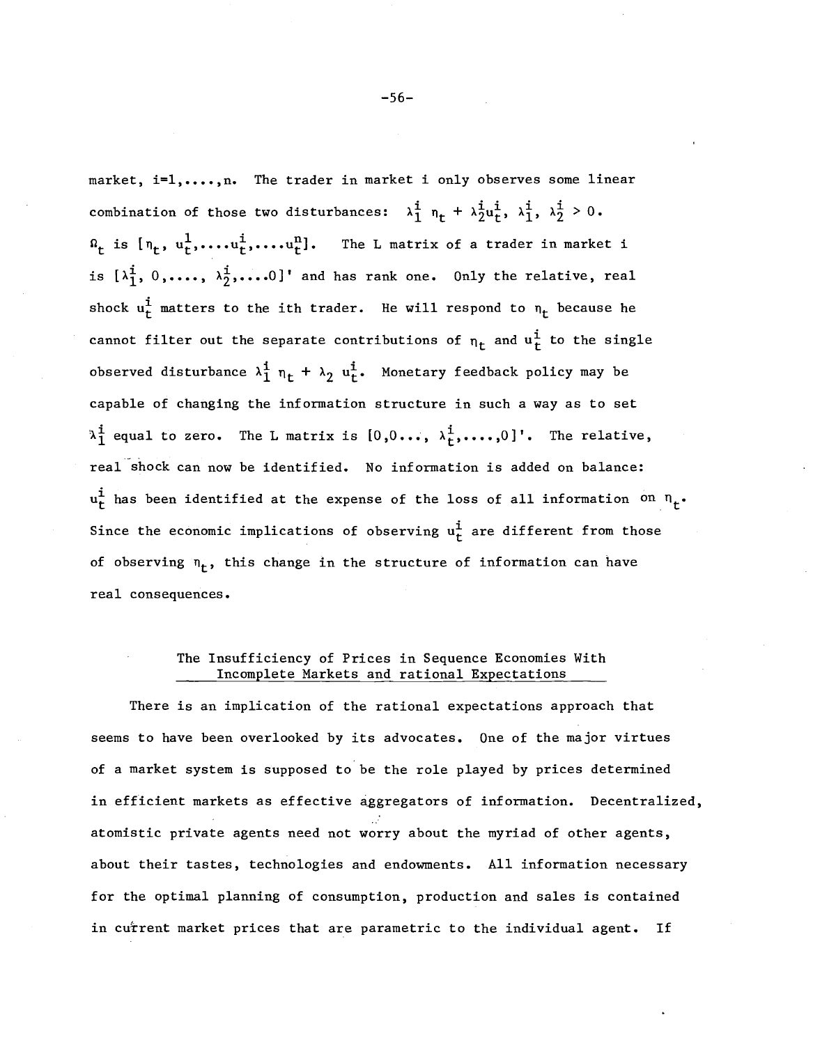market, $i=1,\ldots,n$. The trader in market i only observes some linear combination of those two disturbances: $\lambda_1^i \eta_t + \lambda_2^i u_t^i$, $\lambda_1^i, \lambda_2^i > 0$. $\Omega_t$ is $[\eta_t, u_t^1,\ldots,u_t^i,\ldots,u_t^n]$. The L matrix of a trader in market i is $[\lambda_1^i, 0,\ldots, \lambda_2^i,\ldots,0]'$ and has rank one. Only the relative, real shock $u_t^i$ matters to the ith trader. He will respond to $\eta_t$ because he cannot filter out the separate contributions of $\eta_t$ and $u_t^i$ to the single observed disturbance $\lambda_1^i \eta_t + \lambda_2 u_t^i$. Monetary feedback policy may be capable of changing the information structure in such a way as to set $\lambda_1^i$ equal to zero. The L matrix is $[0,0\ldots, \lambda_t^i,\ldots,0]'$. The relative, real shock can now be identified. No information is added on balance: $u_t^i$ has been identified at the expense of the loss of all information on $\eta_t$. Since the economic implications of observing $u_t^i$ are different from those of observing $\eta_t$, this change in the structure of information can have real consequences.

## The Insufficiency of Prices in Sequence Economies With Incomplete Markets and rational Expectations

There is an implication of the rational expectations approach that seems to have been overlooked by its advocates. One of the major virtues of a market system is supposed to be the role played by prices determined in efficient markets as effective aggregators of information. Decentralized, atomistic private agents need not worry about the myriad of other agents, about their tastes, technologies and endowments. All information necessary for the optimal planning of consumption, production and sales is contained in current market prices that are parametric to the individual agent. If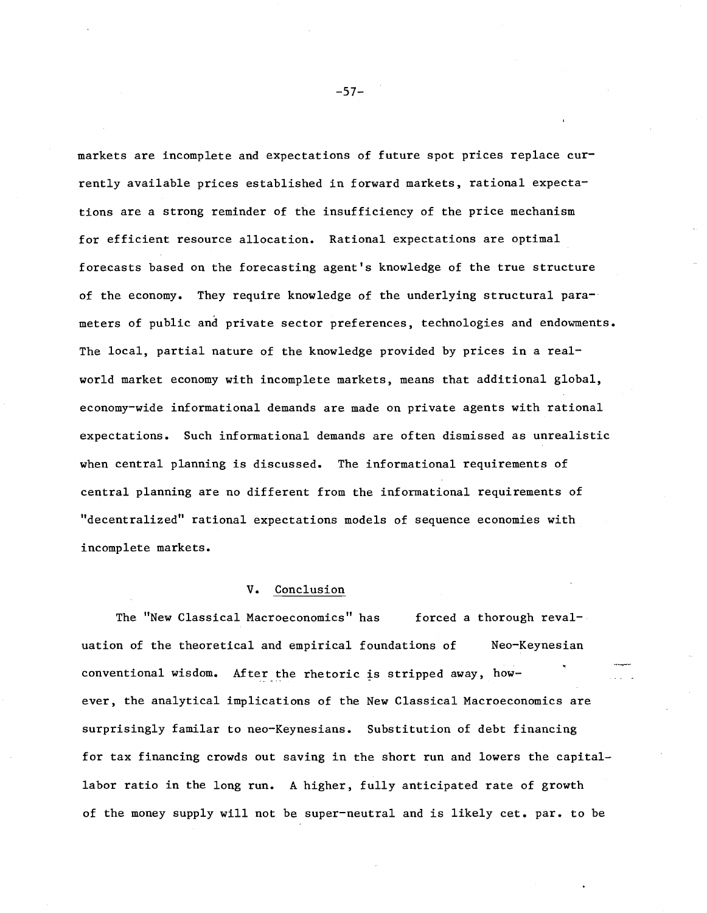markets are incomplete and expectations of future spot prices replace currently available prices established in forward markets, rational expectations are a strong reminder of the insufficiency of the price mechanism for efficient resource allocation. Rational expectations are optimal forecasts based on the forecasting agent's knowledge of the true structure of the economy. They require knowledge of the underlying structural parameters of public and private sector preferences, technologies and endowments. The local, partial nature of the knowledge provided by prices in a real-world market economy with incomplete markets, means that additional global, economy-wide informational demands are made on private agents with rational expectations. Such informational demands are often dismissed as unrealistic when central planning is discussed. The informational requirements of central planning are no different from the informational requirements of "decentralized" rational expectations models of sequence economies with incomplete markets.

## V. Conclusion

The "New Classical Macroeconomics" has forced a thorough revaluation of the theoretical and empirical foundations of Neo-Keynesian conventional wisdom. After the rhetoric is stripped away, however, the analytical implications of the New Classical Macroeconomics are surprisingly familar to neo-Keynesians. Substitution of debt financing for tax financing crowds out saving in the short run and lowers the capital-labor ratio in the long run. A higher, fully anticipated rate of growth of the money supply will not be super-neutral and is likely cet. par. to be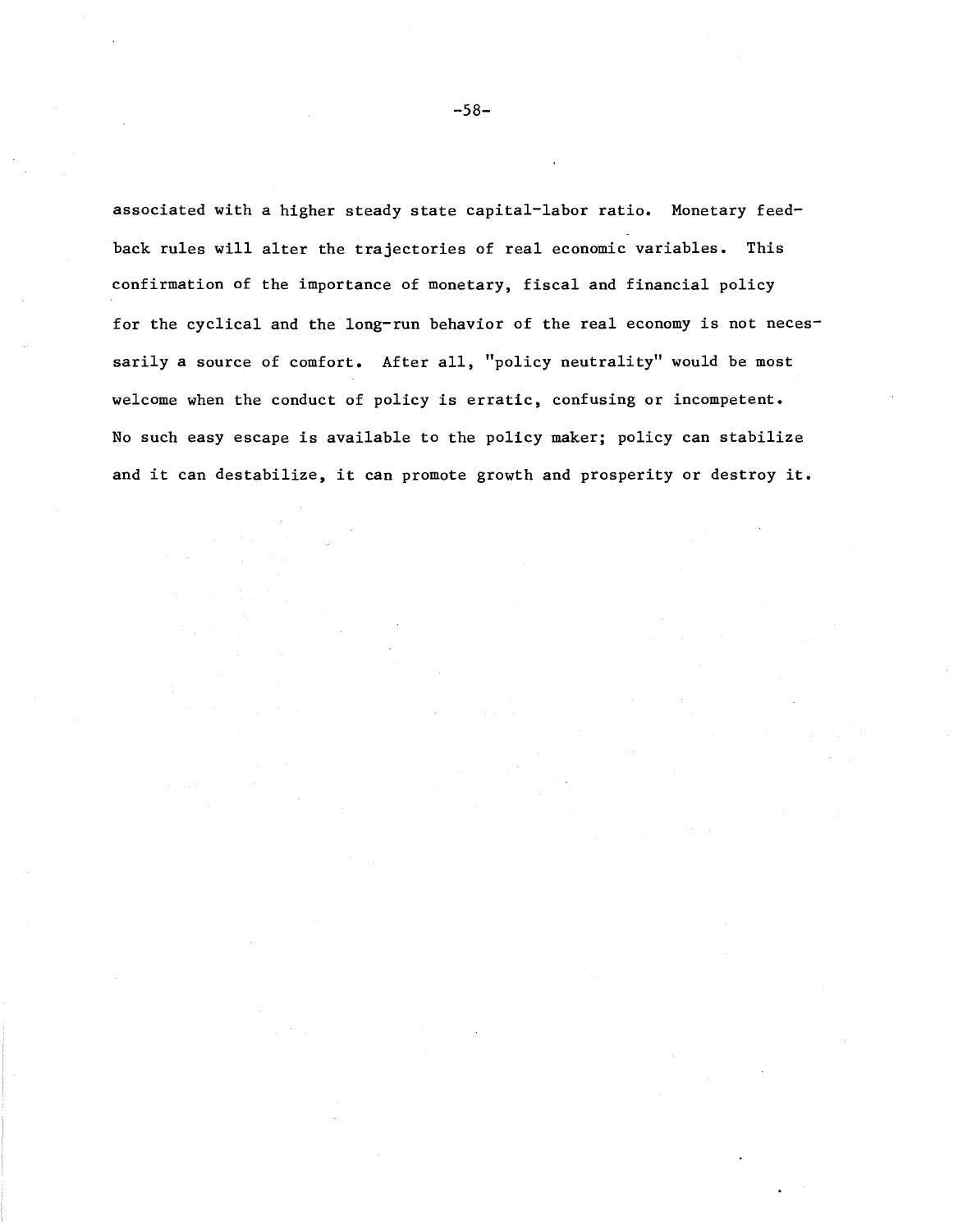associated with a higher steady state capital-labor ratio. Monetary feedback rules will alter the trajectories of real economic variables. This confirmation of the importance of monetary, fiscal and financial policy for the cyclical and the long-run behavior of the real economy is not necessarily a source of comfort. After all, "policy neutrality" would be most welcome when the conduct of policy is erratic, confusing or incompetent. No such easy escape is available to the policy maker; policy can stabilize and it can destabilize, it can promote growth and prosperity or destroy it.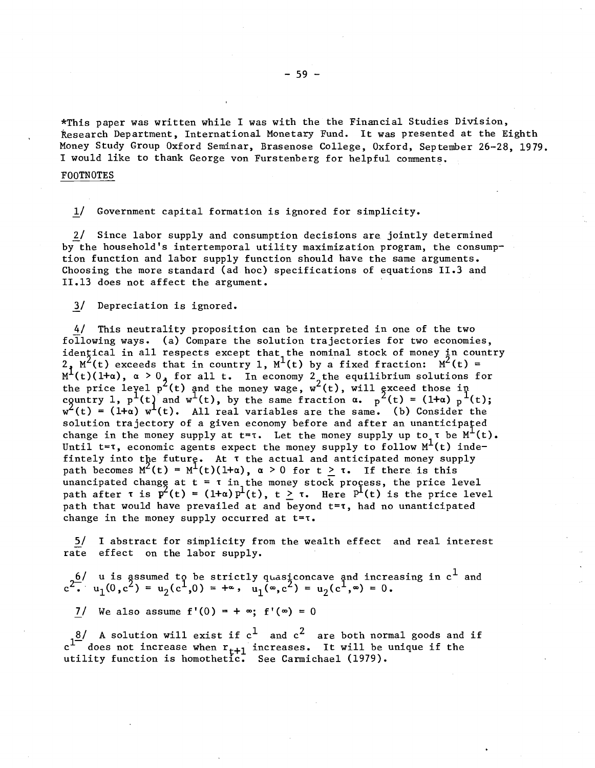*This paper was written while I was with the the Financial Studies Division, Research Department, International Monetary Fund. It was presented at the Eighth Money Study Group Oxford Seminar, Brasenose College, Oxford, September 26-28, 1979. I would like to thank George von Furstenberg for helpful comments.

FOOTNOTES

1/ Government capital formation is ignored for simplicity.

2/ Since labor supply and consumption decisions are jointly determined by the household's intertemporal utility maximization program, the consumption function and labor supply function should have the same arguments. Choosing the more standard (ad hoc) specifications of equations II.3 and II.13 does not affect the argument.

3/ Depreciation is ignored.

4/ This neutrality proposition can be interpreted in one of the two following ways. (a) Compare the solution trajectories for two economies, identical in all respects except that the nominal stock of money in country 2, $M^2(t)$ exceeds that in country 1, $M^1(t)$ by a fixed fraction: $M^2(t) = M^1(t)(1+\alpha)$, $\alpha > 0$, for all t. In economy 2 the equilibrium solutions for the price level $p^2(t)$ and the money wage, $w^2(t)$, will exceed those in country 1, $p^1(t)$ and $w^1(t)$, by the same fraction $\alpha$. $p^2(t) = (1+\alpha)\, p^1(t)$; $w^2(t) = (1+\alpha)\, w^1(t)$. All real variables are the same. (b) Consider the solution trajectory of a given economy before and after an unanticipated change in the money supply at $t=\tau$. Let the money supply up to $\tau$ be $M^1(t)$. Until $t=\tau$, economic agents expect the money supply to follow $M^1(t)$ indefintely into the future. At $\tau$ the actual and anticipated money supply path becomes $M^2(t) = M^1(t)(1+\alpha)$, $\alpha > 0$ for $t \geq \tau$. If there is this unancipated change at $t = \tau$ in the money stock process, the price level path after $\tau$ is $P^2(t) = (1+\alpha)P^1(t)$, $t \geq \tau$. Here $P^1(t)$ is the price level path that would have prevailed at and beyond $t=\tau$, had no unanticipated change in the money supply occurred at $t=\tau$.

5/ I abstract for simplicity from the wealth effect and real interest rate effect on the labor supply.

6/ u is assumed to be strictly quasiconcave and increasing in $c^1$ and $c^2$. $u_1(0,c^2) = u_2(c^1,0) = +\infty$, $u_1(\infty,c^2) = u_2(c^1,\infty) = 0$.

7/ We also assume $f'(0) = +\infty$; $f'(\infty) = 0$

8/ A solution will exist if $c^1$ and $c^2$ are both normal goods and if $c^1$ does not increase when $r_{t+1}$ increases. It will be unique if the utility function is homothetic. See Carmichael (1979).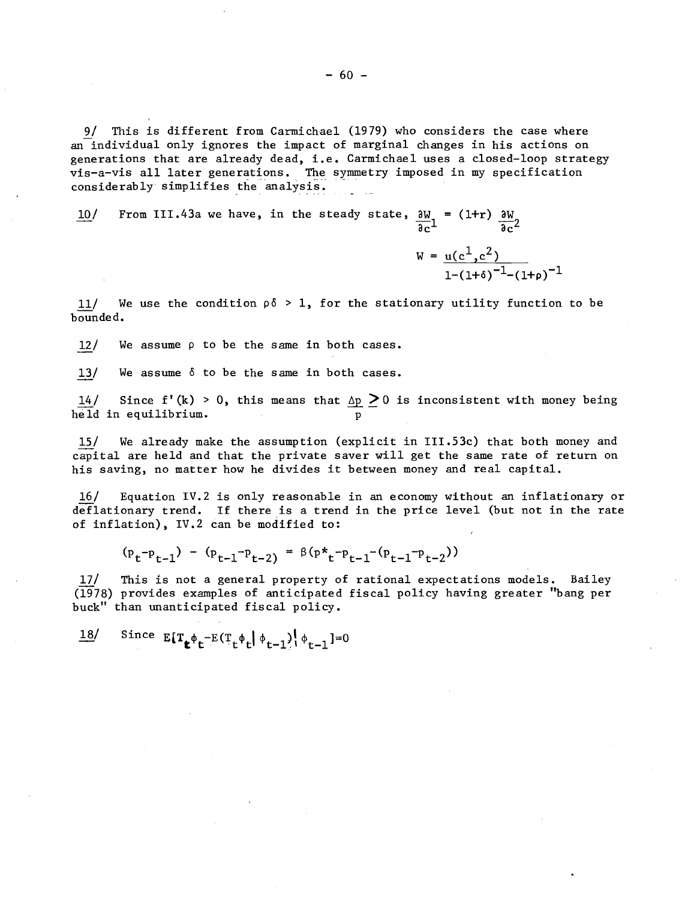9/ This is different from Carmichael (1979) who considers the case where an individual only ignores the impact of marginal changes in his actions on generations that are already dead, i.e. Carmichael uses a closed-loop strategy vis-a-vis all later generations. The symmetry imposed in my specification considerably simplifies the analysis.

10/ From III.43a we have, in the steady state, $\frac{\partial W}{\partial c^1} = (1+r)\frac{\partial W}{\partial c^2}$

$$W = \frac{u(c^1,c^2)}{1-(1+\delta)^{-1}-(1+\rho)^{-1}}$$

11/ We use the condition $\rho\delta > 1$, for the stationary utility function to be bounded.

12/ We assume $\rho$ to be the same in both cases.

13/ We assume $\delta$ to be the same in both cases.

14/ Since $f'(k) > 0$, this means that $\frac{\Delta p}{p} \geq 0$ is inconsistent with money being held in equilibrium.

15/ We already make the assumption (explicit in III.53c) that both money and capital are held and that the private saver will get the same rate of return on his saving, no matter how he divides it between money and real capital.

16/ Equation IV.2 is only reasonable in an economy without an inflationary or deflationary trend. If there is a trend in the price level (but not in the rate of inflation), IV.2 can be modified to:

$$(p_t - p_{t-1}) - (p_{t-1} - p_{t-2}) = \beta(p^*_t - p_{t-1} - (p_{t-1} - p_{t-2}))$$

17/ This is not a general property of rational expectations models. Bailey (1978) provides examples of anticipated fiscal policy having greater "bang per buck" than unanticipated fiscal policy.

18/ Since $E[T_t\phi_t - E(T_t\phi_t | \phi_{t-1}) | \phi_{t-1}] = 0$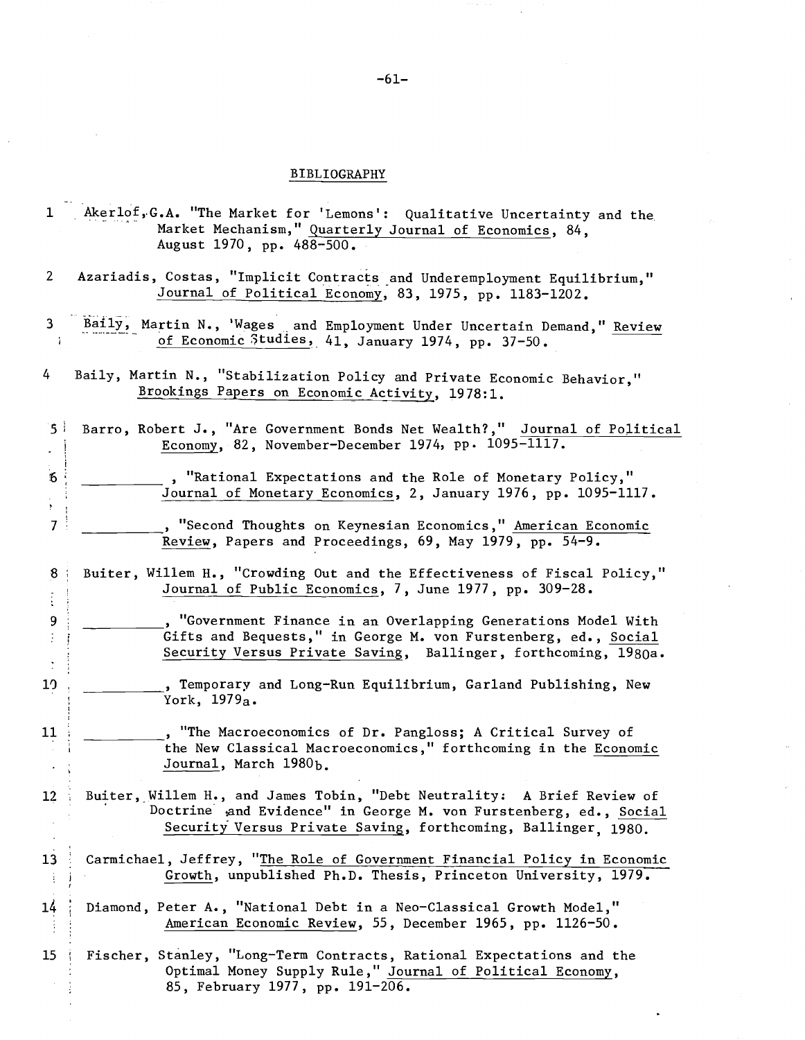## BIBLIOGRAPHY

1 Akerlof, G.A. "The Market for 'Lemons': Qualitative Uncertainty and the Market Mechanism," Quarterly Journal of Economics, 84, August 1970, pp. 488-500.

2 Azariadis, Costas, "Implicit Contracts and Underemployment Equilibrium," Journal of Political Economy, 83, 1975, pp. 1183-1202.

3 Baily, Martin N., 'Wages and Employment Under Uncertain Demand," Review of Economic Studies, 41, January 1974, pp. 37-50.

4 Baily, Martin N., "Stabilization Policy and Private Economic Behavior," Brookings Papers on Economic Activity, 1978:1.

5 Barro, Robert J., "Are Government Bonds Net Wealth?," Journal of Political Economy, 82, November-December 1974, pp. 1095-1117.

6 __________, "Rational Expectations and the Role of Monetary Policy," Journal of Monetary Economics, 2, January 1976, pp. 1095-1117.

7 __________, "Second Thoughts on Keynesian Economics," American Economic Review, Papers and Proceedings, 69, May 1979, pp. 54-9.

8 Buiter, Willem H., "Crowding Out and the Effectiveness of Fiscal Policy," Journal of Public Economics, 7, June 1977, pp. 309-28.

9 __________, "Government Finance in an Overlapping Generations Model With Gifts and Bequests," in George M. von Furstenberg, ed., Social Security Versus Private Saving, Ballinger, forthcoming, 1980a.

10 __________, Temporary and Long-Run Equilibrium, Garland Publishing, New York, 1979a.

11 __________, "The Macroeconomics of Dr. Pangloss; A Critical Survey of the New Classical Macroeconomics," forthcoming in the Economic Journal, March 1980b.

12 Buiter, Willem H., and James Tobin, "Debt Neutrality: A Brief Review of Doctrine and Evidence" in George M. von Furstenberg, ed., Social Security Versus Private Saving, forthcoming, Ballinger, 1980.

13 Carmichael, Jeffrey, "The Role of Government Financial Policy in Economic Growth, unpublished Ph.D. Thesis, Princeton University, 1979.

14 Diamond, Peter A., "National Debt in a Neo-Classical Growth Model," American Economic Review, 55, December 1965, pp. 1126-50.

15 Fischer, Stanley, "Long-Term Contracts, Rational Expectations and the Optimal Money Supply Rule," Journal of Political Economy, 85, February 1977, pp. 191-206.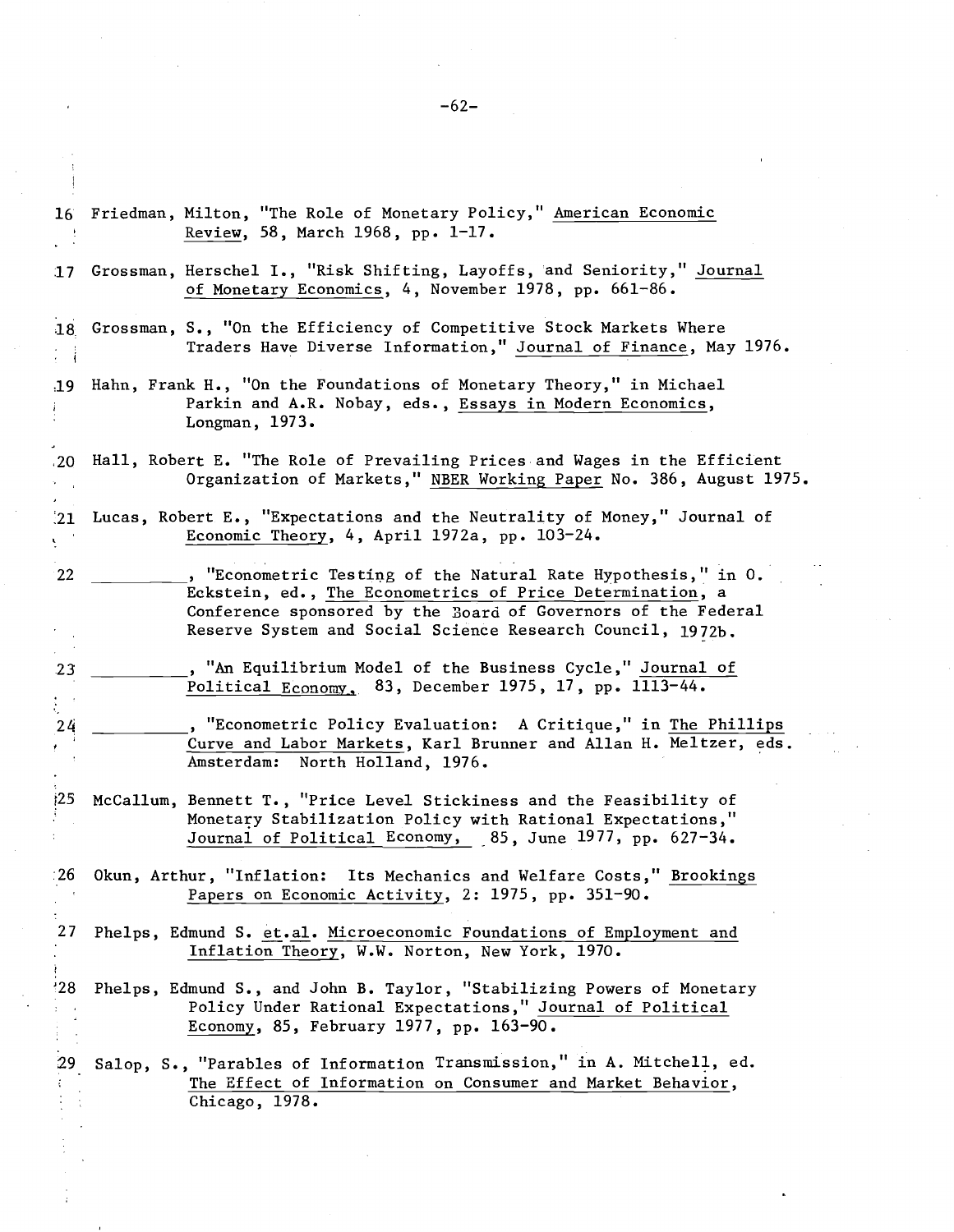16 Friedman, Milton, "The Role of Monetary Policy," American Economic Review, 58, March 1968, pp. 1-17.

17 Grossman, Herschel I., "Risk Shifting, Layoffs, and Seniority," Journal of Monetary Economics, 4, November 1978, pp. 661-86.

18 Grossman, S., "On the Efficiency of Competitive Stock Markets Where Traders Have Diverse Information," Journal of Finance, May 1976.

19 Hahn, Frank H., "On the Foundations of Monetary Theory," in Michael Parkin and A.R. Nobay, eds., Essays in Modern Economics, Longman, 1973.

20 Hall, Robert E. "The Role of Prevailing Prices and Wages in the Efficient Organization of Markets," NBER Working Paper No. 386, August 1975.

21 Lucas, Robert E., "Expectations and the Neutrality of Money," Journal of Economic Theory, 4, April 1972a, pp. 103-24.

22 \_\_\_\_\_\_\_\_\_, "Econometric Testing of the Natural Rate Hypothesis," in O. Eckstein, ed., The Econometrics of Price Determination, a Conference sponsored by the Board of Governors of the Federal Reserve System and Social Science Research Council, 1972b.

23 \_\_\_\_\_\_\_\_\_, "An Equilibrium Model of the Business Cycle," Journal of Political Economy, 83, December 1975, 17, pp. 1113-44.

24 \_\_\_\_\_\_\_\_\_, "Econometric Policy Evaluation: A Critique," in The Phillips Curve and Labor Markets, Karl Brunner and Allan H. Meltzer, eds. Amsterdam: North Holland, 1976.

25 McCallum, Bennett T., "Price Level Stickiness and the Feasibility of Monetary Stabilization Policy with Rational Expectations," Journal of Political Economy, 85, June 1977, pp. 627-34.

26 Okun, Arthur, "Inflation: Its Mechanics and Welfare Costs," Brookings Papers on Economic Activity, 2: 1975, pp. 351-90.

27 Phelps, Edmund S. et.al. Microeconomic Foundations of Employment and Inflation Theory, W.W. Norton, New York, 1970.

28 Phelps, Edmund S., and John B. Taylor, "Stabilizing Powers of Monetary Policy Under Rational Expectations," Journal of Political Economy, 85, February 1977, pp. 163-90.

29 Salop, S., "Parables of Information Transmission," in A. Mitchell, ed. The Effect of Information on Consumer and Market Behavior, Chicago, 1978.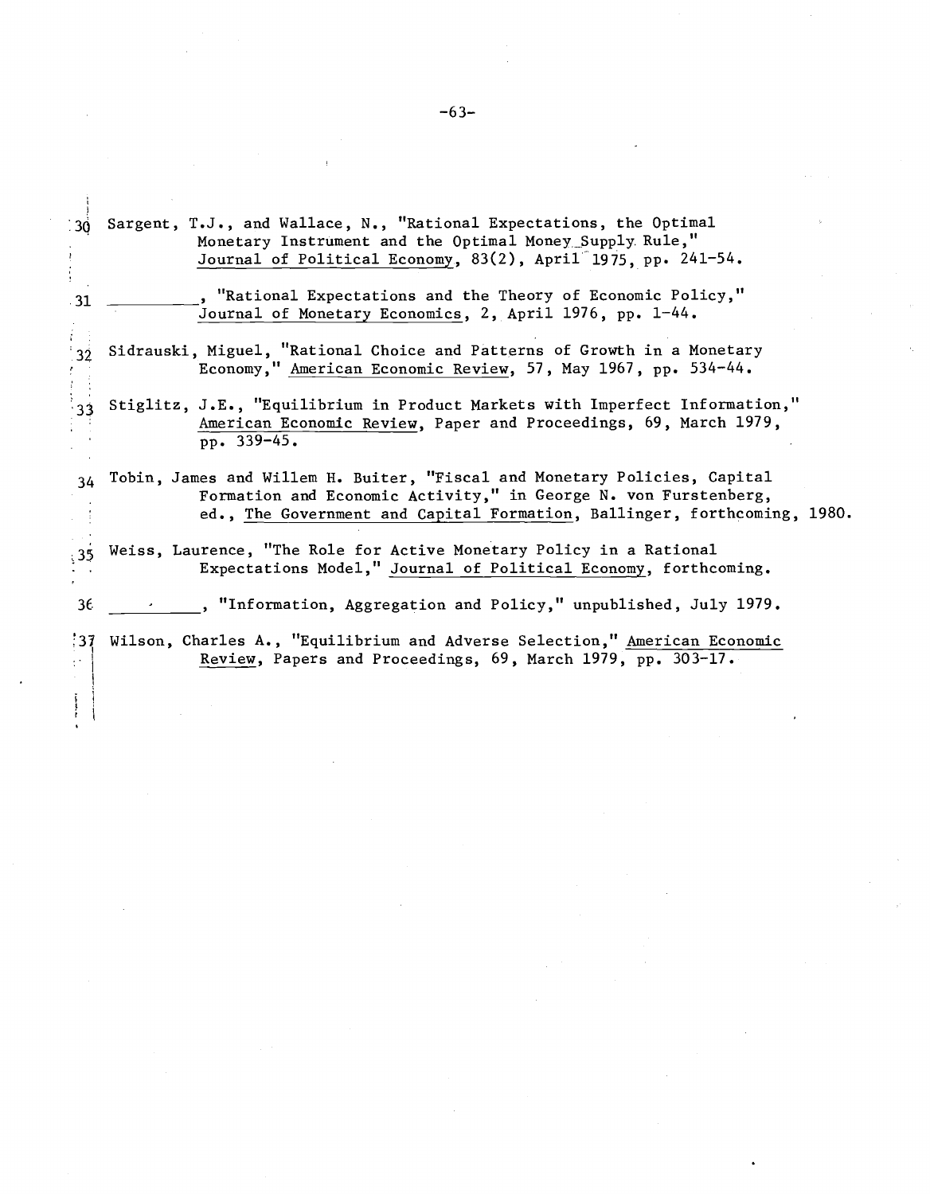30 Sargent, T.J., and Wallace, N., "Rational Expectations, the Optimal Monetary Instrument and the Optimal Money Supply Rule," Journal of Political Economy, 83(2), April 1975, pp. 241-54.

31 __________, "Rational Expectations and the Theory of Economic Policy," Journal of Monetary Economics, 2, April 1976, pp. 1-44.

32 Sidrauski, Miguel, "Rational Choice and Patterns of Growth in a Monetary Economy," American Economic Review, 57, May 1967, pp. 534-44.

33 Stiglitz, J.E., "Equilibrium in Product Markets with Imperfect Information," American Economic Review, Paper and Proceedings, 69, March 1979, pp. 339-45.

34 Tobin, James and Willem H. Buiter, "Fiscal and Monetary Policies, Capital Formation and Economic Activity," in George N. von Furstenberg, ed., The Government and Capital Formation, Ballinger, forthcoming, 1980.

35 Weiss, Laurence, "The Role for Active Monetary Policy in a Rational Expectations Model," Journal of Political Economy, forthcoming.

36 __________, "Information, Aggregation and Policy," unpublished, July 1979.

37 Wilson, Charles A., "Equilibrium and Adverse Selection," American Economic Review, Papers and Proceedings, 69, March 1979, pp. 303-17.